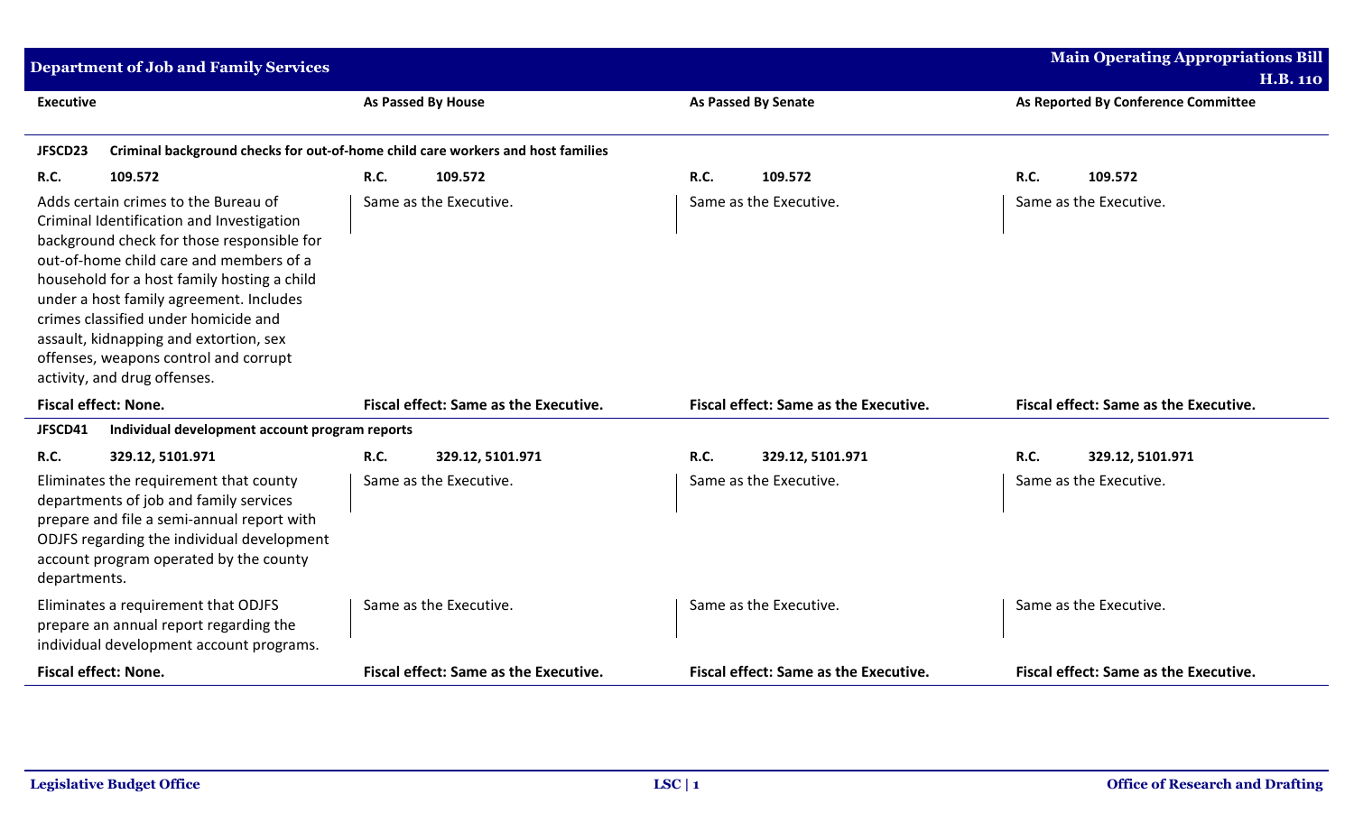**Department of Job and Family Services** — **Main Operating Appropriations Bill H.B. 110**

| Executive | As Passed By House | As Passed By Senate | As Reported By Conference Committee |
|---|---|---|---|
| **JFSCD23 Criminal background checks for out-of-home child care workers and host families** | | | |
| **R.C. 109.572** | **R.C. 109.572** | **R.C. 109.572** | **R.C. 109.572** |
| Adds certain crimes to the Bureau of Criminal Identification and Investigation background check for those responsible for out-of-home child care and members of a household for a host family hosting a child under a host family agreement. Includes crimes classified under homicide and assault, kidnapping and extortion, sex offenses, weapons control and corrupt activity, and drug offenses. | Same as the Executive. | Same as the Executive. | Same as the Executive. |
| **Fiscal effect: None.** | **Fiscal effect: Same as the Executive.** | **Fiscal effect: Same as the Executive.** | **Fiscal effect: Same as the Executive.** |
| **JFSCD41 Individual development account program reports** | | | |
| **R.C. 329.12, 5101.971** | **R.C. 329.12, 5101.971** | **R.C. 329.12, 5101.971** | **R.C. 329.12, 5101.971** |
| Eliminates the requirement that county departments of job and family services prepare and file a semi-annual report with ODJFS regarding the individual development account program operated by the county departments. | Same as the Executive. | Same as the Executive. | Same as the Executive. |
| Eliminates a requirement that ODJFS prepare an annual report regarding the individual development account programs. | Same as the Executive. | Same as the Executive. | Same as the Executive. |
| **Fiscal effect: None.** | **Fiscal effect: Same as the Executive.** | **Fiscal effect: Same as the Executive.** | **Fiscal effect: Same as the Executive.** |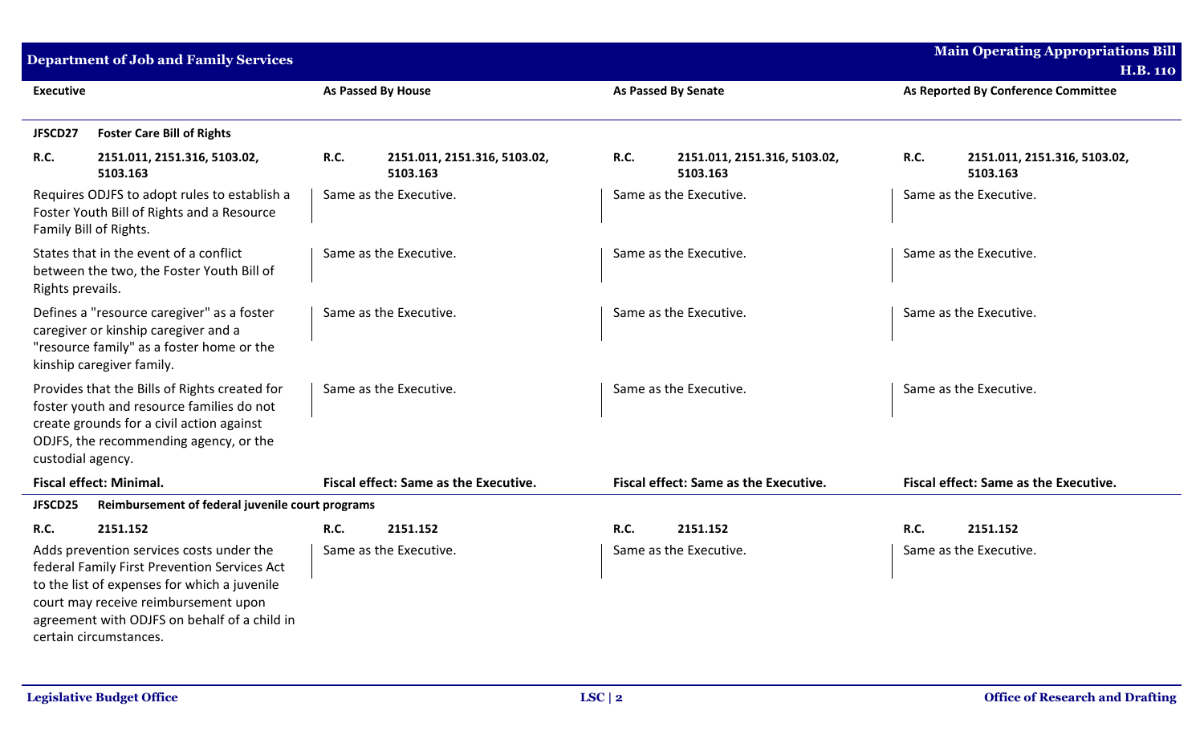| Executive | As Passed By House | As Passed By Senate | As Reported By Conference Committee |
|---|---|---|---|
| **JFSCD27 Foster Care Bill of Rights** | | | |
| **R.C. 2151.011, 2151.316, 5103.02, 5103.163** | **R.C. 2151.011, 2151.316, 5103.02, 5103.163** | **R.C. 2151.011, 2151.316, 5103.02, 5103.163** | **R.C. 2151.011, 2151.316, 5103.02, 5103.163** |
| Requires ODJFS to adopt rules to establish a Foster Youth Bill of Rights and a Resource Family Bill of Rights. | Same as the Executive. | Same as the Executive. | Same as the Executive. |
| States that in the event of a conflict between the two, the Foster Youth Bill of Rights prevails. | Same as the Executive. | Same as the Executive. | Same as the Executive. |
| Defines a "resource caregiver" as a foster caregiver or kinship caregiver and a "resource family" as a foster home or the kinship caregiver family. | Same as the Executive. | Same as the Executive. | Same as the Executive. |
| Provides that the Bills of Rights created for foster youth and resource families do not create grounds for a civil action against ODJFS, the recommending agency, or the custodial agency. | Same as the Executive. | Same as the Executive. | Same as the Executive. |
| **Fiscal effect: Minimal.** | **Fiscal effect: Same as the Executive.** | **Fiscal effect: Same as the Executive.** | **Fiscal effect: Same as the Executive.** |
| **JFSCD25 Reimbursement of federal juvenile court programs** | | | |
| **R.C. 2151.152** | **R.C. 2151.152** | **R.C. 2151.152** | **R.C. 2151.152** |
| Adds prevention services costs under the federal Family First Prevention Services Act to the list of expenses for which a juvenile court may receive reimbursement upon agreement with ODJFS on behalf of a child in certain circumstances. | Same as the Executive. | Same as the Executive. | Same as the Executive. |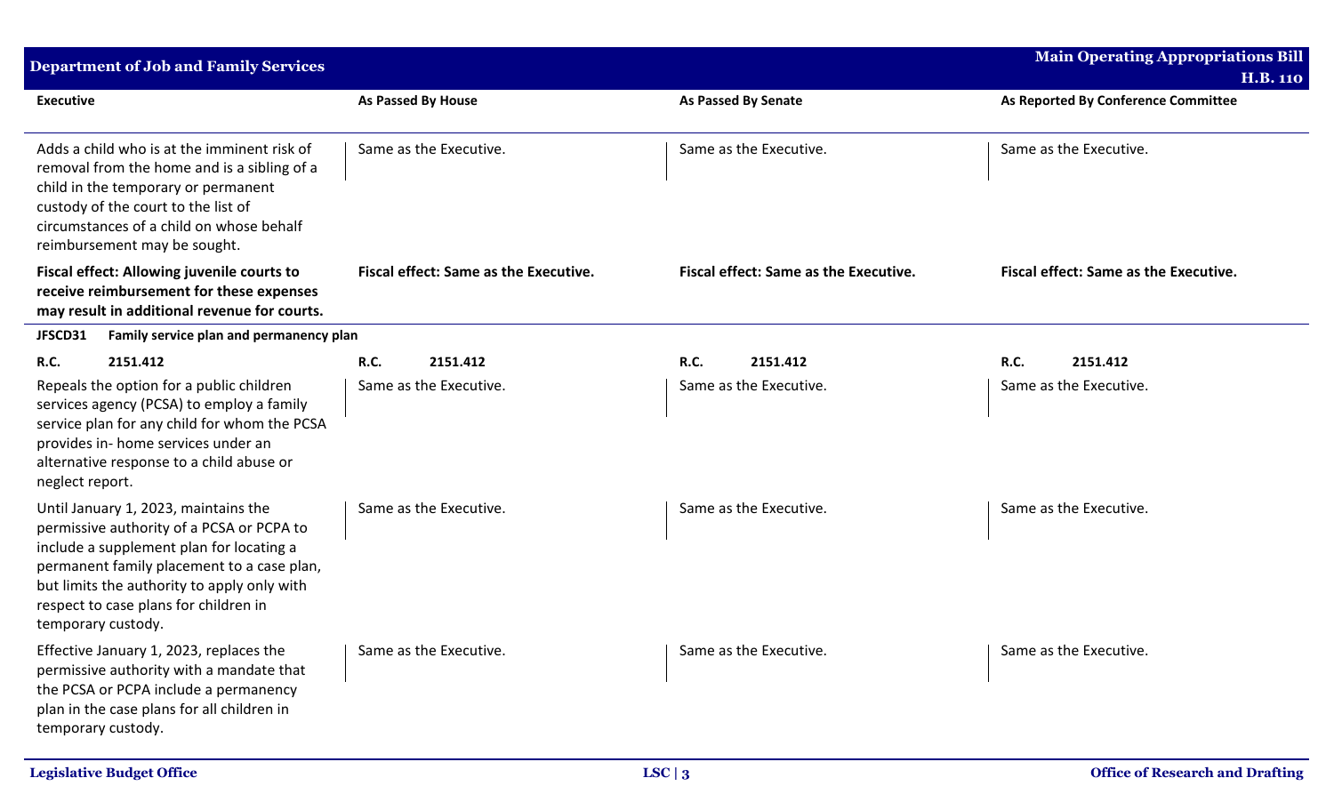| Executive | As Passed By House | As Passed By Senate | As Reported By Conference Committee |
|---|---|---|---|
| Adds a child who is at the imminent risk of removal from the home and is a sibling of a child in the temporary or permanent custody of the court to the list of circumstances of a child on whose behalf reimbursement may be sought. | Same as the Executive. | Same as the Executive. | Same as the Executive. |
| **Fiscal effect: Allowing juvenile courts to receive reimbursement for these expenses may result in additional revenue for courts.** | **Fiscal effect: Same as the Executive.** | **Fiscal effect: Same as the Executive.** | **Fiscal effect: Same as the Executive.** |
| **JFSCD31 Family service plan and permanency plan** | | | |
| **R.C. 2151.412** | **R.C. 2151.412** | **R.C. 2151.412** | **R.C. 2151.412** |
| Repeals the option for a public children services agency (PCSA) to employ a family service plan for any child for whom the PCSA provides in- home services under an alternative response to a child abuse or neglect report. | Same as the Executive. | Same as the Executive. | Same as the Executive. |
| Until January 1, 2023, maintains the permissive authority of a PCSA or PCPA to include a supplement plan for locating a permanent family placement to a case plan, but limits the authority to apply only with respect to case plans for children in temporary custody. | Same as the Executive. | Same as the Executive. | Same as the Executive. |
| Effective January 1, 2023, replaces the permissive authority with a mandate that the PCSA or PCPA include a permanency plan in the case plans for all children in temporary custody. | Same as the Executive. | Same as the Executive. | Same as the Executive. |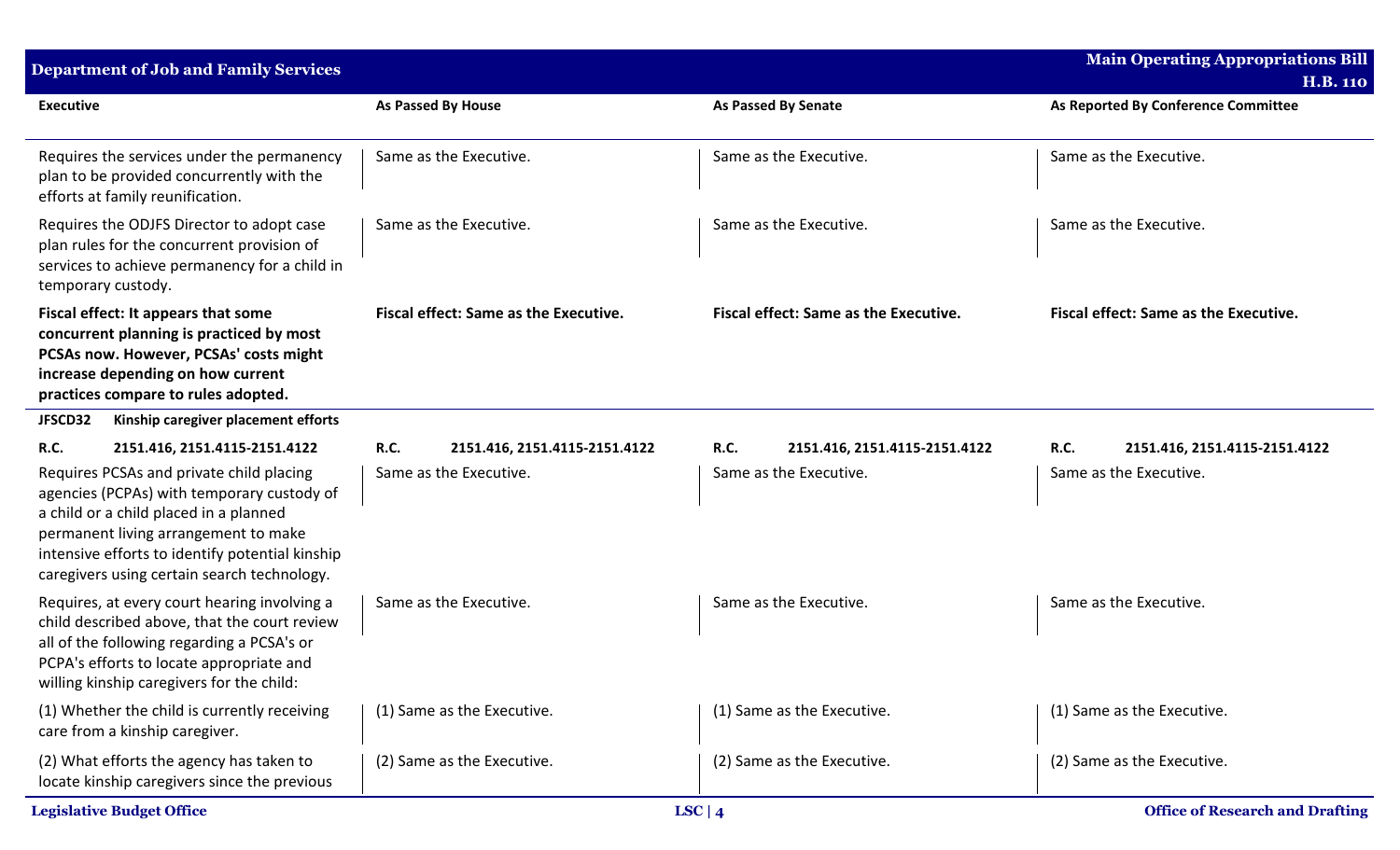| Executive | As Passed By House | As Passed By Senate | As Reported By Conference Committee |
|---|---|---|---|
| Requires the services under the permanency plan to be provided concurrently with the efforts at family reunification. | Same as the Executive. | Same as the Executive. | Same as the Executive. |
| Requires the ODJFS Director to adopt case plan rules for the concurrent provision of services to achieve permanency for a child in temporary custody. | Same as the Executive. | Same as the Executive. | Same as the Executive. |
| **Fiscal effect: It appears that some concurrent planning is practiced by most PCSAs now. However, PCSAs' costs might increase depending on how current practices compare to rules adopted.** | **Fiscal effect: Same as the Executive.** | **Fiscal effect: Same as the Executive.** | **Fiscal effect: Same as the Executive.** |
| **JFSCD32 Kinship caregiver placement efforts** | | | |
| **R.C. 2151.416, 2151.4115-2151.4122** | **R.C. 2151.416, 2151.4115-2151.4122** | **R.C. 2151.416, 2151.4115-2151.4122** | **R.C. 2151.416, 2151.4115-2151.4122** |
| Requires PCSAs and private child placing agencies (PCPAs) with temporary custody of a child or a child placed in a planned permanent living arrangement to make intensive efforts to identify potential kinship caregivers using certain search technology. | Same as the Executive. | Same as the Executive. | Same as the Executive. |
| Requires, at every court hearing involving a child described above, that the court review all of the following regarding a PCSA's or PCPA's efforts to locate appropriate and willing kinship caregivers for the child: | Same as the Executive. | Same as the Executive. | Same as the Executive. |
| (1) Whether the child is currently receiving care from a kinship caregiver. | (1) Same as the Executive. | (1) Same as the Executive. | (1) Same as the Executive. |
| (2) What efforts the agency has taken to locate kinship caregivers since the previous | (2) Same as the Executive. | (2) Same as the Executive. | (2) Same as the Executive. |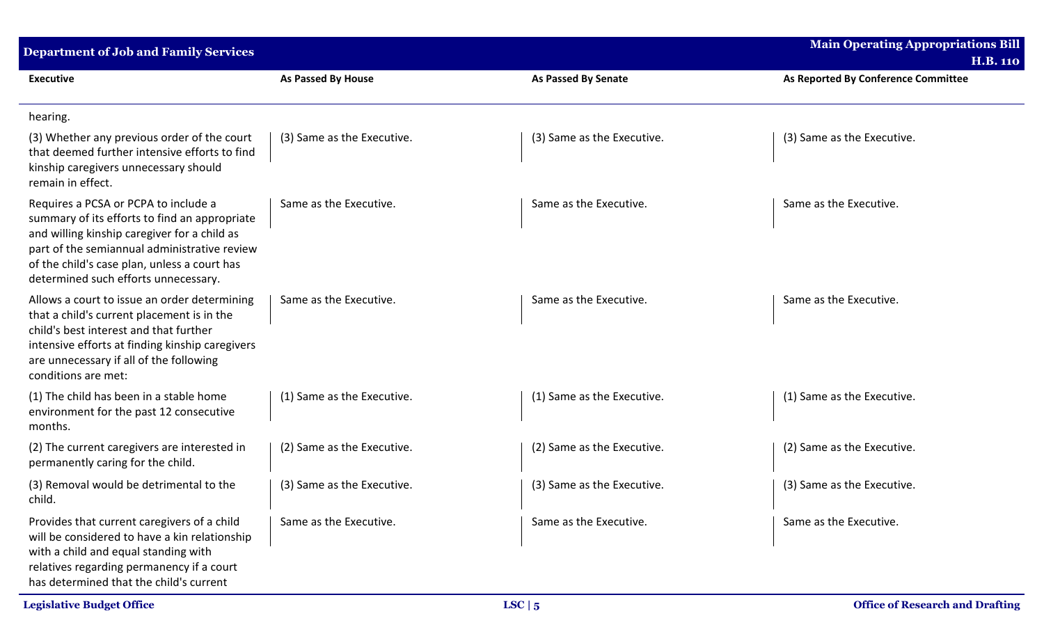| Executive | As Passed By House | As Passed By Senate | As Reported By Conference Committee |
|---|---|---|---|
| hearing. | | | |
| (3) Whether any previous order of the court that deemed further intensive efforts to find kinship caregivers unnecessary should remain in effect. | (3) Same as the Executive. | (3) Same as the Executive. | (3) Same as the Executive. |
| Requires a PCSA or PCPA to include a summary of its efforts to find an appropriate and willing kinship caregiver for a child as part of the semiannual administrative review of the child's case plan, unless a court has determined such efforts unnecessary. | Same as the Executive. | Same as the Executive. | Same as the Executive. |
| Allows a court to issue an order determining that a child's current placement is in the child's best interest and that further intensive efforts at finding kinship caregivers are unnecessary if all of the following conditions are met: | Same as the Executive. | Same as the Executive. | Same as the Executive. |
| (1) The child has been in a stable home environment for the past 12 consecutive months. | (1) Same as the Executive. | (1) Same as the Executive. | (1) Same as the Executive. |
| (2) The current caregivers are interested in permanently caring for the child. | (2) Same as the Executive. | (2) Same as the Executive. | (2) Same as the Executive. |
| (3) Removal would be detrimental to the child. | (3) Same as the Executive. | (3) Same as the Executive. | (3) Same as the Executive. |
| Provides that current caregivers of a child will be considered to have a kin relationship with a child and equal standing with relatives regarding permanency if a court has determined that the child's current | Same as the Executive. | Same as the Executive. | Same as the Executive. |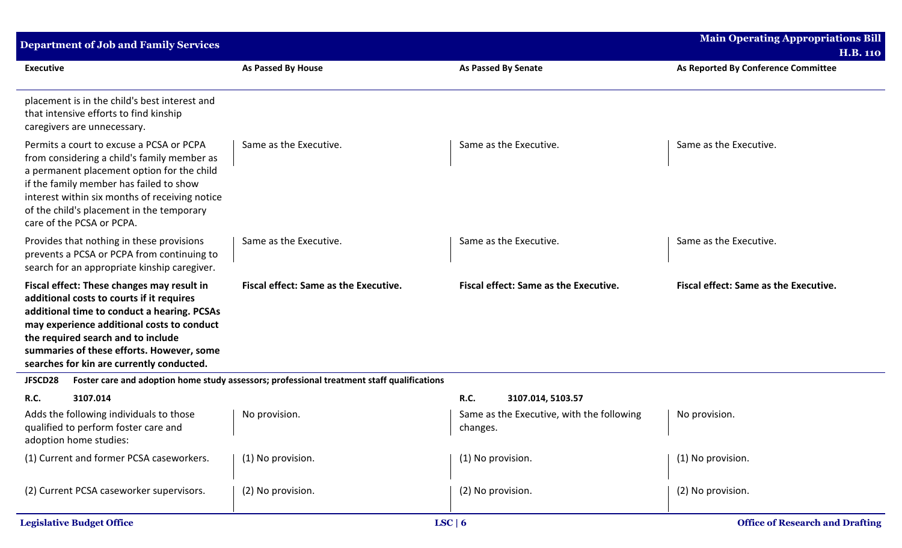| Executive | As Passed By House | As Passed By Senate | As Reported By Conference Committee |
|---|---|---|---|
| placement is in the child's best interest and that intensive efforts to find kinship caregivers are unnecessary. | | | |
| Permits a court to excuse a PCSA or PCPA from considering a child's family member as a permanent placement option for the child if the family member has failed to show interest within six months of receiving notice of the child's placement in the temporary care of the PCSA or PCPA. | Same as the Executive. | Same as the Executive. | Same as the Executive. |
| Provides that nothing in these provisions prevents a PCSA or PCPA from continuing to search for an appropriate kinship caregiver. | Same as the Executive. | Same as the Executive. | Same as the Executive. |
| **Fiscal effect: These changes may result in additional costs to courts if it requires additional time to conduct a hearing. PCSAs may experience additional costs to conduct the required search and to include summaries of these efforts. However, some searches for kin are currently conducted.** | **Fiscal effect: Same as the Executive.** | **Fiscal effect: Same as the Executive.** | **Fiscal effect: Same as the Executive.** |
| **JFSCD28 Foster care and adoption home study assessors; professional treatment staff qualifications** | | | |
| **R.C. 3107.014** | | **R.C. 3107.014, 5103.57** | |
| Adds the following individuals to those qualified to perform foster care and adoption home studies: | No provision. | Same as the Executive, with the following changes. | No provision. |
| (1) Current and former PCSA caseworkers. | (1) No provision. | (1) No provision. | (1) No provision. |
| (2) Current PCSA caseworker supervisors. | (2) No provision. | (2) No provision. | (2) No provision. |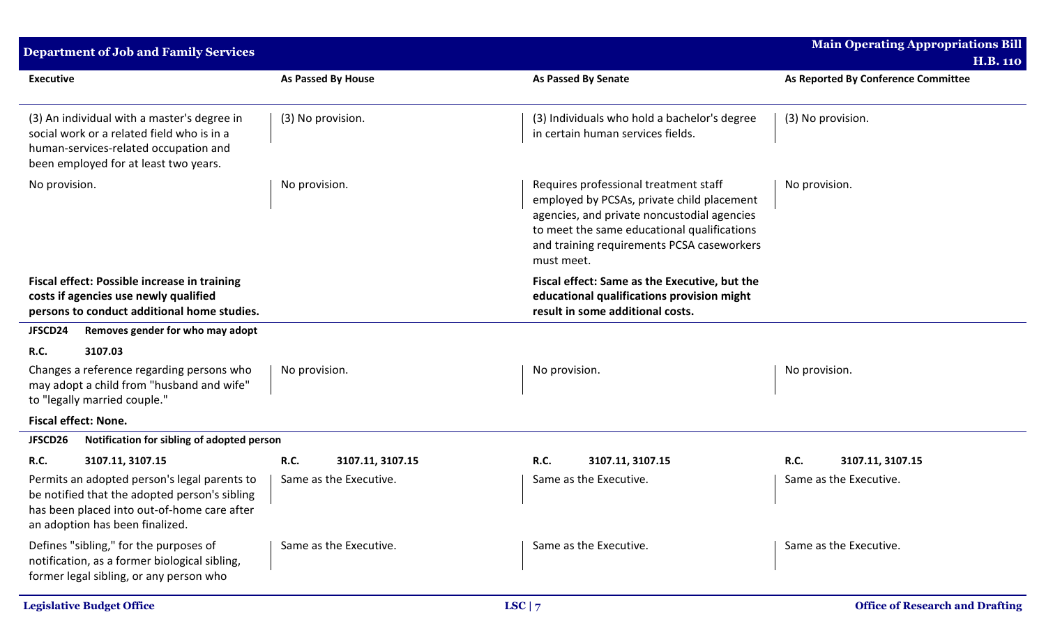| Executive | As Passed By House | As Passed By Senate | As Reported By Conference Committee |
|---|---|---|---|
| (3) An individual with a master's degree in social work or a related field who is in a human-services-related occupation and been employed for at least two years. | (3) No provision. | (3) Individuals who hold a bachelor's degree in certain human services fields. | (3) No provision. |
| No provision. | No provision. | Requires professional treatment staff employed by PCSAs, private child placement agencies, and private noncustodial agencies to meet the same educational qualifications and training requirements PCSA caseworkers must meet. | No provision. |
| **Fiscal effect: Possible increase in training costs if agencies use newly qualified persons to conduct additional home studies.** | | **Fiscal effect: Same as the Executive, but the educational qualifications provision might result in some additional costs.** | |
| **JFSCD24 Removes gender for who may adopt** | | | |
| **R.C. 3107.03** | | | |
| Changes a reference regarding persons who may adopt a child from "husband and wife" to "legally married couple." | No provision. | No provision. | No provision. |
| **Fiscal effect: None.** | | | |
| **JFSCD26 Notification for sibling of adopted person** | | | |
| **R.C. 3107.11, 3107.15** | **R.C. 3107.11, 3107.15** | **R.C. 3107.11, 3107.15** | **R.C. 3107.11, 3107.15** |
| Permits an adopted person's legal parents to be notified that the adopted person's sibling has been placed into out-of-home care after an adoption has been finalized. | Same as the Executive. | Same as the Executive. | Same as the Executive. |
| Defines "sibling," for the purposes of notification, as a former biological sibling, former legal sibling, or any person who | Same as the Executive. | Same as the Executive. | Same as the Executive. |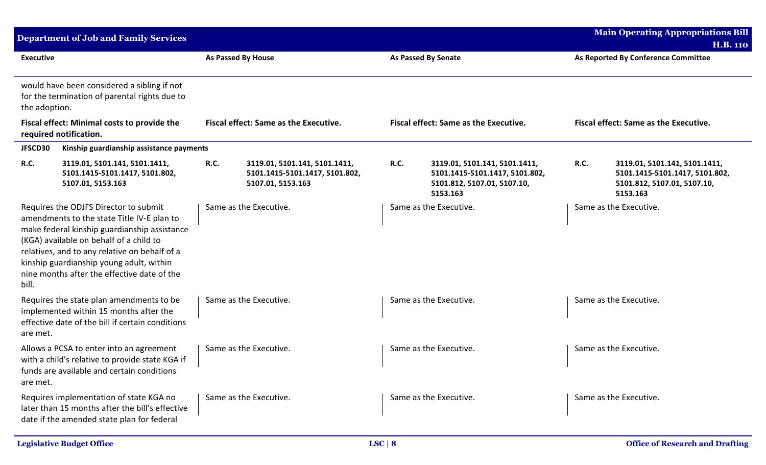| Executive | As Passed By House | As Passed By Senate | As Reported By Conference Committee |
|---|---|---|---|
| would have been considered a sibling if not for the termination of parental rights due to the adoption. | | | |
| **Fiscal effect: Minimal costs to provide the required notification.** | **Fiscal effect: Same as the Executive.** | **Fiscal effect: Same as the Executive.** | **Fiscal effect: Same as the Executive.** |
| **JFSCD30 Kinship guardianship assistance payments** | | | |
| **R.C. 3119.01, 5101.141, 5101.1411, 5101.1415-5101.1417, 5101.802, 5107.01, 5153.163** | **R.C. 3119.01, 5101.141, 5101.1411, 5101.1415-5101.1417, 5101.802, 5107.01, 5153.163** | **R.C. 3119.01, 5101.141, 5101.1411, 5101.1415-5101.1417, 5101.802, 5101.812, 5107.01, 5107.10, 5153.163** | **R.C. 3119.01, 5101.141, 5101.1411, 5101.1415-5101.1417, 5101.802, 5101.812, 5107.01, 5107.10, 5153.163** |
| Requires the ODJFS Director to submit amendments to the state Title IV-E plan to make federal kinship guardianship assistance (KGA) available on behalf of a child to relatives, and to any relative on behalf of a kinship guardianship young adult, within nine months after the effective date of the bill. | Same as the Executive. | Same as the Executive. | Same as the Executive. |
| Requires the state plan amendments to be implemented within 15 months after the effective date of the bill if certain conditions are met. | Same as the Executive. | Same as the Executive. | Same as the Executive. |
| Allows a PCSA to enter into an agreement with a child's relative to provide state KGA if funds are available and certain conditions are met. | Same as the Executive. | Same as the Executive. | Same as the Executive. |
| Requires implementation of state KGA no later than 15 months after the bill's effective date if the amended state plan for federal | Same as the Executive. | Same as the Executive. | Same as the Executive. |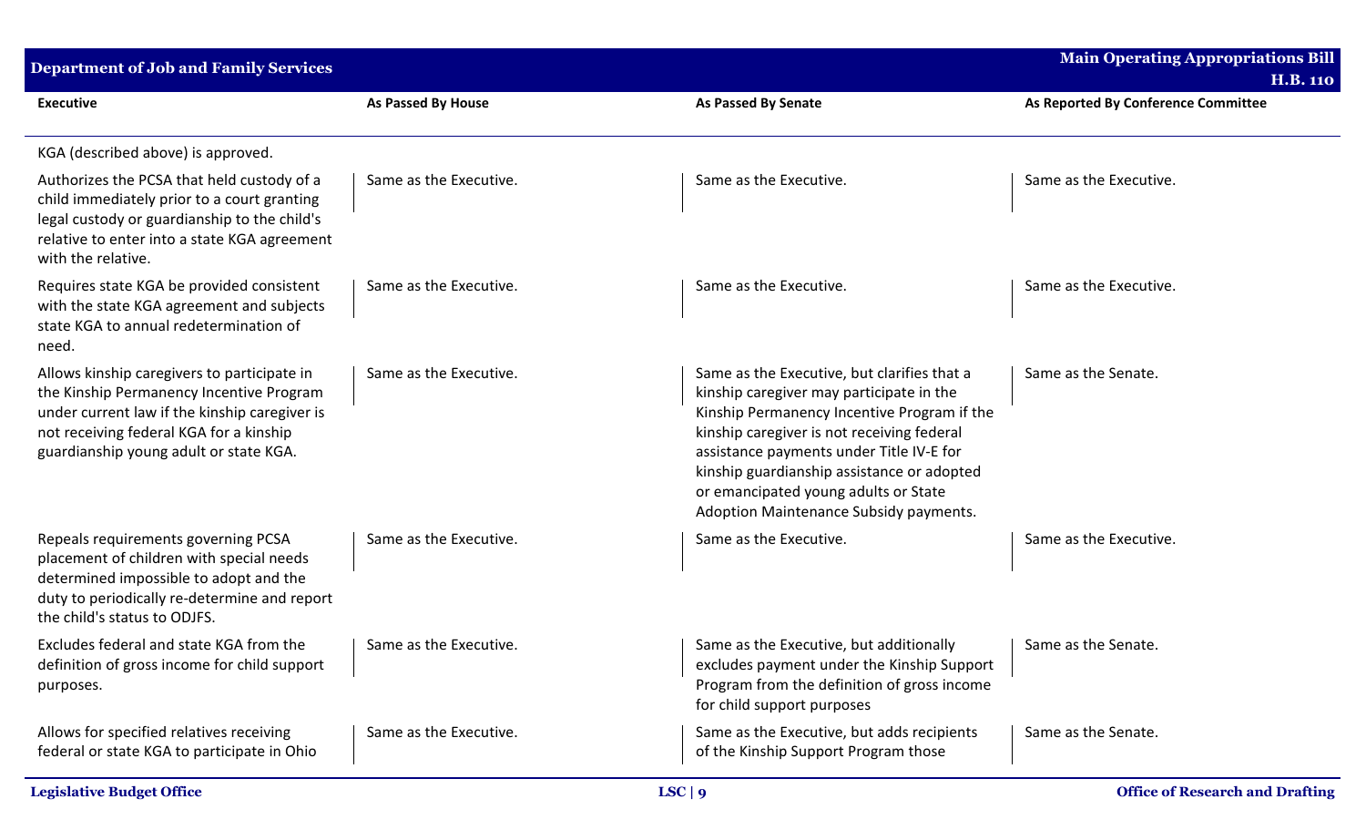| Executive | As Passed By House | As Passed By Senate | As Reported By Conference Committee |
|---|---|---|---|
| KGA (described above) is approved. | | | |
| Authorizes the PCSA that held custody of a child immediately prior to a court granting legal custody or guardianship to the child's relative to enter into a state KGA agreement with the relative. | Same as the Executive. | Same as the Executive. | Same as the Executive. |
| Requires state KGA be provided consistent with the state KGA agreement and subjects state KGA to annual redetermination of need. | Same as the Executive. | Same as the Executive. | Same as the Executive. |
| Allows kinship caregivers to participate in the Kinship Permanency Incentive Program under current law if the kinship caregiver is not receiving federal KGA for a kinship guardianship young adult or state KGA. | Same as the Executive. | Same as the Executive, but clarifies that a kinship caregiver may participate in the Kinship Permanency Incentive Program if the kinship caregiver is not receiving federal assistance payments under Title IV-E for kinship guardianship assistance or adopted or emancipated young adults or State Adoption Maintenance Subsidy payments. | Same as the Senate. |
| Repeals requirements governing PCSA placement of children with special needs determined impossible to adopt and the duty to periodically re-determine and report the child's status to ODJFS. | Same as the Executive. | Same as the Executive. | Same as the Executive. |
| Excludes federal and state KGA from the definition of gross income for child support purposes. | Same as the Executive. | Same as the Executive, but additionally excludes payment under the Kinship Support Program from the definition of gross income for child support purposes | Same as the Senate. |
| Allows for specified relatives receiving federal or state KGA to participate in Ohio | Same as the Executive. | Same as the Executive, but adds recipients of the Kinship Support Program those | Same as the Senate. |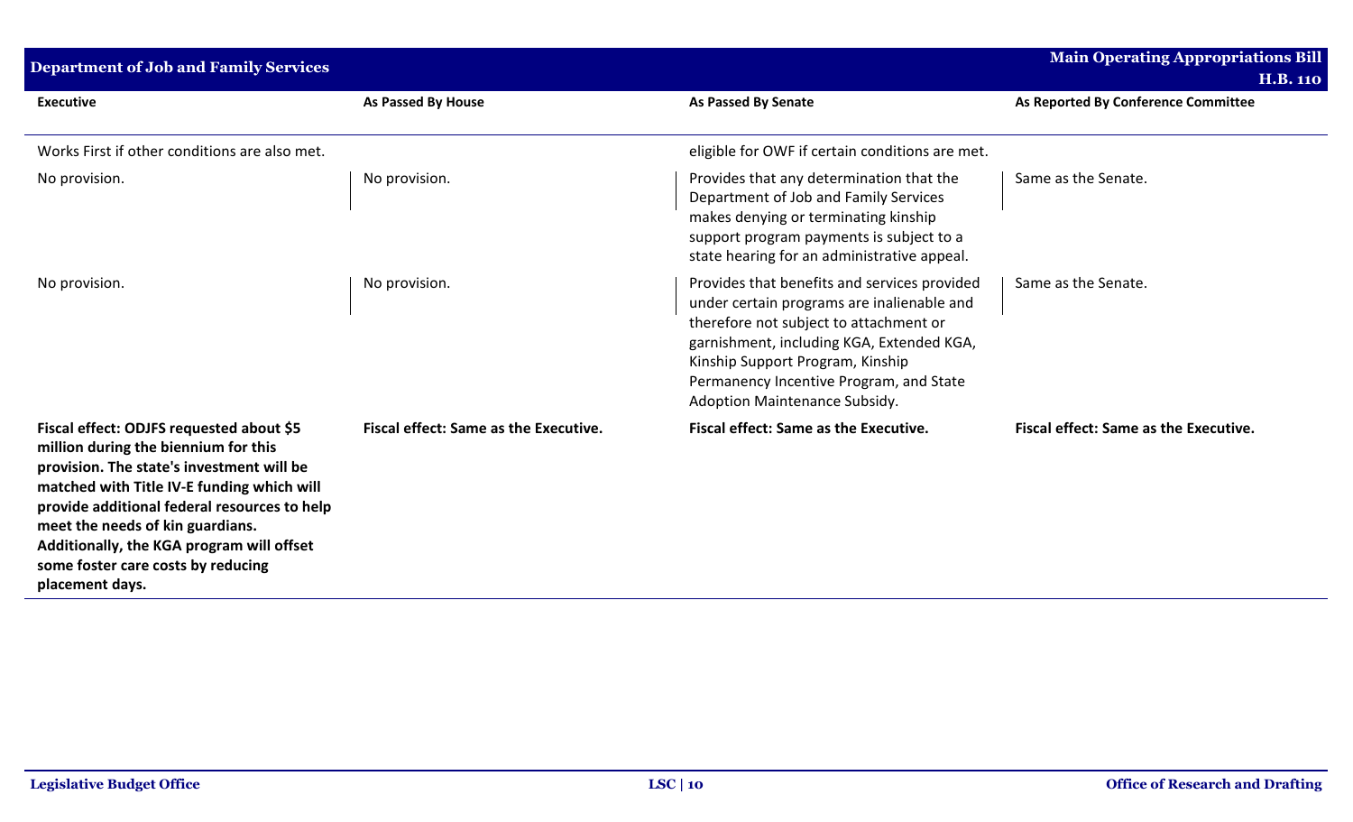| Executive | As Passed By House | As Passed By Senate | As Reported By Conference Committee |
|---|---|---|---|
| Works First if other conditions are also met. | | eligible for OWF if certain conditions are met. | |
| No provision. | No provision. | Provides that any determination that the Department of Job and Family Services makes denying or terminating kinship support program payments is subject to a state hearing for an administrative appeal. | Same as the Senate. |
| No provision. | No provision. | Provides that benefits and services provided under certain programs are inalienable and therefore not subject to attachment or garnishment, including KGA, Extended KGA, Kinship Support Program, Kinship Permanency Incentive Program, and State Adoption Maintenance Subsidy. | Same as the Senate. |
| **Fiscal effect: ODJFS requested about $5 million during the biennium for this provision. The state's investment will be matched with Title IV-E funding which will provide additional federal resources to help meet the needs of kin guardians. Additionally, the KGA program will offset some foster care costs by reducing placement days.** | **Fiscal effect: Same as the Executive.** | **Fiscal effect: Same as the Executive.** | **Fiscal effect: Same as the Executive.** |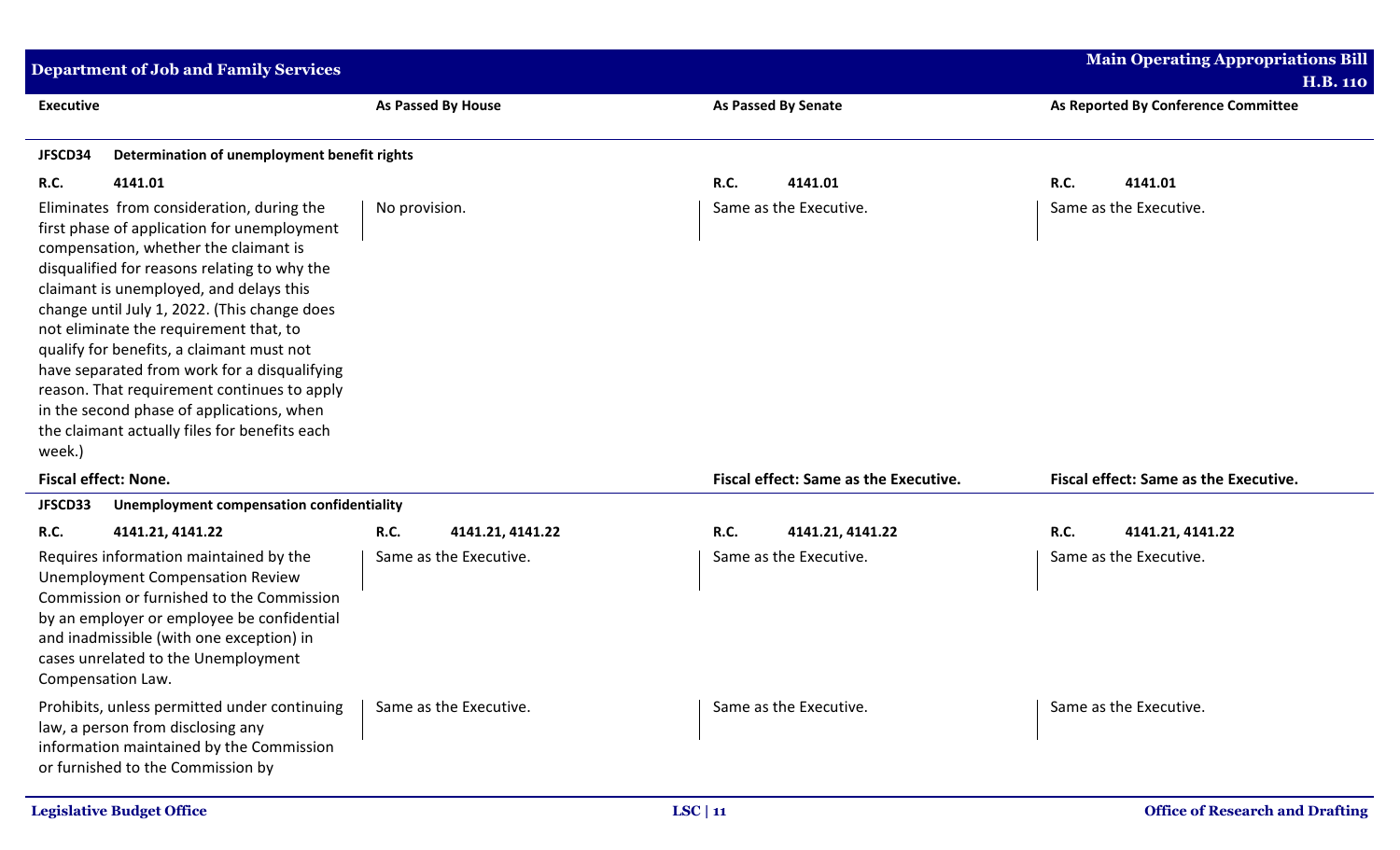| Executive | As Passed By House | As Passed By Senate | As Reported By Conference Committee |
|---|---|---|---|
| **JFSCD34 Determination of unemployment benefit rights** | | | |
| **R.C. 4141.01** | | **R.C. 4141.01** | **R.C. 4141.01** |
| Eliminates from consideration, during the first phase of application for unemployment compensation, whether the claimant is disqualified for reasons relating to why the claimant is unemployed, and delays this change until July 1, 2022. (This change does not eliminate the requirement that, to qualify for benefits, a claimant must not have separated from work for a disqualifying reason. That requirement continues to apply in the second phase of applications, when the claimant actually files for benefits each week.) | No provision. | Same as the Executive. | Same as the Executive. |
| **Fiscal effect: None.** | | **Fiscal effect: Same as the Executive.** | **Fiscal effect: Same as the Executive.** |
| **JFSCD33 Unemployment compensation confidentiality** | | | |
| **R.C. 4141.21, 4141.22** | **R.C. 4141.21, 4141.22** | **R.C. 4141.21, 4141.22** | **R.C. 4141.21, 4141.22** |
| Requires information maintained by the Unemployment Compensation Review Commission or furnished to the Commission by an employer or employee be confidential and inadmissible (with one exception) in cases unrelated to the Unemployment Compensation Law. | Same as the Executive. | Same as the Executive. | Same as the Executive. |
| Prohibits, unless permitted under continuing law, a person from disclosing any information maintained by the Commission or furnished to the Commission by | Same as the Executive. | Same as the Executive. | Same as the Executive. |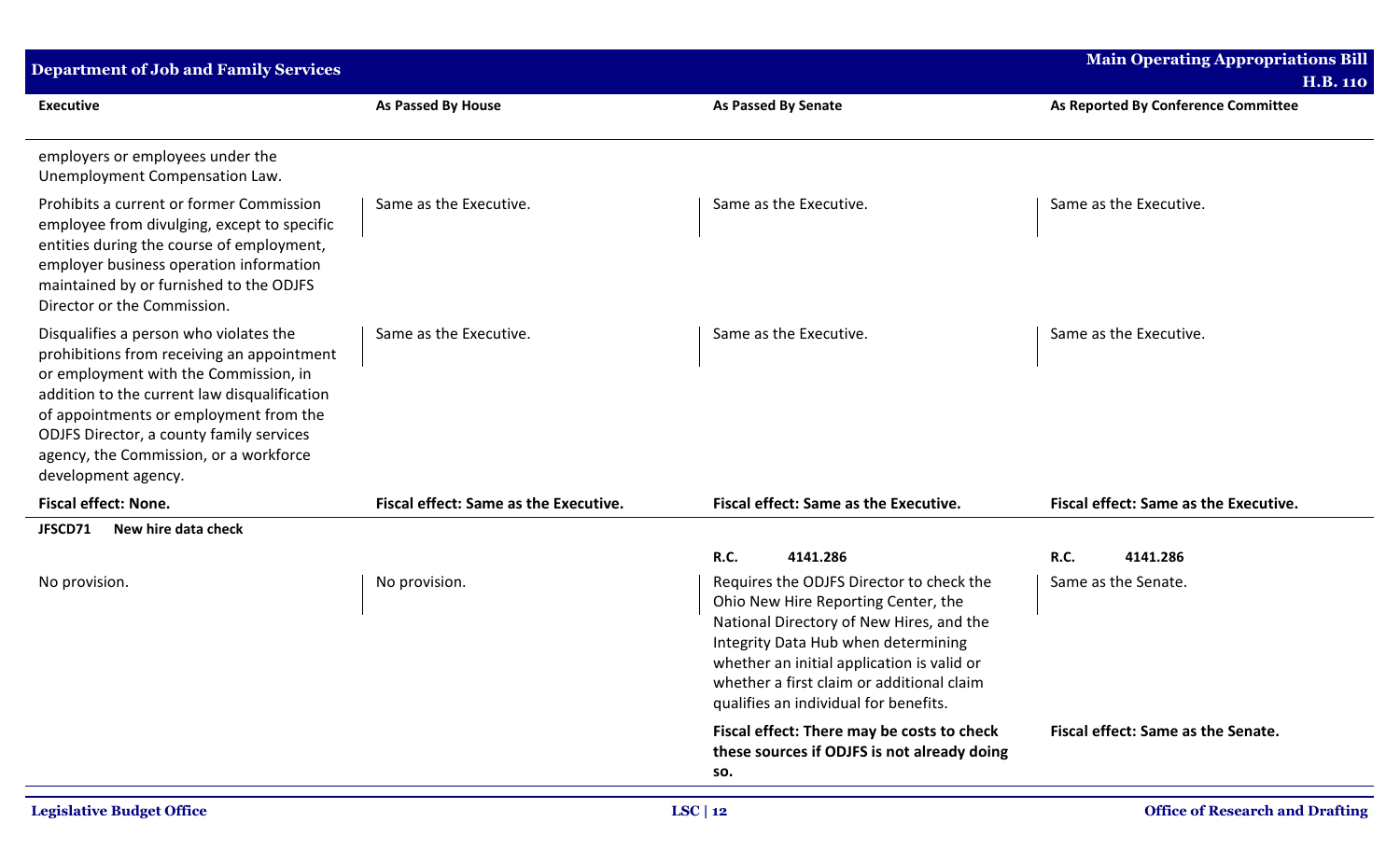| Executive | As Passed By House | As Passed By Senate | As Reported By Conference Committee |
|---|---|---|---|
| employers or employees under the Unemployment Compensation Law. | | | |
| Prohibits a current or former Commission employee from divulging, except to specific entities during the course of employment, employer business operation information maintained by or furnished to the ODJFS Director or the Commission. | Same as the Executive. | Same as the Executive. | Same as the Executive. |
| Disqualifies a person who violates the prohibitions from receiving an appointment or employment with the Commission, in addition to the current law disqualification of appointments or employment from the ODJFS Director, a county family services agency, the Commission, or a workforce development agency. | Same as the Executive. | Same as the Executive. | Same as the Executive. |
| **Fiscal effect: None.** | **Fiscal effect: Same as the Executive.** | **Fiscal effect: Same as the Executive.** | **Fiscal effect: Same as the Executive.** |
| **JFSCD71 New hire data check** | | | |
| | | **R.C. 4141.286** | **R.C. 4141.286** |
| No provision. | No provision. | Requires the ODJFS Director to check the Ohio New Hire Reporting Center, the National Directory of New Hires, and the Integrity Data Hub when determining whether an initial application is valid or whether a first claim or additional claim qualifies an individual for benefits. | Same as the Senate. |
| | | **Fiscal effect: There may be costs to check these sources if ODJFS is not already doing so.** | **Fiscal effect: Same as the Senate.** |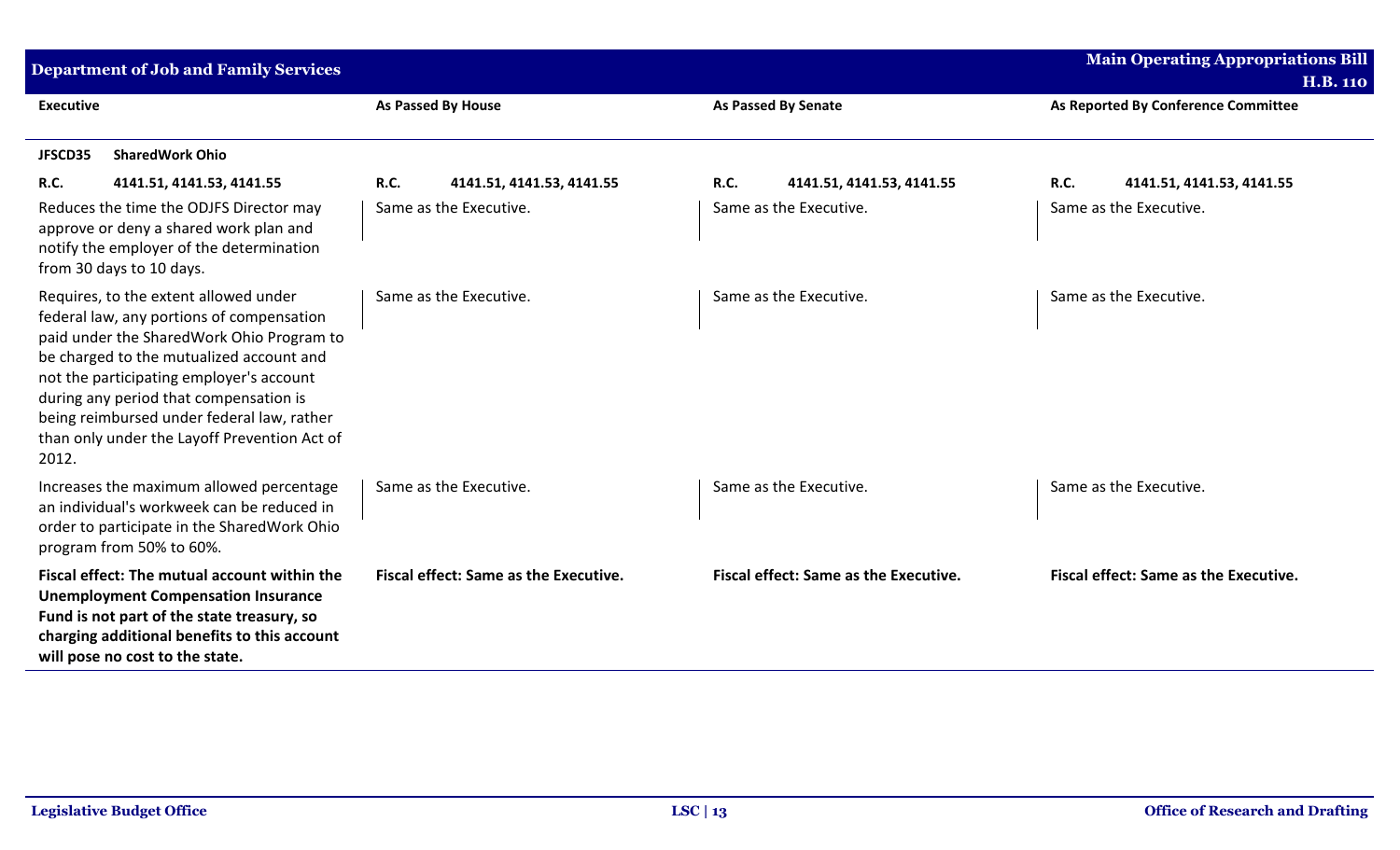| Executive | As Passed By House | As Passed By Senate | As Reported By Conference Committee |
|---|---|---|---|
| **JFSCD35 SharedWork Ohio** | | | |
| **R.C.** 4141.51, 4141.53, 4141.55 | **R.C.** 4141.51, 4141.53, 4141.55 | **R.C.** 4141.51, 4141.53, 4141.55 | **R.C.** 4141.51, 4141.53, 4141.55 |
| Reduces the time the ODJFS Director may approve or deny a shared work plan and notify the employer of the determination from 30 days to 10 days. | Same as the Executive. | Same as the Executive. | Same as the Executive. |
| Requires, to the extent allowed under federal law, any portions of compensation paid under the SharedWork Ohio Program to be charged to the mutualized account and not the participating employer's account during any period that compensation is being reimbursed under federal law, rather than only under the Layoff Prevention Act of 2012. | Same as the Executive. | Same as the Executive. | Same as the Executive. |
| Increases the maximum allowed percentage an individual's workweek can be reduced in order to participate in the SharedWork Ohio program from 50% to 60%. | Same as the Executive. | Same as the Executive. | Same as the Executive. |
| **Fiscal effect: The mutual account within the Unemployment Compensation Insurance Fund is not part of the state treasury, so charging additional benefits to this account will pose no cost to the state.** | **Fiscal effect: Same as the Executive.** | **Fiscal effect: Same as the Executive.** | **Fiscal effect: Same as the Executive.** |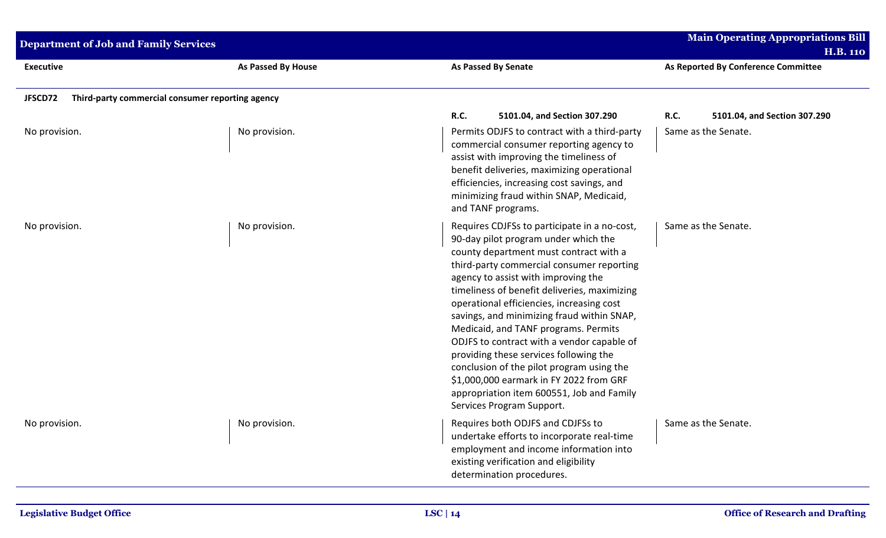| Executive | As Passed By House | As Passed By Senate | As Reported By Conference Committee |
|---|---|---|---|
| **JFSCD72 Third-party commercial consumer reporting agency** | | | |
| | | **R.C. 5101.04, and Section 307.290** | **R.C. 5101.04, and Section 307.290** |
| No provision. | No provision. | Permits ODJFS to contract with a third-party commercial consumer reporting agency to assist with improving the timeliness of benefit deliveries, maximizing operational efficiencies, increasing cost savings, and minimizing fraud within SNAP, Medicaid, and TANF programs. | Same as the Senate. |
| No provision. | No provision. | Requires CDJFSs to participate in a no-cost, 90-day pilot program under which the county department must contract with a third-party commercial consumer reporting agency to assist with improving the timeliness of benefit deliveries, maximizing operational efficiencies, increasing cost savings, and minimizing fraud within SNAP, Medicaid, and TANF programs. Permits ODJFS to contract with a vendor capable of providing these services following the conclusion of the pilot program using the $1,000,000 earmark in FY 2022 from GRF appropriation item 600551, Job and Family Services Program Support. | Same as the Senate. |
| No provision. | No provision. | Requires both ODJFS and CDJFSs to undertake efforts to incorporate real-time employment and income information into existing verification and eligibility determination procedures. | Same as the Senate. |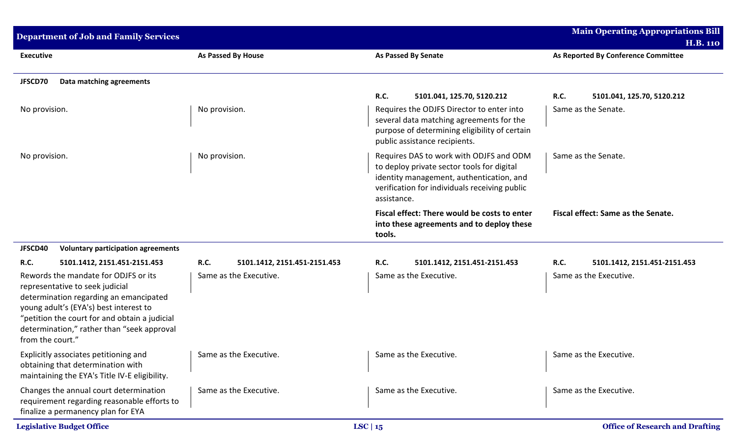| Executive | As Passed By House | As Passed By Senate | As Reported By Conference Committee |
|---|---|---|---|
| **JFSCD70 Data matching agreements** | | | |
| | | **R.C. 5101.041, 125.70, 5120.212** | **R.C. 5101.041, 125.70, 5120.212** |
| No provision. | No provision. | Requires the ODJFS Director to enter into several data matching agreements for the purpose of determining eligibility of certain public assistance recipients. | Same as the Senate. |
| No provision. | No provision. | Requires DAS to work with ODJFS and ODM to deploy private sector tools for digital identity management, authentication, and verification for individuals receiving public assistance. | Same as the Senate. |
| | | **Fiscal effect: There would be costs to enter into these agreements and to deploy these tools.** | **Fiscal effect: Same as the Senate.** |
| **JFSCD40 Voluntary participation agreements** | | | |
| **R.C. 5101.1412, 2151.451-2151.453** | **R.C. 5101.1412, 2151.451-2151.453** | **R.C. 5101.1412, 2151.451-2151.453** | **R.C. 5101.1412, 2151.451-2151.453** |
| Rewords the mandate for ODJFS or its representative to seek judicial determination regarding an emancipated young adult's (EYA's) best interest to "petition the court for and obtain a judicial determination," rather than "seek approval from the court." | Same as the Executive. | Same as the Executive. | Same as the Executive. |
| Explicitly associates petitioning and obtaining that determination with maintaining the EYA's Title IV-E eligibility. | Same as the Executive. | Same as the Executive. | Same as the Executive. |
| Changes the annual court determination requirement regarding reasonable efforts to finalize a permanency plan for EYA | Same as the Executive. | Same as the Executive. | Same as the Executive. |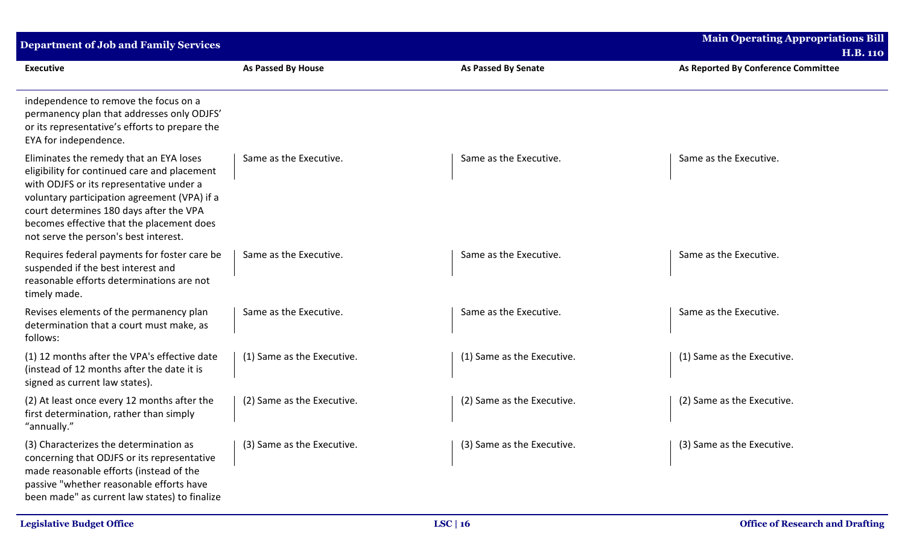| Executive | As Passed By House | As Passed By Senate | As Reported By Conference Committee |
|---|---|---|---|
| independence to remove the focus on a permanency plan that addresses only ODJFS' or its representative's efforts to prepare the EYA for independence. | | | |
| Eliminates the remedy that an EYA loses eligibility for continued care and placement with ODJFS or its representative under a voluntary participation agreement (VPA) if a court determines 180 days after the VPA becomes effective that the placement does not serve the person's best interest. | Same as the Executive. | Same as the Executive. | Same as the Executive. |
| Requires federal payments for foster care be suspended if the best interest and reasonable efforts determinations are not timely made. | Same as the Executive. | Same as the Executive. | Same as the Executive. |
| Revises elements of the permanency plan determination that a court must make, as follows: | Same as the Executive. | Same as the Executive. | Same as the Executive. |
| (1) 12 months after the VPA's effective date (instead of 12 months after the date it is signed as current law states). | (1) Same as the Executive. | (1) Same as the Executive. | (1) Same as the Executive. |
| (2) At least once every 12 months after the first determination, rather than simply "annually." | (2) Same as the Executive. | (2) Same as the Executive. | (2) Same as the Executive. |
| (3) Characterizes the determination as concerning that ODJFS or its representative made reasonable efforts (instead of the passive "whether reasonable efforts have been made" as current law states) to finalize | (3) Same as the Executive. | (3) Same as the Executive. | (3) Same as the Executive. |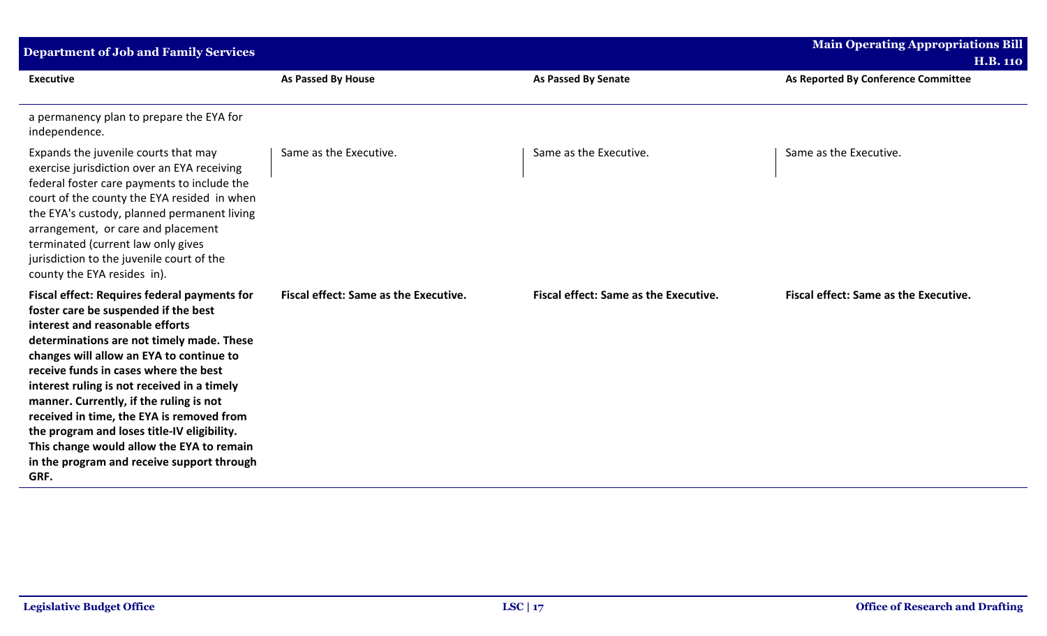| Executive | As Passed By House | As Passed By Senate | As Reported By Conference Committee |
|---|---|---|---|
| a permanency plan to prepare the EYA for independence. | | | |
| Expands the juvenile courts that may exercise jurisdiction over an EYA receiving federal foster care payments to include the court of the county the EYA resided in when the EYA's custody, planned permanent living arrangement, or care and placement terminated (current law only gives jurisdiction to the juvenile court of the county the EYA resides in). | Same as the Executive. | Same as the Executive. | Same as the Executive. |
| **Fiscal effect: Requires federal payments for foster care be suspended if the best interest and reasonable efforts determinations are not timely made. These changes will allow an EYA to continue to receive funds in cases where the best interest ruling is not received in a timely manner. Currently, if the ruling is not received in time, the EYA is removed from the program and loses title-IV eligibility. This change would allow the EYA to remain in the program and receive support through GRF.** | **Fiscal effect: Same as the Executive.** | **Fiscal effect: Same as the Executive.** | **Fiscal effect: Same as the Executive.** |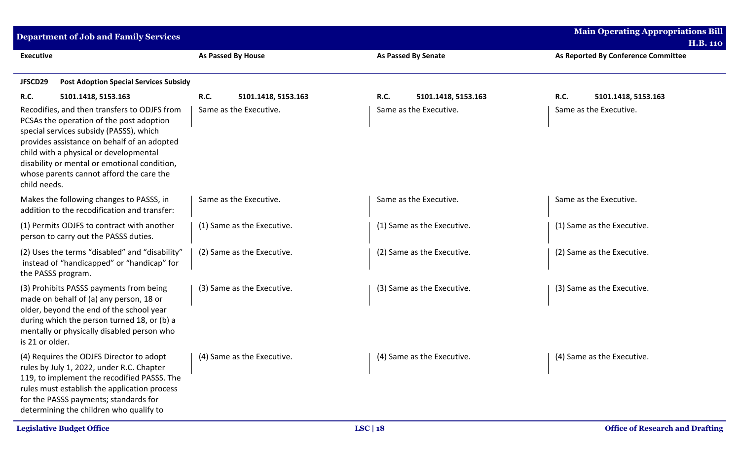| Executive | As Passed By House | As Passed By Senate | As Reported By Conference Committee |
|---|---|---|---|
| **JFSCD29 Post Adoption Special Services Subsidy** | | | |
| **R.C. 5101.1418, 5153.163** | **R.C. 5101.1418, 5153.163** | **R.C. 5101.1418, 5153.163** | **R.C. 5101.1418, 5153.163** |
| Recodifies, and then transfers to ODJFS from PCSAs the operation of the post adoption special services subsidy (PASSS), which provides assistance on behalf of an adopted child with a physical or developmental disability or mental or emotional condition, whose parents cannot afford the care the child needs. | Same as the Executive. | Same as the Executive. | Same as the Executive. |
| Makes the following changes to PASSS, in addition to the recodification and transfer: | Same as the Executive. | Same as the Executive. | Same as the Executive. |
| (1) Permits ODJFS to contract with another person to carry out the PASSS duties. | (1) Same as the Executive. | (1) Same as the Executive. | (1) Same as the Executive. |
| (2) Uses the terms "disabled" and "disability" instead of "handicapped" or "handicap" for the PASSS program. | (2) Same as the Executive. | (2) Same as the Executive. | (2) Same as the Executive. |
| (3) Prohibits PASSS payments from being made on behalf of (a) any person, 18 or older, beyond the end of the school year during which the person turned 18, or (b) a mentally or physically disabled person who is 21 or older. | (3) Same as the Executive. | (3) Same as the Executive. | (3) Same as the Executive. |
| (4) Requires the ODJFS Director to adopt rules by July 1, 2022, under R.C. Chapter 119, to implement the recodified PASSS. The rules must establish the application process for the PASSS payments; standards for determining the children who qualify to | (4) Same as the Executive. | (4) Same as the Executive. | (4) Same as the Executive. |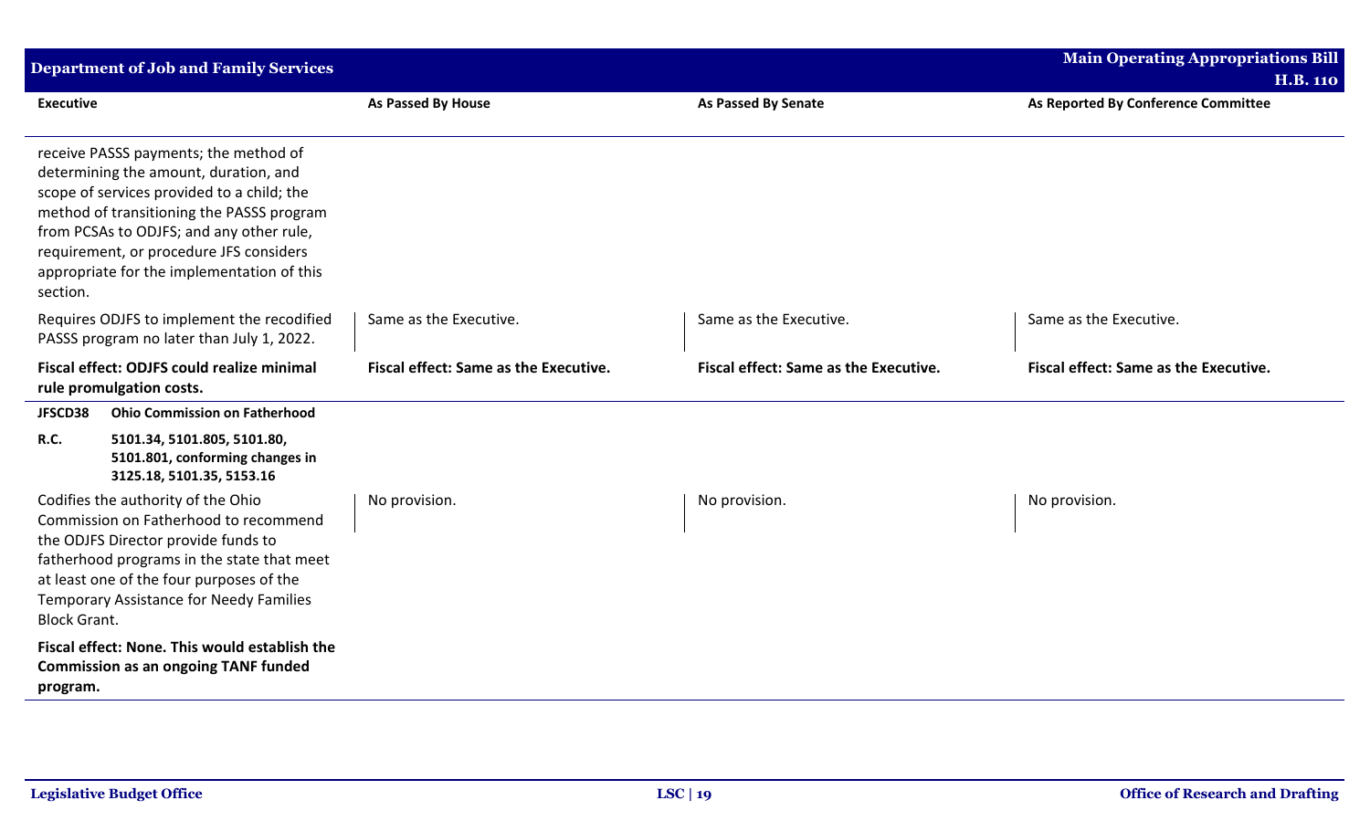| Executive | As Passed By House | As Passed By Senate | As Reported By Conference Committee |
|---|---|---|---|
| receive PASSS payments; the method of determining the amount, duration, and scope of services provided to a child; the method of transitioning the PASSS program from PCSAs to ODJFS; and any other rule, requirement, or procedure JFS considers appropriate for the implementation of this section. | | | |
| Requires ODJFS to implement the recodified PASSS program no later than July 1, 2022. | Same as the Executive. | Same as the Executive. | Same as the Executive. |
| **Fiscal effect: ODJFS could realize minimal rule promulgation costs.** | **Fiscal effect: Same as the Executive.** | **Fiscal effect: Same as the Executive.** | **Fiscal effect: Same as the Executive.** |
| **JFSCD38 Ohio Commission on Fatherhood** | | | |
| **R.C. 5101.34, 5101.805, 5101.80, 5101.801, conforming changes in 3125.18, 5101.35, 5153.16** | | | |
| Codifies the authority of the Ohio Commission on Fatherhood to recommend the ODJFS Director provide funds to fatherhood programs in the state that meet at least one of the four purposes of the Temporary Assistance for Needy Families Block Grant. | No provision. | No provision. | No provision. |
| **Fiscal effect: None. This would establish the Commission as an ongoing TANF funded program.** | | | |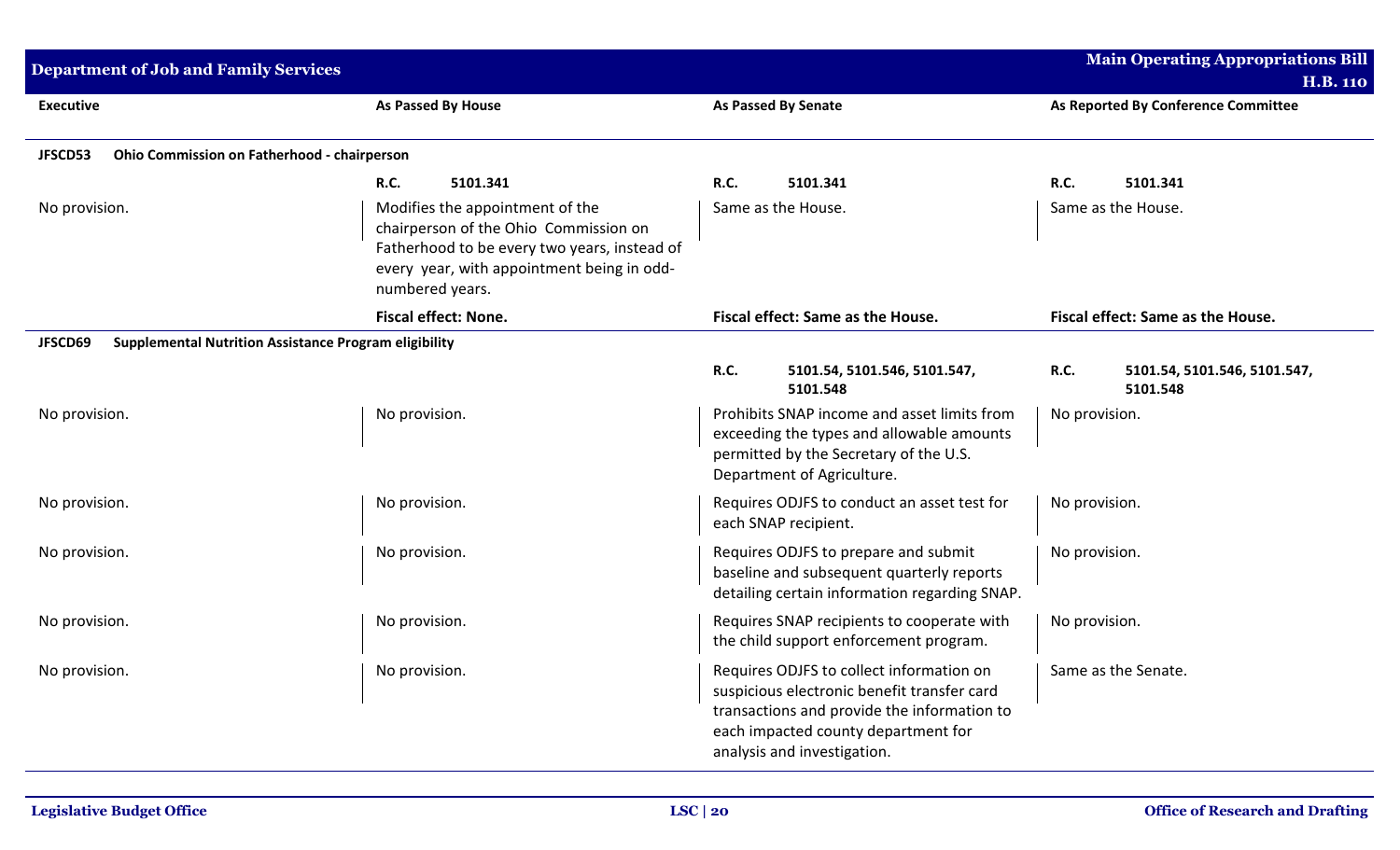| Executive | As Passed By House | As Passed By Senate | As Reported By Conference Committee |
|---|---|---|---|
| **JFSCD53 Ohio Commission on Fatherhood - chairperson** | | | |
| | **R.C.** 5101.341 | **R.C.** 5101.341 | **R.C.** 5101.341 |
| No provision. | Modifies the appointment of the chairperson of the Ohio Commission on Fatherhood to be every two years, instead of every year, with appointment being in odd-numbered years. | Same as the House. | Same as the House. |
| | **Fiscal effect: None.** | **Fiscal effect: Same as the House.** | **Fiscal effect: Same as the House.** |
| **JFSCD69 Supplemental Nutrition Assistance Program eligibility** | | | |
| | | **R.C.** **5101.54, 5101.546, 5101.547, 5101.548** | **R.C.** **5101.54, 5101.546, 5101.547, 5101.548** |
| No provision. | No provision. | Prohibits SNAP income and asset limits from exceeding the types and allowable amounts permitted by the Secretary of the U.S. Department of Agriculture. | No provision. |
| No provision. | No provision. | Requires ODJFS to conduct an asset test for each SNAP recipient. | No provision. |
| No provision. | No provision. | Requires ODJFS to prepare and submit baseline and subsequent quarterly reports detailing certain information regarding SNAP. | No provision. |
| No provision. | No provision. | Requires SNAP recipients to cooperate with the child support enforcement program. | No provision. |
| No provision. | No provision. | Requires ODJFS to collect information on suspicious electronic benefit transfer card transactions and provide the information to each impacted county department for analysis and investigation. | Same as the Senate. |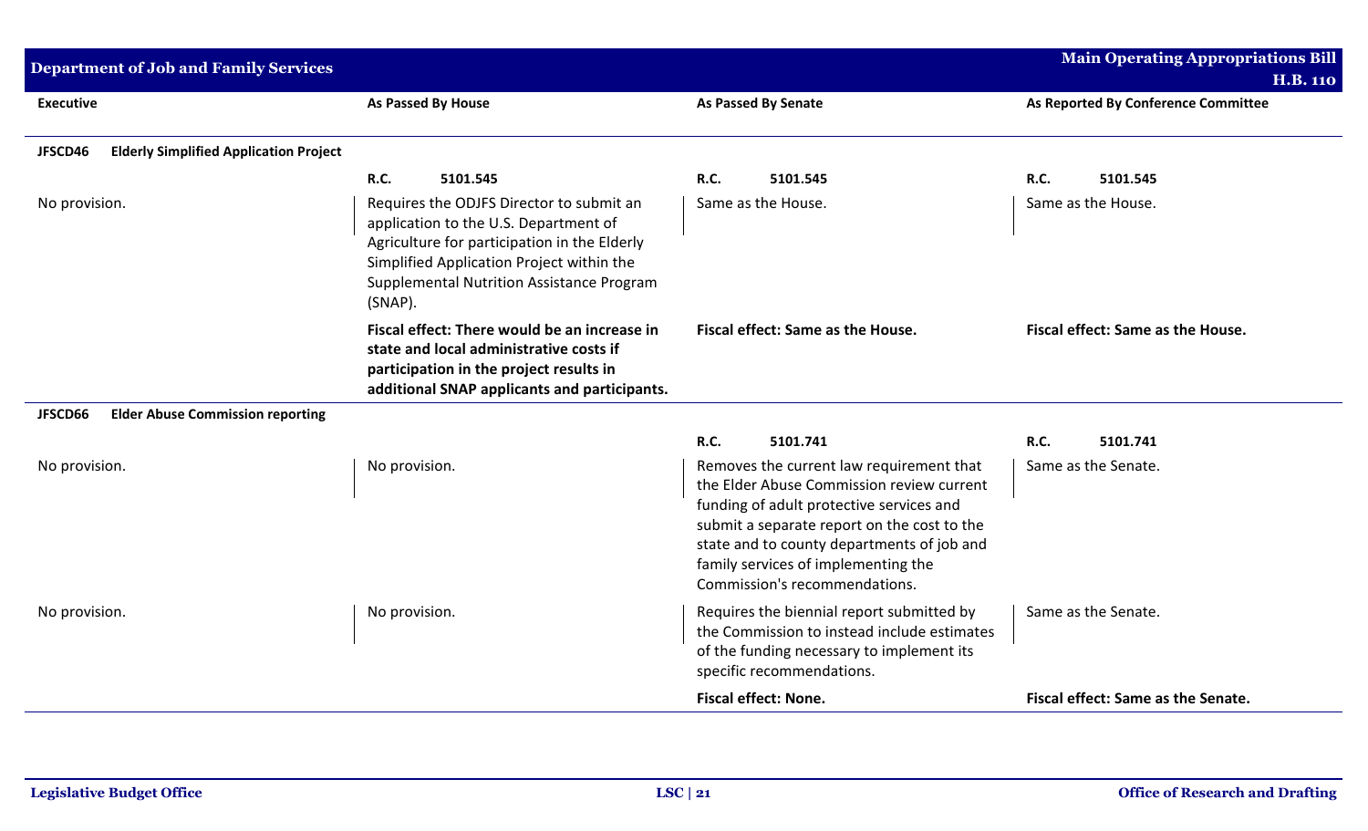| Executive | As Passed By House | As Passed By Senate | As Reported By Conference Committee |
|---|---|---|---|
| **JFSCD46 Elderly Simplified Application Project** | | | |
| | **R.C. 5101.545** | **R.C. 5101.545** | **R.C. 5101.545** |
| No provision. | Requires the ODJFS Director to submit an application to the U.S. Department of Agriculture for participation in the Elderly Simplified Application Project within the Supplemental Nutrition Assistance Program (SNAP). | Same as the House. | Same as the House. |
| | **Fiscal effect: There would be an increase in state and local administrative costs if participation in the project results in additional SNAP applicants and participants.** | **Fiscal effect: Same as the House.** | **Fiscal effect: Same as the House.** |
| **JFSCD66 Elder Abuse Commission reporting** | | | |
| | | **R.C. 5101.741** | **R.C. 5101.741** |
| No provision. | No provision. | Removes the current law requirement that the Elder Abuse Commission review current funding of adult protective services and submit a separate report on the cost to the state and to county departments of job and family services of implementing the Commission's recommendations. | Same as the Senate. |
| No provision. | No provision. | Requires the biennial report submitted by the Commission to instead include estimates of the funding necessary to implement its specific recommendations. | Same as the Senate. |
| | | **Fiscal effect: None.** | **Fiscal effect: Same as the Senate.** |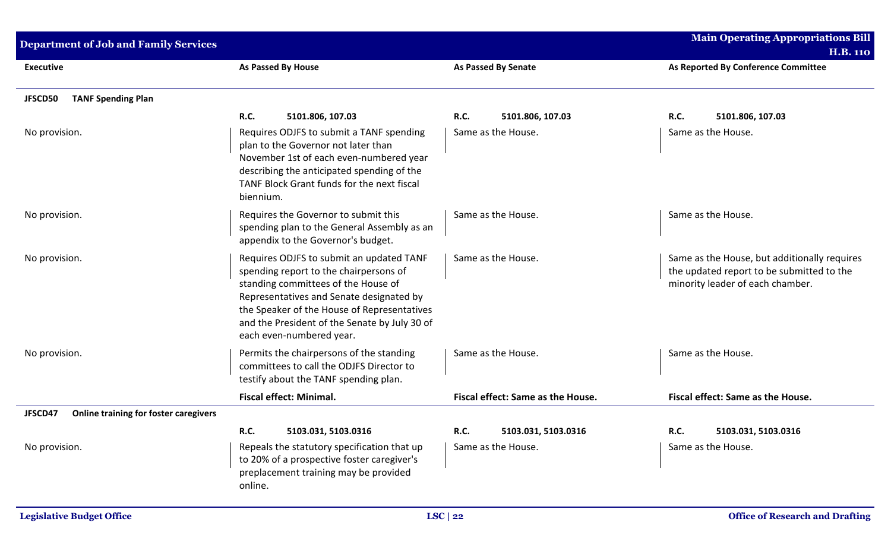| Executive | As Passed By House | As Passed By Senate | As Reported By Conference Committee |
|---|---|---|---|
| **JFSCD50 TANF Spending Plan** | | | |
| | **R.C. 5101.806, 107.03** | **R.C. 5101.806, 107.03** | **R.C. 5101.806, 107.03** |
| No provision. | Requires ODJFS to submit a TANF spending plan to the Governor not later than November 1st of each even-numbered year describing the anticipated spending of the TANF Block Grant funds for the next fiscal biennium. | Same as the House. | Same as the House. |
| No provision. | Requires the Governor to submit this spending plan to the General Assembly as an appendix to the Governor's budget. | Same as the House. | Same as the House. |
| No provision. | Requires ODJFS to submit an updated TANF spending report to the chairpersons of standing committees of the House of Representatives and Senate designated by the Speaker of the House of Representatives and the President of the Senate by July 30 of each even-numbered year. | Same as the House. | Same as the House, but additionally requires the updated report to be submitted to the minority leader of each chamber. |
| No provision. | Permits the chairpersons of the standing committees to call the ODJFS Director to testify about the TANF spending plan. | Same as the House. | Same as the House. |
| | **Fiscal effect: Minimal.** | **Fiscal effect: Same as the House.** | **Fiscal effect: Same as the House.** |
| **JFSCD47 Online training for foster caregivers** | | | |
| | **R.C. 5103.031, 5103.0316** | **R.C. 5103.031, 5103.0316** | **R.C. 5103.031, 5103.0316** |
| No provision. | Repeals the statutory specification that up to 20% of a prospective foster caregiver's preplacement training may be provided online. | Same as the House. | Same as the House. |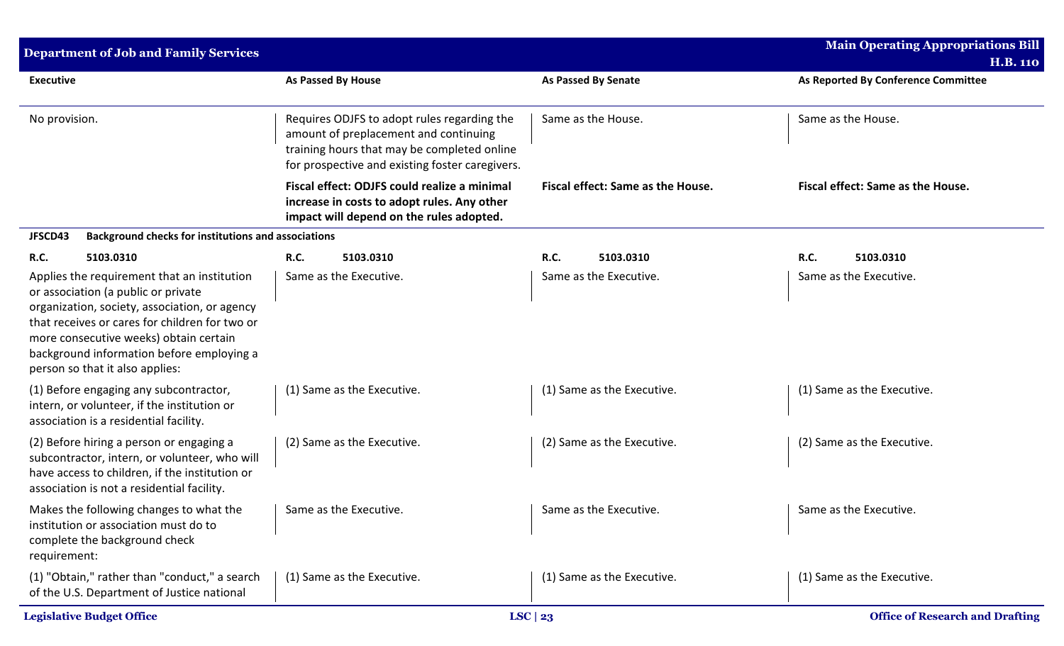| Executive | As Passed By House | As Passed By Senate | As Reported By Conference Committee |
|---|---|---|---|
| No provision. | Requires ODJFS to adopt rules regarding the amount of preplacement and continuing training hours that may be completed online for prospective and existing foster caregivers. | Same as the House. | Same as the House. |
| | **Fiscal effect: ODJFS could realize a minimal increase in costs to adopt rules. Any other impact will depend on the rules adopted.** | **Fiscal effect: Same as the House.** | **Fiscal effect: Same as the House.** |
| **JFSCD43 Background checks for institutions and associations** | | | |
| **R.C. 5103.0310** | **R.C. 5103.0310** | **R.C. 5103.0310** | **R.C. 5103.0310** |
| Applies the requirement that an institution or association (a public or private organization, society, association, or agency that receives or cares for children for two or more consecutive weeks) obtain certain background information before employing a person so that it also applies: | Same as the Executive. | Same as the Executive. | Same as the Executive. |
| (1) Before engaging any subcontractor, intern, or volunteer, if the institution or association is a residential facility. | (1) Same as the Executive. | (1) Same as the Executive. | (1) Same as the Executive. |
| (2) Before hiring a person or engaging a subcontractor, intern, or volunteer, who will have access to children, if the institution or association is not a residential facility. | (2) Same as the Executive. | (2) Same as the Executive. | (2) Same as the Executive. |
| Makes the following changes to what the institution or association must do to complete the background check requirement: | Same as the Executive. | Same as the Executive. | Same as the Executive. |
| (1) "Obtain," rather than "conduct," a search of the U.S. Department of Justice national | (1) Same as the Executive. | (1) Same as the Executive. | (1) Same as the Executive. |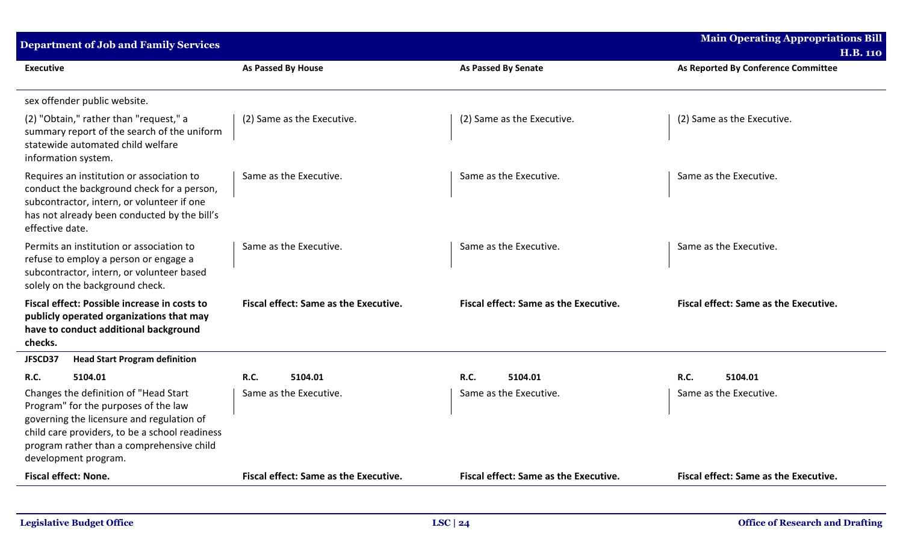| Executive | As Passed By House | As Passed By Senate | As Reported By Conference Committee |
|---|---|---|---|
| sex offender public website. | | | |
| (2) "Obtain," rather than "request," a summary report of the search of the uniform statewide automated child welfare information system. | (2) Same as the Executive. | (2) Same as the Executive. | (2) Same as the Executive. |
| Requires an institution or association to conduct the background check for a person, subcontractor, intern, or volunteer if one has not already been conducted by the bill's effective date. | Same as the Executive. | Same as the Executive. | Same as the Executive. |
| Permits an institution or association to refuse to employ a person or engage a subcontractor, intern, or volunteer based solely on the background check. | Same as the Executive. | Same as the Executive. | Same as the Executive. |
| **Fiscal effect: Possible increase in costs to publicly operated organizations that may have to conduct additional background checks.** | **Fiscal effect: Same as the Executive.** | **Fiscal effect: Same as the Executive.** | **Fiscal effect: Same as the Executive.** |
| **JFSCD37 Head Start Program definition** | | | |
| **R.C. 5104.01** | **R.C. 5104.01** | **R.C. 5104.01** | **R.C. 5104.01** |
| Changes the definition of "Head Start Program" for the purposes of the law governing the licensure and regulation of child care providers, to be a school readiness program rather than a comprehensive child development program. | Same as the Executive. | Same as the Executive. | Same as the Executive. |
| **Fiscal effect: None.** | **Fiscal effect: Same as the Executive.** | **Fiscal effect: Same as the Executive.** | **Fiscal effect: Same as the Executive.** |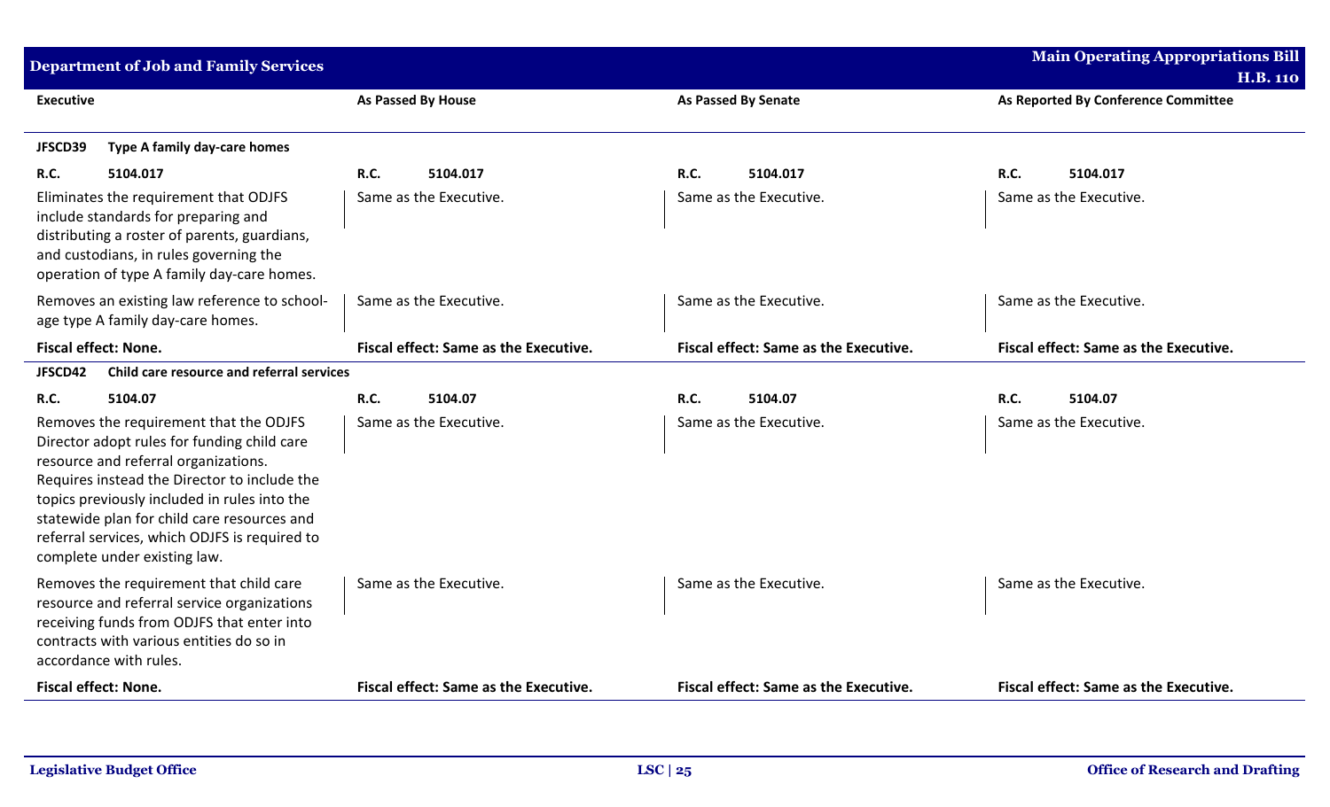| Executive | As Passed By House | As Passed By Senate | As Reported By Conference Committee |
|---|---|---|---|
| **JFSCD39 Type A family day-care homes** | | | |
| **R.C. 5104.017** | **R.C. 5104.017** | **R.C. 5104.017** | **R.C. 5104.017** |
| Eliminates the requirement that ODJFS include standards for preparing and distributing a roster of parents, guardians, and custodians, in rules governing the operation of type A family day-care homes. | Same as the Executive. | Same as the Executive. | Same as the Executive. |
| Removes an existing law reference to school-age type A family day-care homes. | Same as the Executive. | Same as the Executive. | Same as the Executive. |
| **Fiscal effect: None.** | **Fiscal effect: Same as the Executive.** | **Fiscal effect: Same as the Executive.** | **Fiscal effect: Same as the Executive.** |
| **JFSCD42 Child care resource and referral services** | | | |
| **R.C. 5104.07** | **R.C. 5104.07** | **R.C. 5104.07** | **R.C. 5104.07** |
| Removes the requirement that the ODJFS Director adopt rules for funding child care resource and referral organizations. Requires instead the Director to include the topics previously included in rules into the statewide plan for child care resources and referral services, which ODJFS is required to complete under existing law. | Same as the Executive. | Same as the Executive. | Same as the Executive. |
| Removes the requirement that child care resource and referral service organizations receiving funds from ODJFS that enter into contracts with various entities do so in accordance with rules. | Same as the Executive. | Same as the Executive. | Same as the Executive. |
| **Fiscal effect: None.** | **Fiscal effect: Same as the Executive.** | **Fiscal effect: Same as the Executive.** | **Fiscal effect: Same as the Executive.** |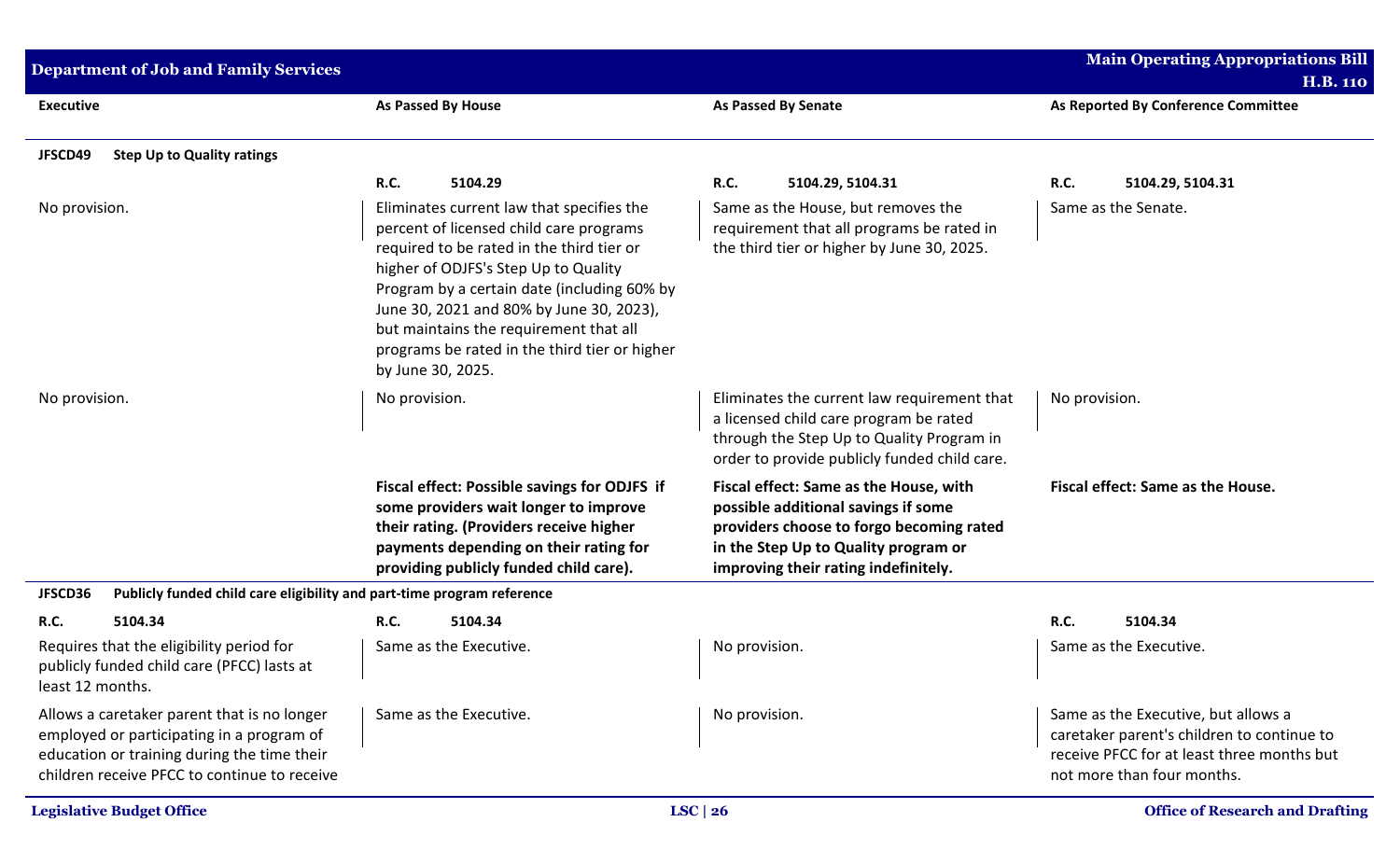| Executive | As Passed By House | As Passed By Senate | As Reported By Conference Committee |
| --- | --- | --- | --- |
| **JFSCD49 Step Up to Quality ratings** | | | |
| | **R.C. 5104.29** | **R.C. 5104.29, 5104.31** | **R.C. 5104.29, 5104.31** |
| No provision. | Eliminates current law that specifies the percent of licensed child care programs required to be rated in the third tier or higher of ODJFS's Step Up to Quality Program by a certain date (including 60% by June 30, 2021 and 80% by June 30, 2023), but maintains the requirement that all programs be rated in the third tier or higher by June 30, 2025. | Same as the House, but removes the requirement that all programs be rated in the third tier or higher by June 30, 2025. | Same as the Senate. |
| No provision. | No provision. | Eliminates the current law requirement that a licensed child care program be rated through the Step Up to Quality Program in order to provide publicly funded child care. | No provision. |
| | **Fiscal effect: Possible savings for ODJFS if some providers wait longer to improve their rating. (Providers receive higher payments depending on their rating for providing publicly funded child care).** | **Fiscal effect: Same as the House, with possible additional savings if some providers choose to forgo becoming rated in the Step Up to Quality program or improving their rating indefinitely.** | **Fiscal effect: Same as the House.** |
| **JFSCD36 Publicly funded child care eligibility and part-time program reference** | | | |
| **R.C. 5104.34** | **R.C. 5104.34** | | **R.C. 5104.34** |
| Requires that the eligibility period for publicly funded child care (PFCC) lasts at least 12 months. | Same as the Executive. | No provision. | Same as the Executive. |
| Allows a caretaker parent that is no longer employed or participating in a program of education or training during the time their children receive PFCC to continue to receive | Same as the Executive. | No provision. | Same as the Executive, but allows a caretaker parent's children to continue to receive PFCC for at least three months but not more than four months. |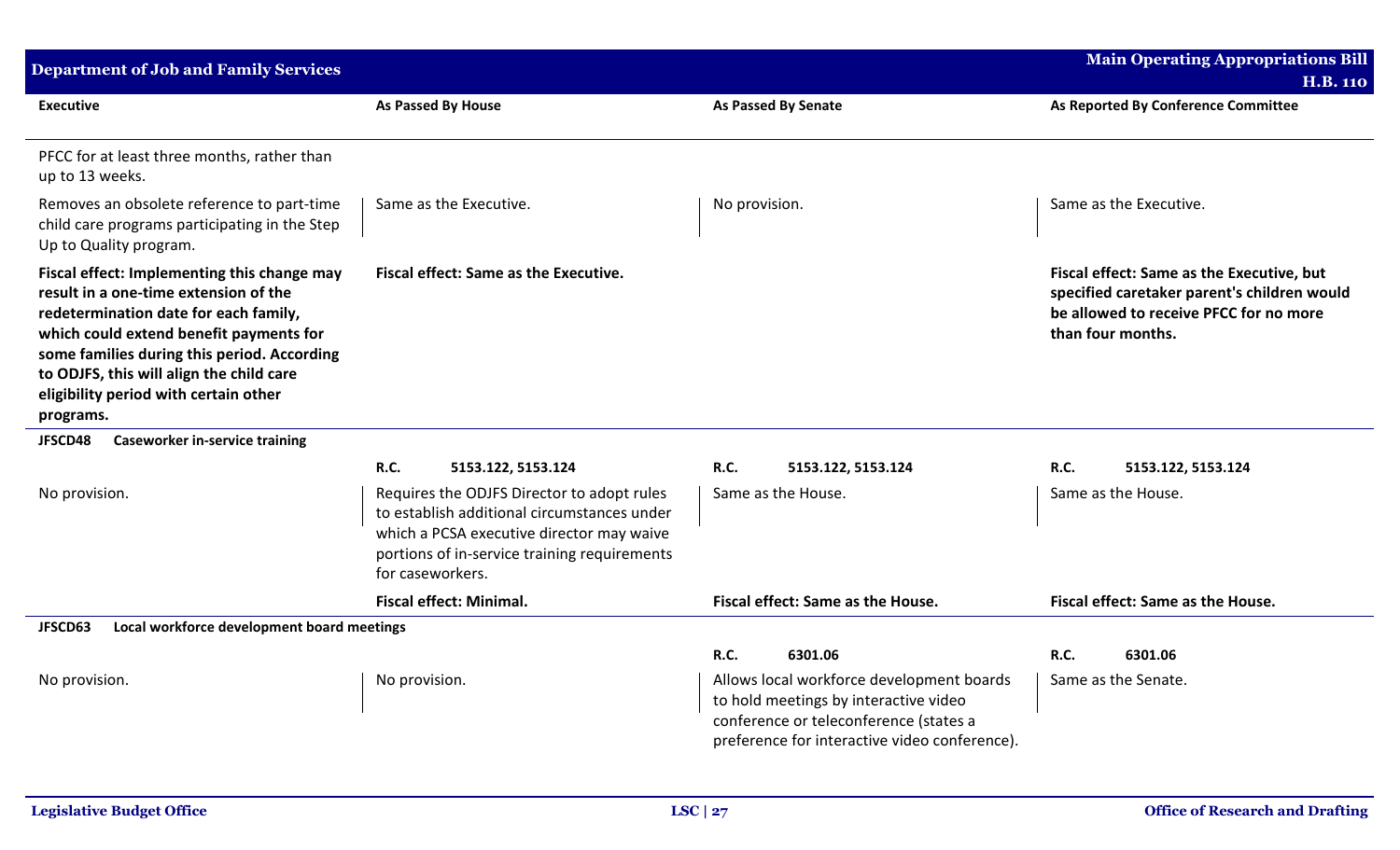| Executive | As Passed By House | As Passed By Senate | As Reported By Conference Committee |
|---|---|---|---|
| PFCC for at least three months, rather than up to 13 weeks. | | | |
| Removes an obsolete reference to part-time child care programs participating in the Step Up to Quality program. | Same as the Executive. | No provision. | Same as the Executive. |
| **Fiscal effect: Implementing this change may result in a one-time extension of the redetermination date for each family, which could extend benefit payments for some families during this period. According to ODJFS, this will align the child care eligibility period with certain other programs.** | **Fiscal effect: Same as the Executive.** | | **Fiscal effect: Same as the Executive, but specified caretaker parent's children would be allowed to receive PFCC for no more than four months.** |
| **JFSCD48 Caseworker in-service training** | | | |
| | **R.C.** 5153.122, 5153.124 | **R.C.** 5153.122, 5153.124 | **R.C.** 5153.122, 5153.124 |
| No provision. | Requires the ODJFS Director to adopt rules to establish additional circumstances under which a PCSA executive director may waive portions of in-service training requirements for caseworkers. | Same as the House. | Same as the House. |
| | **Fiscal effect: Minimal.** | **Fiscal effect: Same as the House.** | **Fiscal effect: Same as the House.** |
| **JFSCD63 Local workforce development board meetings** | | | |
| | | **R.C.** 6301.06 | **R.C.** 6301.06 |
| No provision. | No provision. | Allows local workforce development boards to hold meetings by interactive video conference or teleconference (states a preference for interactive video conference). | Same as the Senate. |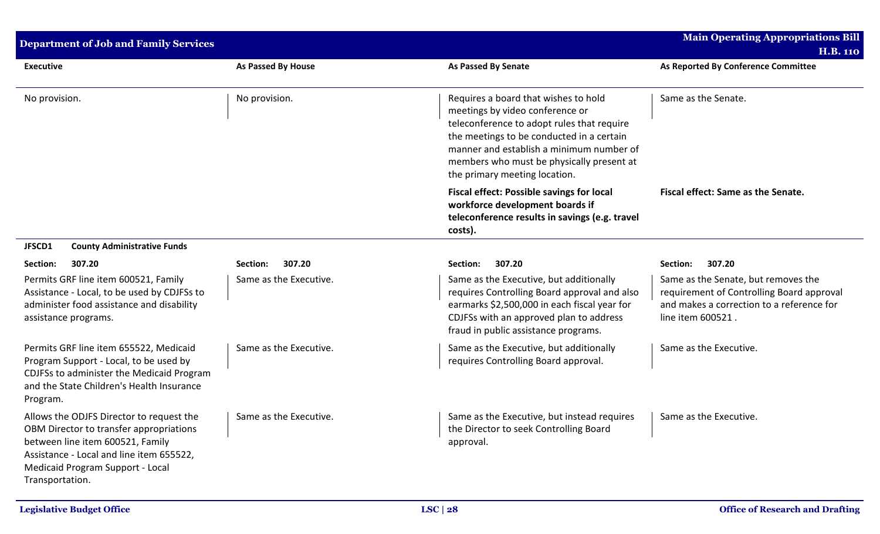| Executive | As Passed By House | As Passed By Senate | As Reported By Conference Committee |
|---|---|---|---|
| No provision. | No provision. | Requires a board that wishes to hold meetings by video conference or teleconference to adopt rules that require the meetings to be conducted in a certain manner and establish a minimum number of members who must be physically present at the primary meeting location. | Same as the Senate. |
| | | **Fiscal effect: Possible savings for local workforce development boards if teleconference results in savings (e.g. travel costs).** | **Fiscal effect: Same as the Senate.** |
| **JFSCD1 County Administrative Funds** | | | |
| **Section: 307.20** | **Section: 307.20** | **Section: 307.20** | **Section: 307.20** |
| Permits GRF line item 600521, Family Assistance - Local, to be used by CDJFSs to administer food assistance and disability assistance programs. | Same as the Executive. | Same as the Executive, but additionally requires Controlling Board approval and also earmarks $2,500,000 in each fiscal year for CDJFSs with an approved plan to address fraud in public assistance programs. | Same as the Senate, but removes the requirement of Controlling Board approval and makes a correction to a reference for line item 600521 . |
| Permits GRF line item 655522, Medicaid Program Support - Local, to be used by CDJFSs to administer the Medicaid Program and the State Children's Health Insurance Program. | Same as the Executive. | Same as the Executive, but additionally requires Controlling Board approval. | Same as the Executive. |
| Allows the ODJFS Director to request the OBM Director to transfer appropriations between line item 600521, Family Assistance - Local and line item 655522, Medicaid Program Support - Local Transportation. | Same as the Executive. | Same as the Executive, but instead requires the Director to seek Controlling Board approval. | Same as the Executive. |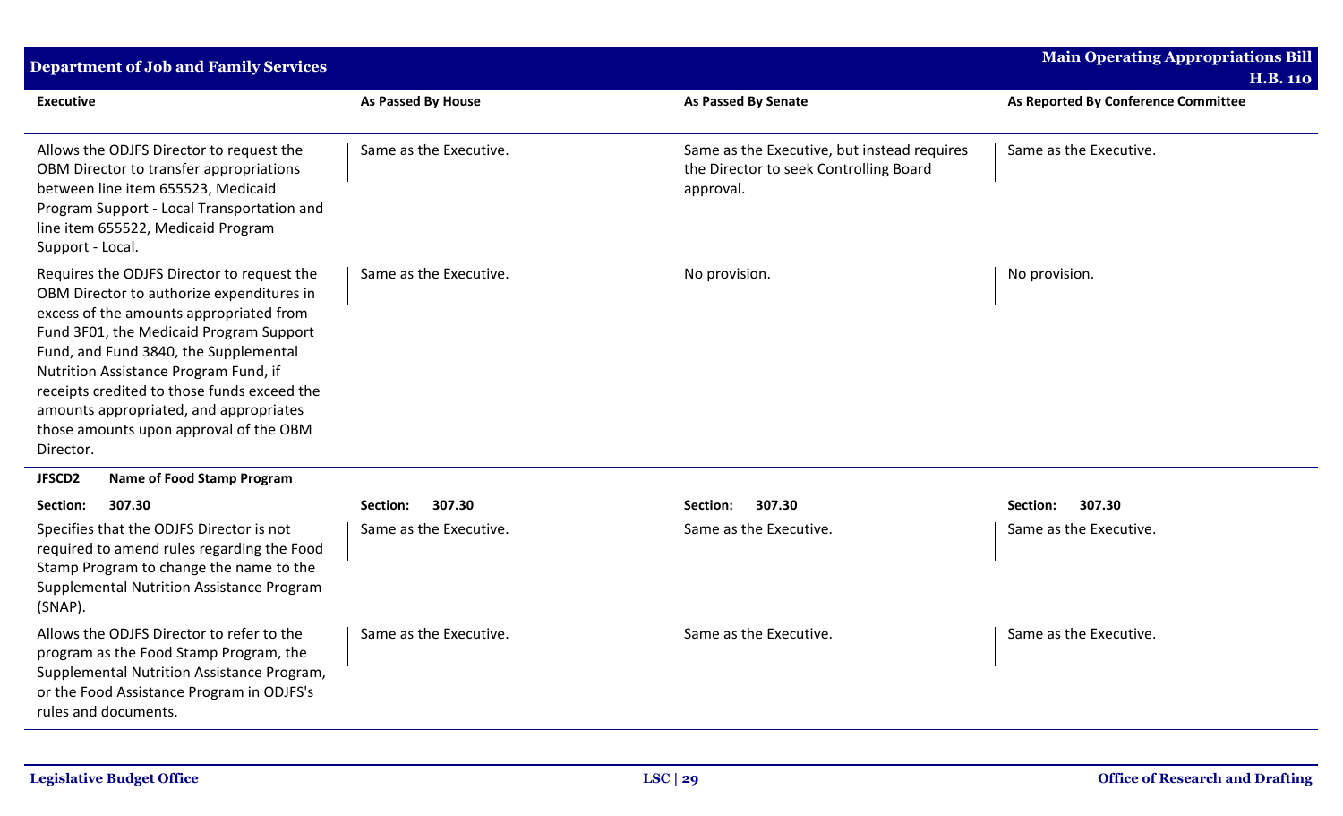| Executive | As Passed By House | As Passed By Senate | As Reported By Conference Committee |
|---|---|---|---|
| Allows the ODJFS Director to request the OBM Director to transfer appropriations between line item 655523, Medicaid Program Support - Local Transportation and line item 655522, Medicaid Program Support - Local. | Same as the Executive. | Same as the Executive, but instead requires the Director to seek Controlling Board approval. | Same as the Executive. |
| Requires the ODJFS Director to request the OBM Director to authorize expenditures in excess of the amounts appropriated from Fund 3F01, the Medicaid Program Support Fund, and Fund 3840, the Supplemental Nutrition Assistance Program Fund, if receipts credited to those funds exceed the amounts appropriated, and appropriates those amounts upon approval of the OBM Director. | Same as the Executive. | No provision. | No provision. |
| **JFSCD2 Name of Food Stamp Program** | | | |
| **Section: 307.30** | **Section: 307.30** | **Section: 307.30** | **Section: 307.30** |
| Specifies that the ODJFS Director is not required to amend rules regarding the Food Stamp Program to change the name to the Supplemental Nutrition Assistance Program (SNAP). | Same as the Executive. | Same as the Executive. | Same as the Executive. |
| Allows the ODJFS Director to refer to the program as the Food Stamp Program, the Supplemental Nutrition Assistance Program, or the Food Assistance Program in ODJFS's rules and documents. | Same as the Executive. | Same as the Executive. | Same as the Executive. |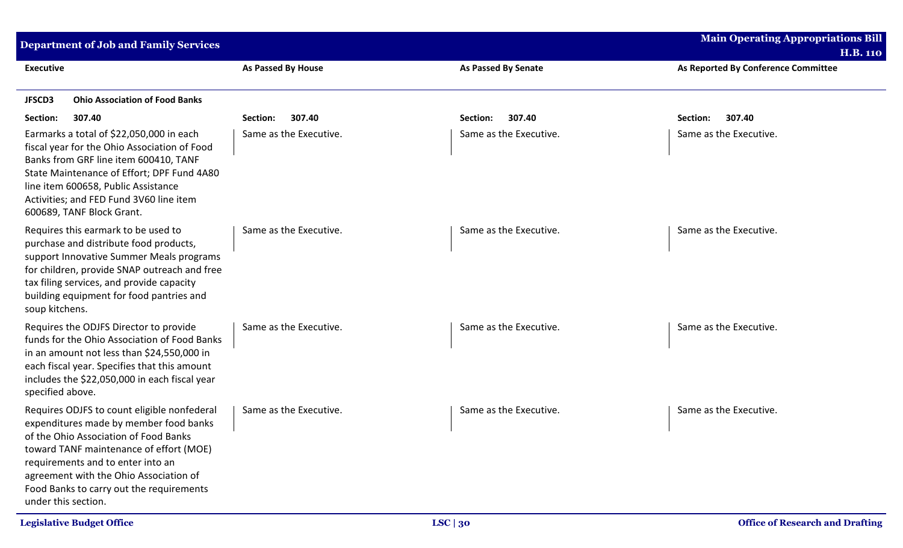| Executive | As Passed By House | As Passed By Senate | As Reported By Conference Committee |
|---|---|---|---|
| **JFSCD3 Ohio Association of Food Banks** | | | |
| **Section: 307.40** | **Section: 307.40** | **Section: 307.40** | **Section: 307.40** |
| Earmarks a total of $22,050,000 in each fiscal year for the Ohio Association of Food Banks from GRF line item 600410, TANF State Maintenance of Effort; DPF Fund 4A80 line item 600658, Public Assistance Activities; and FED Fund 3V60 line item 600689, TANF Block Grant. | Same as the Executive. | Same as the Executive. | Same as the Executive. |
| Requires this earmark to be used to purchase and distribute food products, support Innovative Summer Meals programs for children, provide SNAP outreach and free tax filing services, and provide capacity building equipment for food pantries and soup kitchens. | Same as the Executive. | Same as the Executive. | Same as the Executive. |
| Requires the ODJFS Director to provide funds for the Ohio Association of Food Banks in an amount not less than $24,550,000 in each fiscal year. Specifies that this amount includes the $22,050,000 in each fiscal year specified above. | Same as the Executive. | Same as the Executive. | Same as the Executive. |
| Requires ODJFS to count eligible nonfederal expenditures made by member food banks of the Ohio Association of Food Banks toward TANF maintenance of effort (MOE) requirements and to enter into an agreement with the Ohio Association of Food Banks to carry out the requirements under this section. | Same as the Executive. | Same as the Executive. | Same as the Executive. |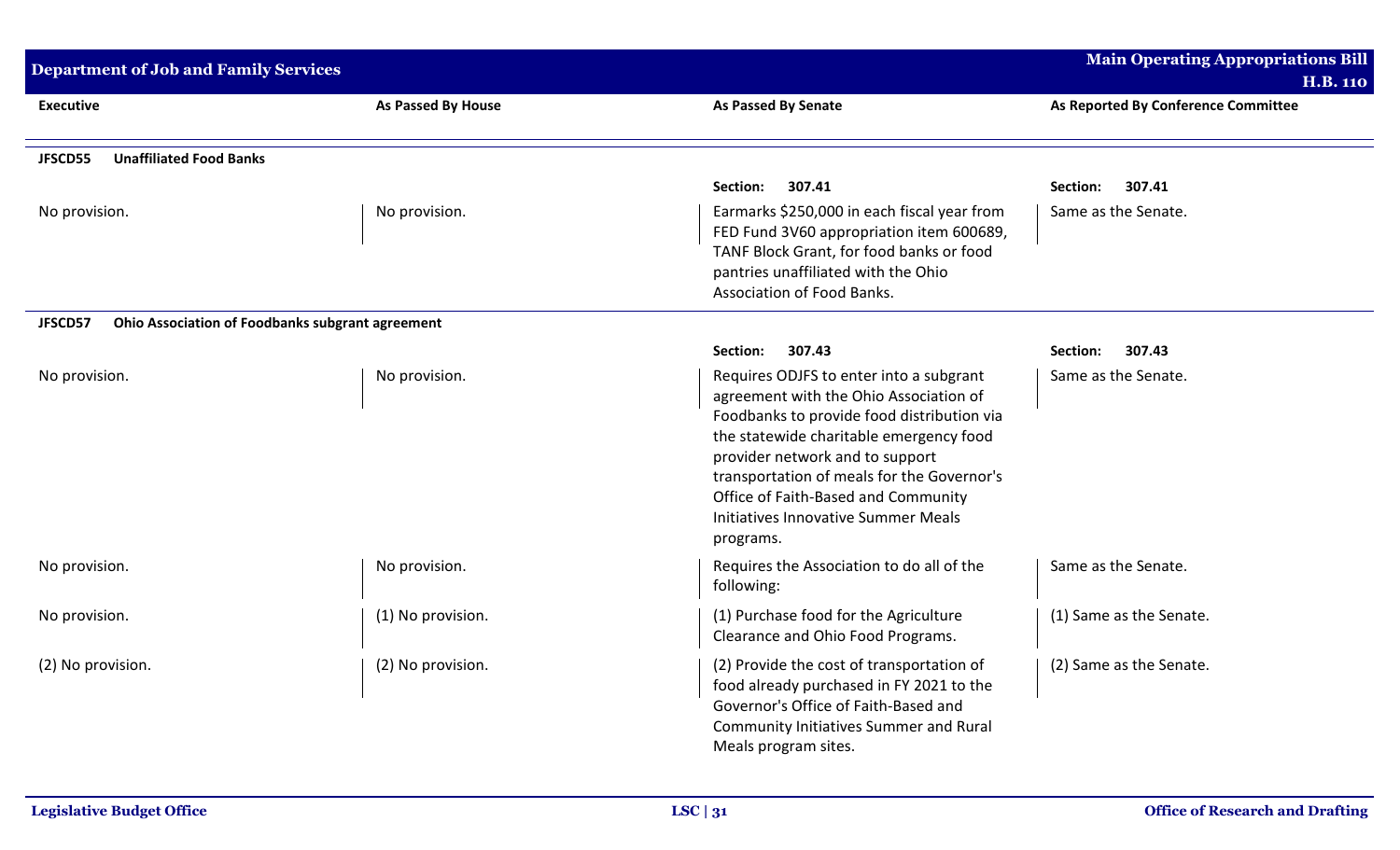| Executive | As Passed By House | As Passed By Senate | As Reported By Conference Committee |
|---|---|---|---|
| **JFSCD55 Unaffiliated Food Banks** | | | |
| | | **Section: 307.41** | **Section: 307.41** |
| No provision. | No provision. | Earmarks $250,000 in each fiscal year from FED Fund 3V60 appropriation item 600689, TANF Block Grant, for food banks or food pantries unaffiliated with the Ohio Association of Food Banks. | Same as the Senate. |
| **JFSCD57 Ohio Association of Foodbanks subgrant agreement** | | | |
| | | **Section: 307.43** | **Section: 307.43** |
| No provision. | No provision. | Requires ODJFS to enter into a subgrant agreement with the Ohio Association of Foodbanks to provide food distribution via the statewide charitable emergency food provider network and to support transportation of meals for the Governor's Office of Faith-Based and Community Initiatives Innovative Summer Meals programs. | Same as the Senate. |
| No provision. | No provision. | Requires the Association to do all of the following: | Same as the Senate. |
| No provision. | (1) No provision. | (1) Purchase food for the Agriculture Clearance and Ohio Food Programs. | (1) Same as the Senate. |
| (2) No provision. | (2) No provision. | (2) Provide the cost of transportation of food already purchased in FY 2021 to the Governor's Office of Faith-Based and Community Initiatives Summer and Rural Meals program sites. | (2) Same as the Senate. |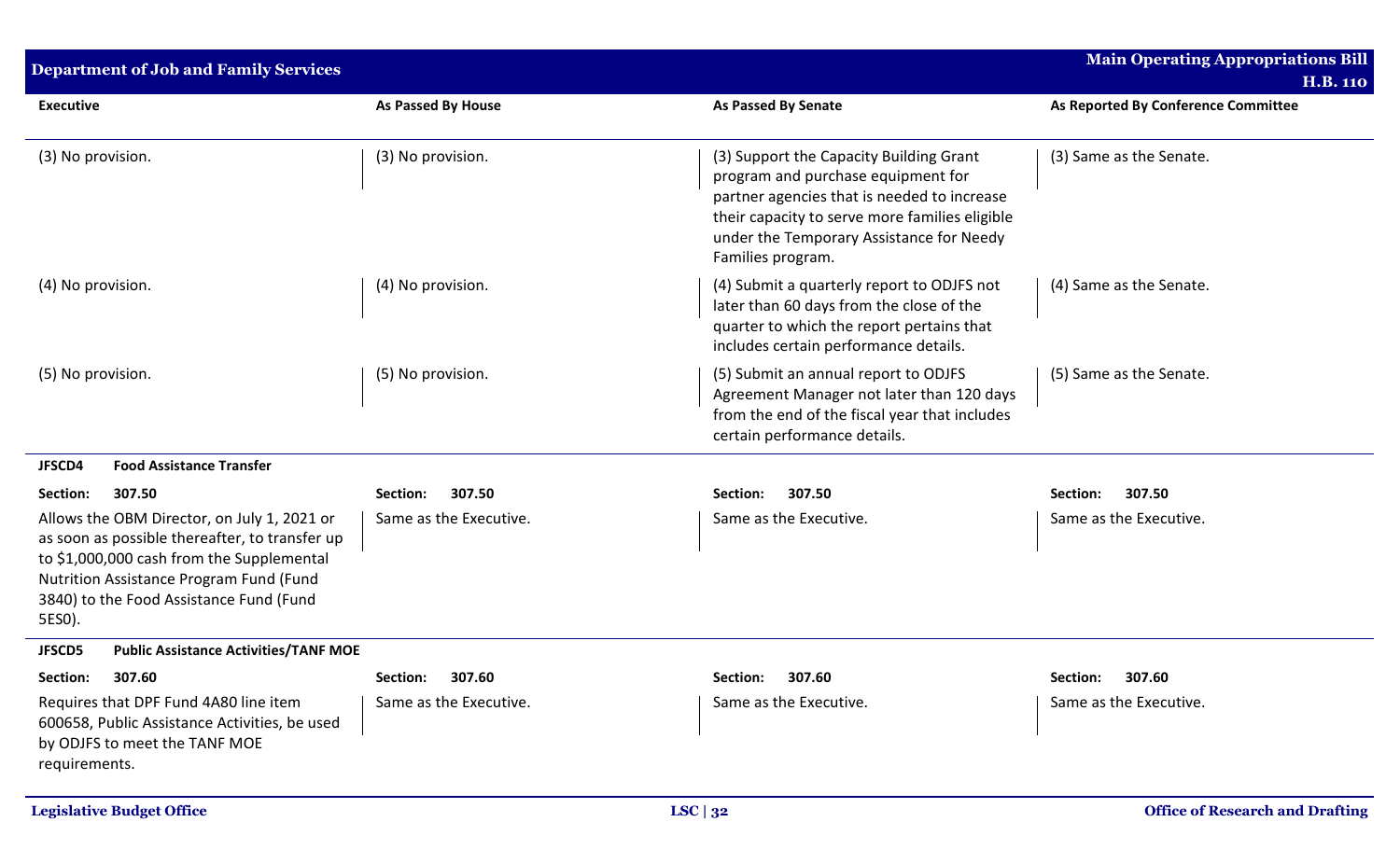| Executive | As Passed By House | As Passed By Senate | As Reported By Conference Committee |
|---|---|---|---|
| (3) No provision. | (3) No provision. | (3) Support the Capacity Building Grant program and purchase equipment for partner agencies that is needed to increase their capacity to serve more families eligible under the Temporary Assistance for Needy Families program. | (3) Same as the Senate. |
| (4) No provision. | (4) No provision. | (4) Submit a quarterly report to ODJFS not later than 60 days from the close of the quarter to which the report pertains that includes certain performance details. | (4) Same as the Senate. |
| (5) No provision. | (5) No provision. | (5) Submit an annual report to ODJFS Agreement Manager not later than 120 days from the end of the fiscal year that includes certain performance details. | (5) Same as the Senate. |
| **JFSCD4 Food Assistance Transfer** | | | |
| **Section: 307.50** | **Section: 307.50** | **Section: 307.50** | **Section: 307.50** |
| Allows the OBM Director, on July 1, 2021 or as soon as possible thereafter, to transfer up to $1,000,000 cash from the Supplemental Nutrition Assistance Program Fund (Fund 3840) to the Food Assistance Fund (Fund 5ES0). | Same as the Executive. | Same as the Executive. | Same as the Executive. |
| **JFSCD5 Public Assistance Activities/TANF MOE** | | | |
| **Section: 307.60** | **Section: 307.60** | **Section: 307.60** | **Section: 307.60** |
| Requires that DPF Fund 4A80 line item 600658, Public Assistance Activities, be used by ODJFS to meet the TANF MOE requirements. | Same as the Executive. | Same as the Executive. | Same as the Executive. |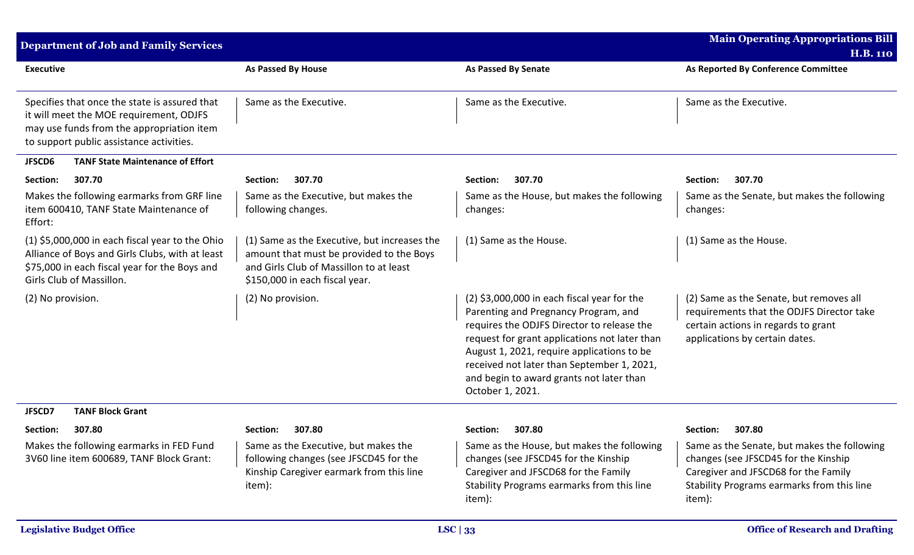| Executive | As Passed By House | As Passed By Senate | As Reported By Conference Committee |
|---|---|---|---|
| Specifies that once the state is assured that it will meet the MOE requirement, ODJFS may use funds from the appropriation item to support public assistance activities. | Same as the Executive. | Same as the Executive. | Same as the Executive. |
| **JFSCD6 TANF State Maintenance of Effort** | | | |
| **Section: 307.70** | **Section: 307.70** | **Section: 307.70** | **Section: 307.70** |
| Makes the following earmarks from GRF line item 600410, TANF State Maintenance of Effort: | Same as the Executive, but makes the following changes. | Same as the House, but makes the following changes: | Same as the Senate, but makes the following changes: |
| (1) $5,000,000 in each fiscal year to the Ohio Alliance of Boys and Girls Clubs, with at least $75,000 in each fiscal year for the Boys and Girls Club of Massillon. | (1) Same as the Executive, but increases the amount that must be provided to the Boys and Girls Club of Massillon to at least $150,000 in each fiscal year. | (1) Same as the House. | (1) Same as the House. |
| (2) No provision. | (2) No provision. | (2) $3,000,000 in each fiscal year for the Parenting and Pregnancy Program, and requires the ODJFS Director to release the request for grant applications not later than August 1, 2021, require applications to be received not later than September 1, 2021, and begin to award grants not later than October 1, 2021. | (2) Same as the Senate, but removes all requirements that the ODJFS Director take certain actions in regards to grant applications by certain dates. |
| **JFSCD7 TANF Block Grant** | | | |
| **Section: 307.80** | **Section: 307.80** | **Section: 307.80** | **Section: 307.80** |
| Makes the following earmarks in FED Fund 3V60 line item 600689, TANF Block Grant: | Same as the Executive, but makes the following changes (see JFSCD45 for the Kinship Caregiver earmark from this line item): | Same as the House, but makes the following changes (see JFSCD45 for the Kinship Caregiver and JFSCD68 for the Family Stability Programs earmarks from this line item): | Same as the Senate, but makes the following changes (see JFSCD45 for the Kinship Caregiver and JFSCD68 for the Family Stability Programs earmarks from this line item): |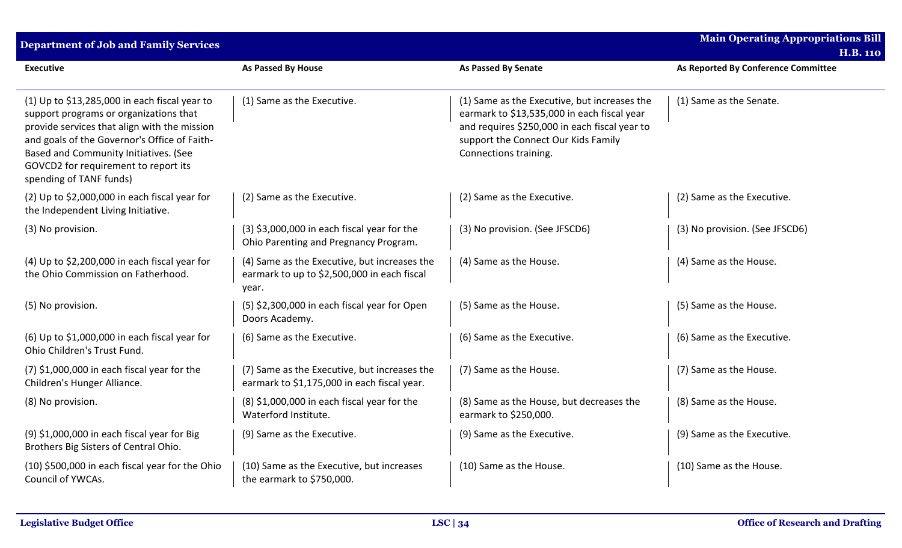| Executive | As Passed By House | As Passed By Senate | As Reported By Conference Committee |
|---|---|---|---|
| (1) Up to $13,285,000 in each fiscal year to support programs or organizations that provide services that align with the mission and goals of the Governor's Office of Faith-Based and Community Initiatives. (See GOVCD2 for requirement to report its spending of TANF funds) | (1) Same as the Executive. | (1) Same as the Executive, but increases the earmark to $13,535,000 in each fiscal year and requires $250,000 in each fiscal year to support the Connect Our Kids Family Connections training. | (1) Same as the Senate. |
| (2) Up to $2,000,000 in each fiscal year for the Independent Living Initiative. | (2) Same as the Executive. | (2) Same as the Executive. | (2) Same as the Executive. |
| (3) No provision. | (3) $3,000,000 in each fiscal year for the Ohio Parenting and Pregnancy Program. | (3) No provision. (See JFSCD6) | (3) No provision. (See JFSCD6) |
| (4) Up to $2,200,000 in each fiscal year for the Ohio Commission on Fatherhood. | (4) Same as the Executive, but increases the earmark to up to $2,500,000 in each fiscal year. | (4) Same as the House. | (4) Same as the House. |
| (5) No provision. | (5) $2,300,000 in each fiscal year for Open Doors Academy. | (5) Same as the House. | (5) Same as the House. |
| (6) Up to $1,000,000 in each fiscal year for Ohio Children's Trust Fund. | (6) Same as the Executive. | (6) Same as the Executive. | (6) Same as the Executive. |
| (7) $1,000,000 in each fiscal year for the Children's Hunger Alliance. | (7) Same as the Executive, but increases the earmark to $1,175,000 in each fiscal year. | (7) Same as the House. | (7) Same as the House. |
| (8) No provision. | (8) $1,000,000 in each fiscal year for the Waterford Institute. | (8) Same as the House, but decreases the earmark to $250,000. | (8) Same as the House. |
| (9) $1,000,000 in each fiscal year for Big Brothers Big Sisters of Central Ohio. | (9) Same as the Executive. | (9) Same as the Executive. | (9) Same as the Executive. |
| (10) $500,000 in each fiscal year for the Ohio Council of YWCAs. | (10) Same as the Executive, but increases the earmark to $750,000. | (10) Same as the House. | (10) Same as the House. |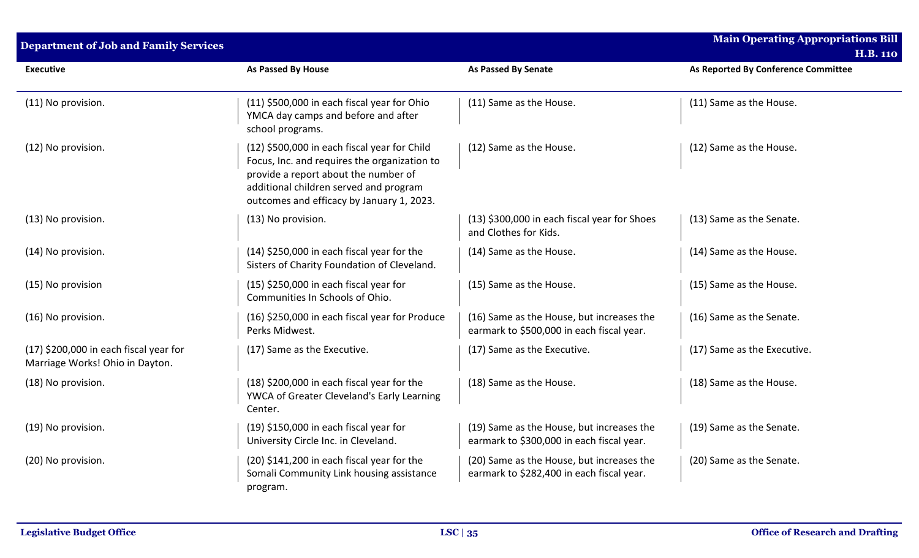| Executive | As Passed By House | As Passed By Senate | As Reported By Conference Committee |
|---|---|---|---|
| (11) No provision. | (11) $500,000 in each fiscal year for Ohio YMCA day camps and before and after school programs. | (11) Same as the House. | (11) Same as the House. |
| (12) No provision. | (12) $500,000 in each fiscal year for Child Focus, Inc. and requires the organization to provide a report about the number of additional children served and program outcomes and efficacy by January 1, 2023. | (12) Same as the House. | (12) Same as the House. |
| (13) No provision. | (13) No provision. | (13) $300,000 in each fiscal year for Shoes and Clothes for Kids. | (13) Same as the Senate. |
| (14) No provision. | (14) $250,000 in each fiscal year for the Sisters of Charity Foundation of Cleveland. | (14) Same as the House. | (14) Same as the House. |
| (15) No provision | (15) $250,000 in each fiscal year for Communities In Schools of Ohio. | (15) Same as the House. | (15) Same as the House. |
| (16) No provision. | (16) $250,000 in each fiscal year for Produce Perks Midwest. | (16) Same as the House, but increases the earmark to $500,000 in each fiscal year. | (16) Same as the Senate. |
| (17) $200,000 in each fiscal year for Marriage Works! Ohio in Dayton. | (17) Same as the Executive. | (17) Same as the Executive. | (17) Same as the Executive. |
| (18) No provision. | (18) $200,000 in each fiscal year for the YWCA of Greater Cleveland's Early Learning Center. | (18) Same as the House. | (18) Same as the House. |
| (19) No provision. | (19) $150,000 in each fiscal year for University Circle Inc. in Cleveland. | (19) Same as the House, but increases the earmark to $300,000 in each fiscal year. | (19) Same as the Senate. |
| (20) No provision. | (20) $141,200 in each fiscal year for the Somali Community Link housing assistance program. | (20) Same as the House, but increases the earmark to $282,400 in each fiscal year. | (20) Same as the Senate. |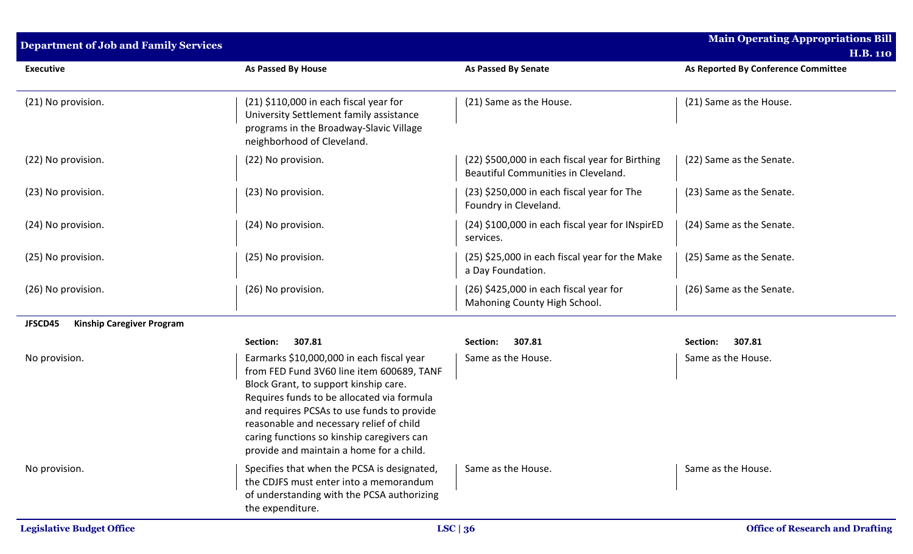| Executive | As Passed By House | As Passed By Senate | As Reported By Conference Committee |
|---|---|---|---|
| (21) No provision. | (21) $110,000 in each fiscal year for University Settlement family assistance programs in the Broadway-Slavic Village neighborhood of Cleveland. | (21) Same as the House. | (21) Same as the House. |
| (22) No provision. | (22) No provision. | (22) $500,000 in each fiscal year for Birthing Beautiful Communities in Cleveland. | (22) Same as the Senate. |
| (23) No provision. | (23) No provision. | (23) $250,000 in each fiscal year for The Foundry in Cleveland. | (23) Same as the Senate. |
| (24) No provision. | (24) No provision. | (24) $100,000 in each fiscal year for INspirED services. | (24) Same as the Senate. |
| (25) No provision. | (25) No provision. | (25) $25,000 in each fiscal year for the Make a Day Foundation. | (25) Same as the Senate. |
| (26) No provision. | (26) No provision. | (26) $425,000 in each fiscal year for Mahoning County High School. | (26) Same as the Senate. |
| **JFSCD45 Kinship Caregiver Program** | | | |
| | **Section: 307.81** | **Section: 307.81** | **Section: 307.81** |
| No provision. | Earmarks $10,000,000 in each fiscal year from FED Fund 3V60 line item 600689, TANF Block Grant, to support kinship care. Requires funds to be allocated via formula and requires PCSAs to use funds to provide reasonable and necessary relief of child caring functions so kinship caregivers can provide and maintain a home for a child. | Same as the House. | Same as the House. |
| No provision. | Specifies that when the PCSA is designated, the CDJFS must enter into a memorandum of understanding with the PCSA authorizing the expenditure. | Same as the House. | Same as the House. |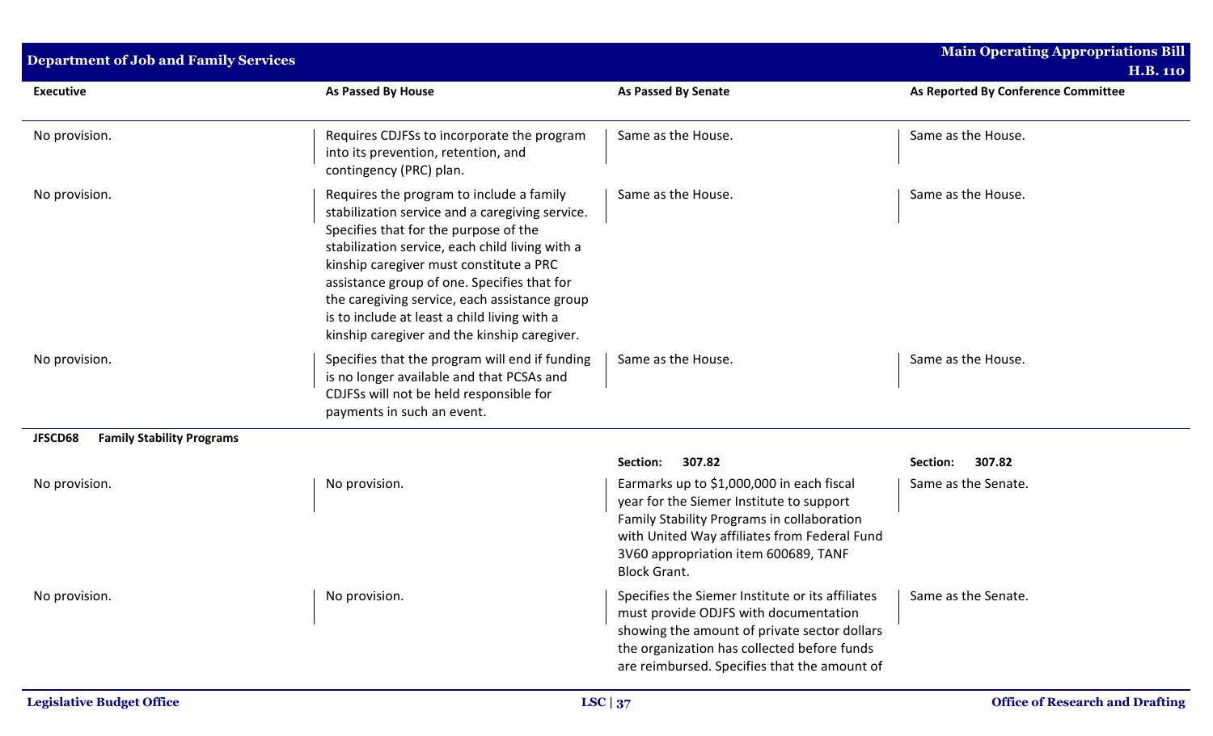| Executive | As Passed By House | As Passed By Senate | As Reported By Conference Committee |
|---|---|---|---|
| No provision. | Requires CDJFSs to incorporate the program into its prevention, retention, and contingency (PRC) plan. | Same as the House. | Same as the House. |
| No provision. | Requires the program to include a family stabilization service and a caregiving service. Specifies that for the purpose of the stabilization service, each child living with a kinship caregiver must constitute a PRC assistance group of one. Specifies that for the caregiving service, each assistance group is to include at least a child living with a kinship caregiver and the kinship caregiver. | Same as the House. | Same as the House. |
| No provision. | Specifies that the program will end if funding is no longer available and that PCSAs and CDJFSs will not be held responsible for payments in such an event. | Same as the House. | Same as the House. |
| **JFSCD68 Family Stability Programs** | | | |
| | | **Section: 307.82** | **Section: 307.82** |
| No provision. | No provision. | Earmarks up to $1,000,000 in each fiscal year for the Siemer Institute to support Family Stability Programs in collaboration with United Way affiliates from Federal Fund 3V60 appropriation item 600689, TANF Block Grant. | Same as the Senate. |
| No provision. | No provision. | Specifies the Siemer Institute or its affiliates must provide ODJFS with documentation showing the amount of private sector dollars the organization has collected before funds are reimbursed. Specifies that the amount of | Same as the Senate. |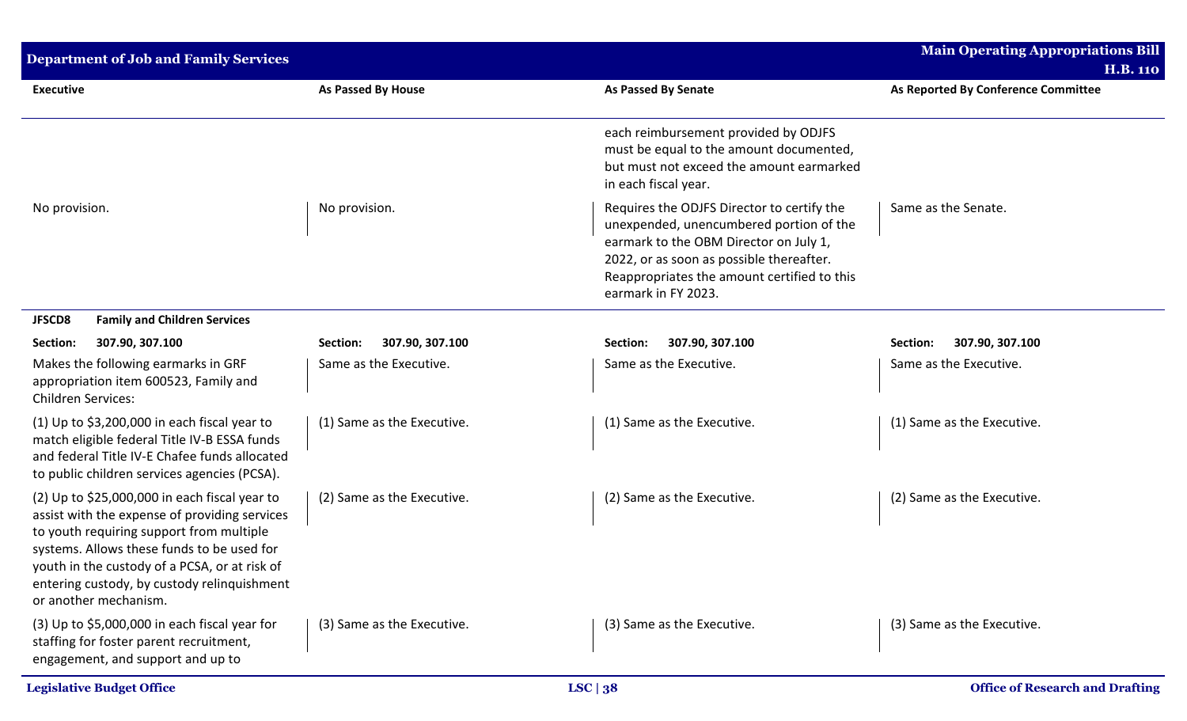| Executive | As Passed By House | As Passed By Senate | As Reported By Conference Committee |
|---|---|---|---|
| | | each reimbursement provided by ODJFS must be equal to the amount documented, but must not exceed the amount earmarked in each fiscal year. | |
| No provision. | No provision. | Requires the ODJFS Director to certify the unexpended, unencumbered portion of the earmark to the OBM Director on July 1, 2022, or as soon as possible thereafter. Reappropriates the amount certified to this earmark in FY 2023. | Same as the Senate. |
| **JFSCD8 Family and Children Services** | | | |
| **Section: 307.90, 307.100** | **Section: 307.90, 307.100** | **Section: 307.90, 307.100** | **Section: 307.90, 307.100** |
| Makes the following earmarks in GRF appropriation item 600523, Family and Children Services: | Same as the Executive. | Same as the Executive. | Same as the Executive. |
| (1) Up to $3,200,000 in each fiscal year to match eligible federal Title IV-B ESSA funds and federal Title IV-E Chafee funds allocated to public children services agencies (PCSA). | (1) Same as the Executive. | (1) Same as the Executive. | (1) Same as the Executive. |
| (2) Up to $25,000,000 in each fiscal year to assist with the expense of providing services to youth requiring support from multiple systems. Allows these funds to be used for youth in the custody of a PCSA, or at risk of entering custody, by custody relinquishment or another mechanism. | (2) Same as the Executive. | (2) Same as the Executive. | (2) Same as the Executive. |
| (3) Up to $5,000,000 in each fiscal year for staffing for foster parent recruitment, engagement, and support and up to | (3) Same as the Executive. | (3) Same as the Executive. | (3) Same as the Executive. |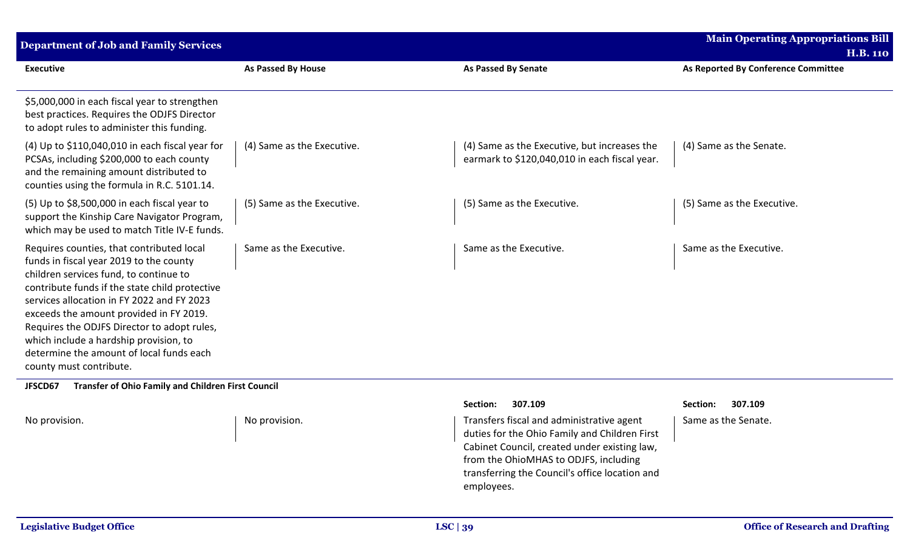| Executive | As Passed By House | As Passed By Senate | As Reported By Conference Committee |
|---|---|---|---|
| $5,000,000 in each fiscal year to strengthen best practices. Requires the ODJFS Director to adopt rules to administer this funding. | | | |
| (4) Up to $110,040,010 in each fiscal year for PCSAs, including $200,000 to each county and the remaining amount distributed to counties using the formula in R.C. 5101.14. | (4) Same as the Executive. | (4) Same as the Executive, but increases the earmark to $120,040,010 in each fiscal year. | (4) Same as the Senate. |
| (5) Up to $8,500,000 in each fiscal year to support the Kinship Care Navigator Program, which may be used to match Title IV-E funds. | (5) Same as the Executive. | (5) Same as the Executive. | (5) Same as the Executive. |
| Requires counties, that contributed local funds in fiscal year 2019 to the county children services fund, to continue to contribute funds if the state child protective services allocation in FY 2022 and FY 2023 exceeds the amount provided in FY 2019. Requires the ODJFS Director to adopt rules, which include a hardship provision, to determine the amount of local funds each county must contribute. | Same as the Executive. | Same as the Executive. | Same as the Executive. |
| **JFSCD67 Transfer of Ohio Family and Children First Council** | | | |
| | | **Section: 307.109** | **Section: 307.109** |
| No provision. | No provision. | Transfers fiscal and administrative agent duties for the Ohio Family and Children First Cabinet Council, created under existing law, from the OhioMHAS to ODJFS, including transferring the Council's office location and employees. | Same as the Senate. |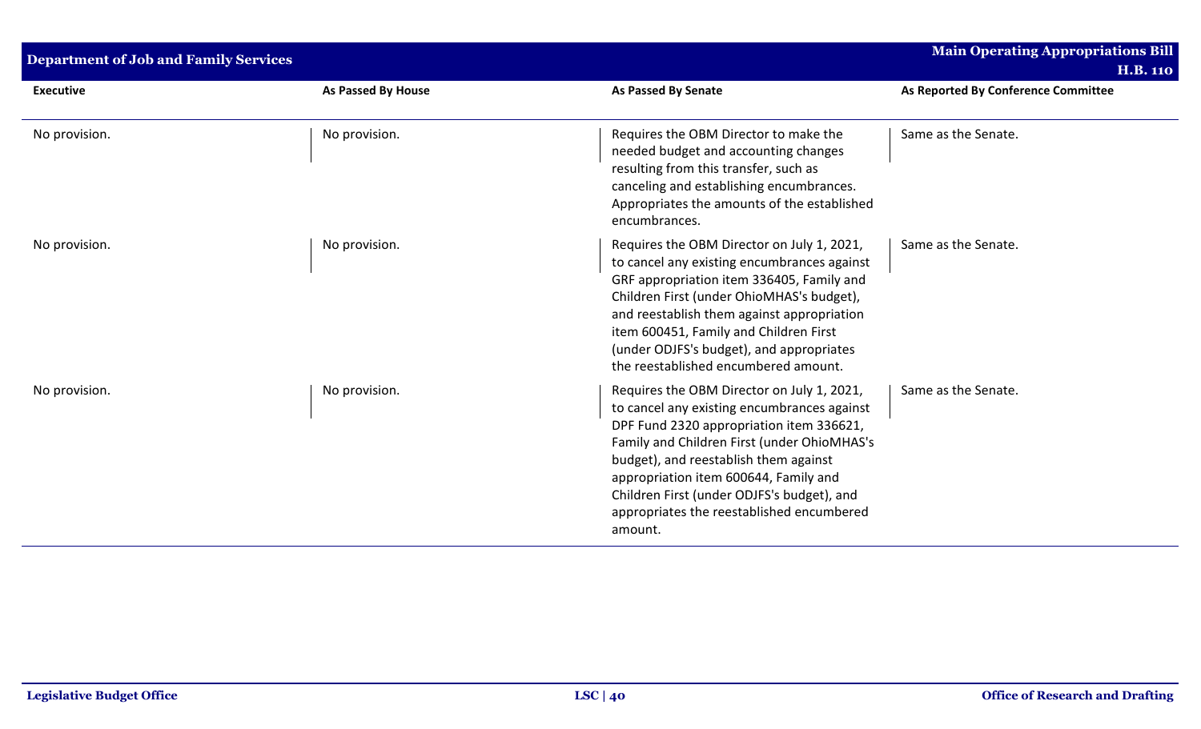| Executive | As Passed By House | As Passed By Senate | As Reported By Conference Committee |
|---|---|---|---|
| No provision. | No provision. | Requires the OBM Director to make the needed budget and accounting changes resulting from this transfer, such as canceling and establishing encumbrances. Appropriates the amounts of the established encumbrances. | Same as the Senate. |
| No provision. | No provision. | Requires the OBM Director on July 1, 2021, to cancel any existing encumbrances against GRF appropriation item 336405, Family and Children First (under OhioMHAS's budget), and reestablish them against appropriation item 600451, Family and Children First (under ODJFS's budget), and appropriates the reestablished encumbered amount. | Same as the Senate. |
| No provision. | No provision. | Requires the OBM Director on July 1, 2021, to cancel any existing encumbrances against DPF Fund 2320 appropriation item 336621, Family and Children First (under OhioMHAS's budget), and reestablish them against appropriation item 600644, Family and Children First (under ODJFS's budget), and appropriates the reestablished encumbered amount. | Same as the Senate. |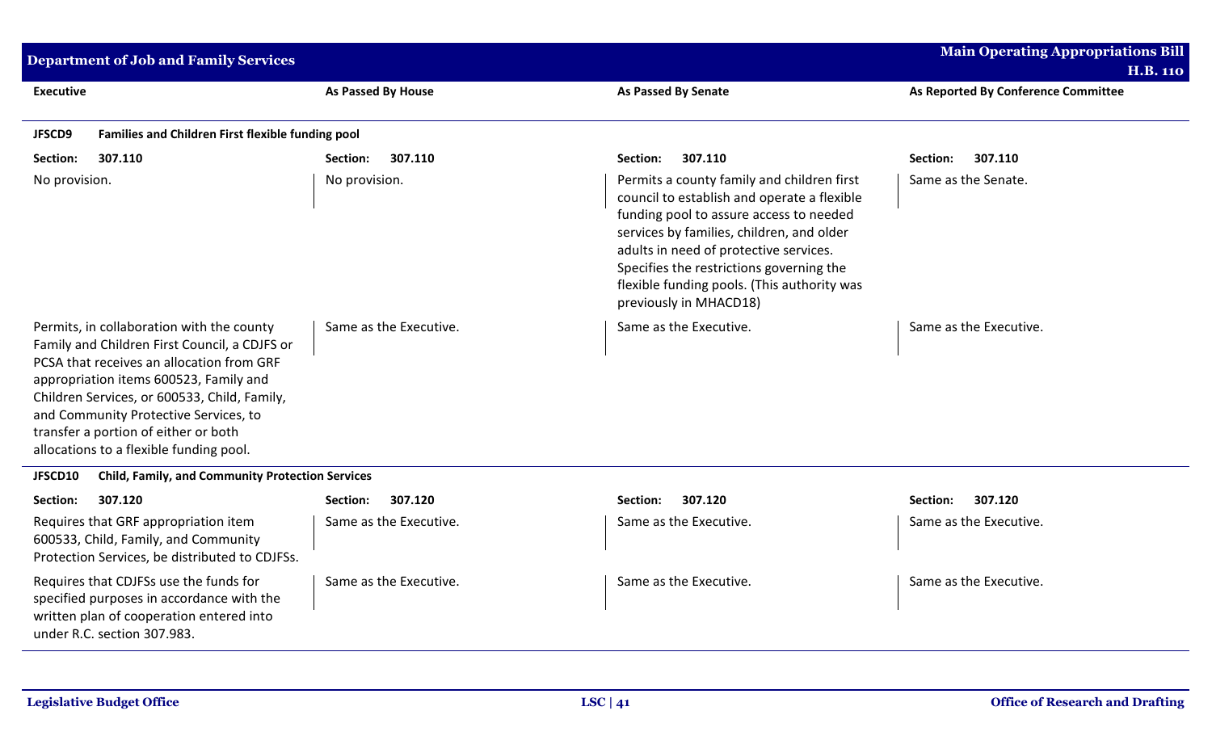| Executive | As Passed By House | As Passed By Senate | As Reported By Conference Committee |
|---|---|---|---|
| **JFSCD9 Families and Children First flexible funding pool** | | | |
| **Section: 307.110** | **Section: 307.110** | **Section: 307.110** | **Section: 307.110** |
| No provision. | No provision. | Permits a county family and children first council to establish and operate a flexible funding pool to assure access to needed services by families, children, and older adults in need of protective services. Specifies the restrictions governing the flexible funding pools. (This authority was previously in MHACD18) | Same as the Senate. |
| Permits, in collaboration with the county Family and Children First Council, a CDJFS or PCSA that receives an allocation from GRF appropriation items 600523, Family and Children Services, or 600533, Child, Family, and Community Protective Services, to transfer a portion of either or both allocations to a flexible funding pool. | Same as the Executive. | Same as the Executive. | Same as the Executive. |
| **JFSCD10 Child, Family, and Community Protection Services** | | | |
| **Section: 307.120** | **Section: 307.120** | **Section: 307.120** | **Section: 307.120** |
| Requires that GRF appropriation item 600533, Child, Family, and Community Protection Services, be distributed to CDJFSs. | Same as the Executive. | Same as the Executive. | Same as the Executive. |
| Requires that CDJFSs use the funds for specified purposes in accordance with the written plan of cooperation entered into under R.C. section 307.983. | Same as the Executive. | Same as the Executive. | Same as the Executive. |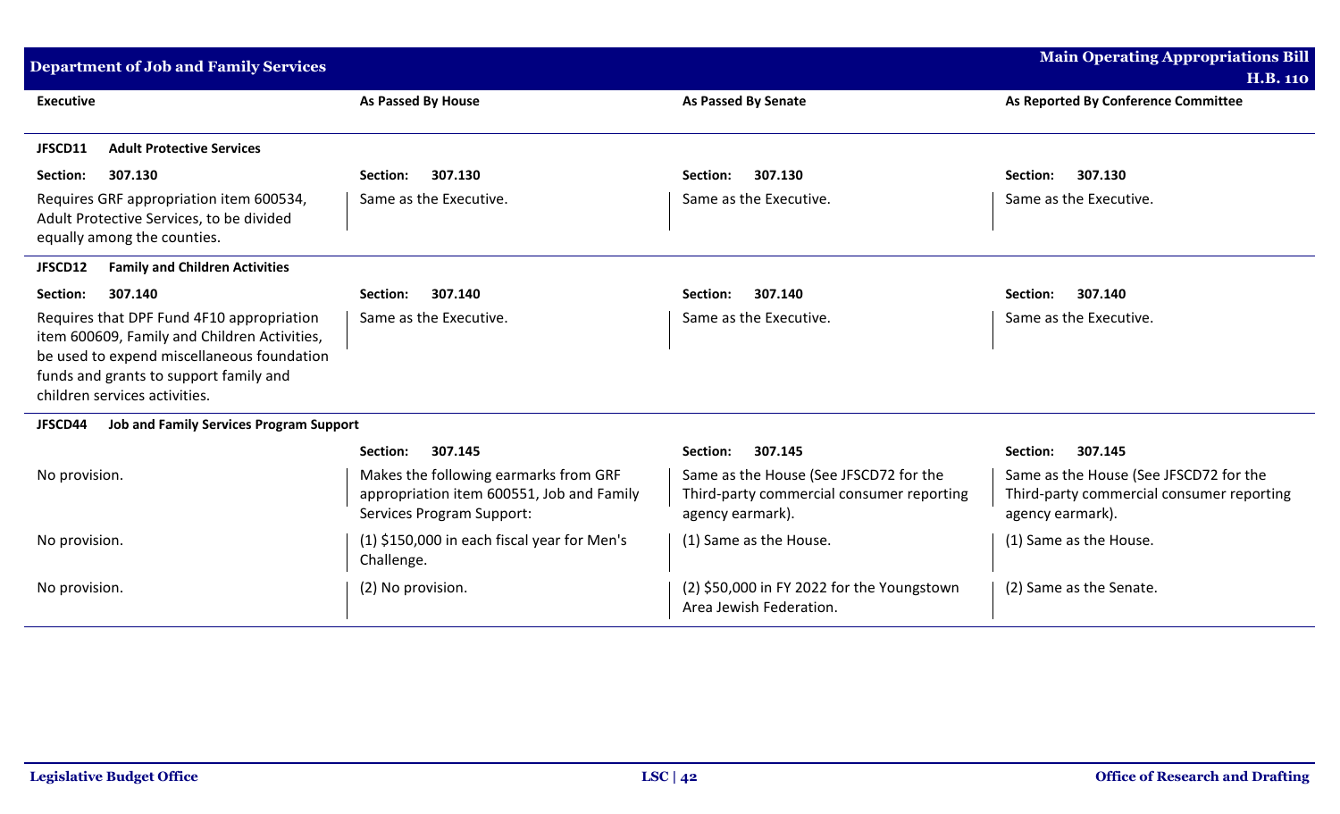| Executive | As Passed By House | As Passed By Senate | As Reported By Conference Committee |
|---|---|---|---|
| **JFSCD11 Adult Protective Services** | | | |
| **Section: 307.130** | **Section: 307.130** | **Section: 307.130** | **Section: 307.130** |
| Requires GRF appropriation item 600534, Adult Protective Services, to be divided equally among the counties. | Same as the Executive. | Same as the Executive. | Same as the Executive. |
| **JFSCD12 Family and Children Activities** | | | |
| **Section: 307.140** | **Section: 307.140** | **Section: 307.140** | **Section: 307.140** |
| Requires that DPF Fund 4F10 appropriation item 600609, Family and Children Activities, be used to expend miscellaneous foundation funds and grants to support family and children services activities. | Same as the Executive. | Same as the Executive. | Same as the Executive. |
| **JFSCD44 Job and Family Services Program Support** | | | |
| | **Section: 307.145** | **Section: 307.145** | **Section: 307.145** |
| No provision. | Makes the following earmarks from GRF appropriation item 600551, Job and Family Services Program Support: | Same as the House (See JFSCD72 for the Third-party commercial consumer reporting agency earmark). | Same as the House (See JFSCD72 for the Third-party commercial consumer reporting agency earmark). |
| No provision. | (1) $150,000 in each fiscal year for Men's Challenge. | (1) Same as the House. | (1) Same as the House. |
| No provision. | (2) No provision. | (2) $50,000 in FY 2022 for the Youngstown Area Jewish Federation. | (2) Same as the Senate. |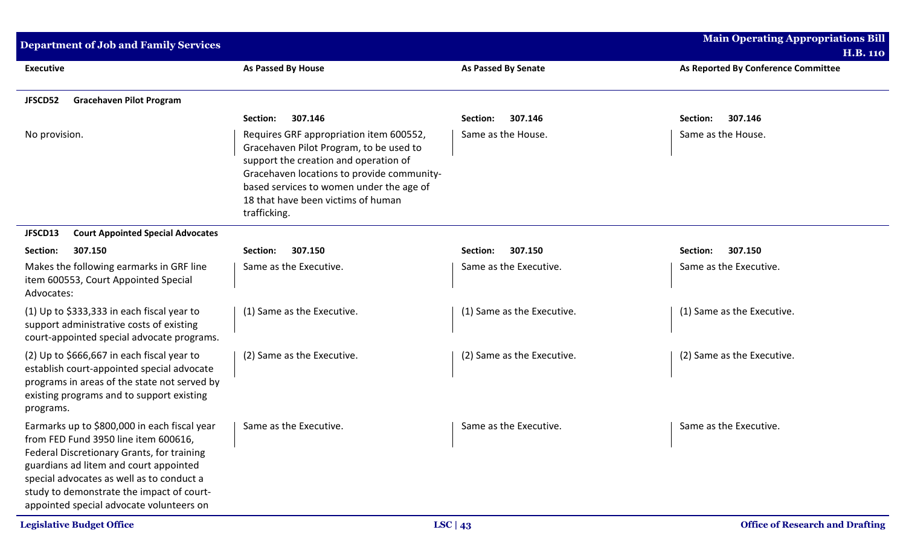| Executive | As Passed By House | As Passed By Senate | As Reported By Conference Committee |
|---|---|---|---|
| **JFSCD52 Gracehaven Pilot Program** | | | |
| | **Section: 307.146** | **Section: 307.146** | **Section: 307.146** |
| No provision. | Requires GRF appropriation item 600552, Gracehaven Pilot Program, to be used to support the creation and operation of Gracehaven locations to provide community-based services to women under the age of 18 that have been victims of human trafficking. | Same as the House. | Same as the House. |
| **JFSCD13 Court Appointed Special Advocates** | | | |
| **Section: 307.150** | **Section: 307.150** | **Section: 307.150** | **Section: 307.150** |
| Makes the following earmarks in GRF line item 600553, Court Appointed Special Advocates: | Same as the Executive. | Same as the Executive. | Same as the Executive. |
| (1) Up to $333,333 in each fiscal year to support administrative costs of existing court-appointed special advocate programs. | (1) Same as the Executive. | (1) Same as the Executive. | (1) Same as the Executive. |
| (2) Up to $666,667 in each fiscal year to establish court-appointed special advocate programs in areas of the state not served by existing programs and to support existing programs. | (2) Same as the Executive. | (2) Same as the Executive. | (2) Same as the Executive. |
| Earmarks up to $800,000 in each fiscal year from FED Fund 3950 line item 600616, Federal Discretionary Grants, for training guardians ad litem and court appointed special advocates as well as to conduct a study to demonstrate the impact of court-appointed special advocate volunteers on | Same as the Executive. | Same as the Executive. | Same as the Executive. |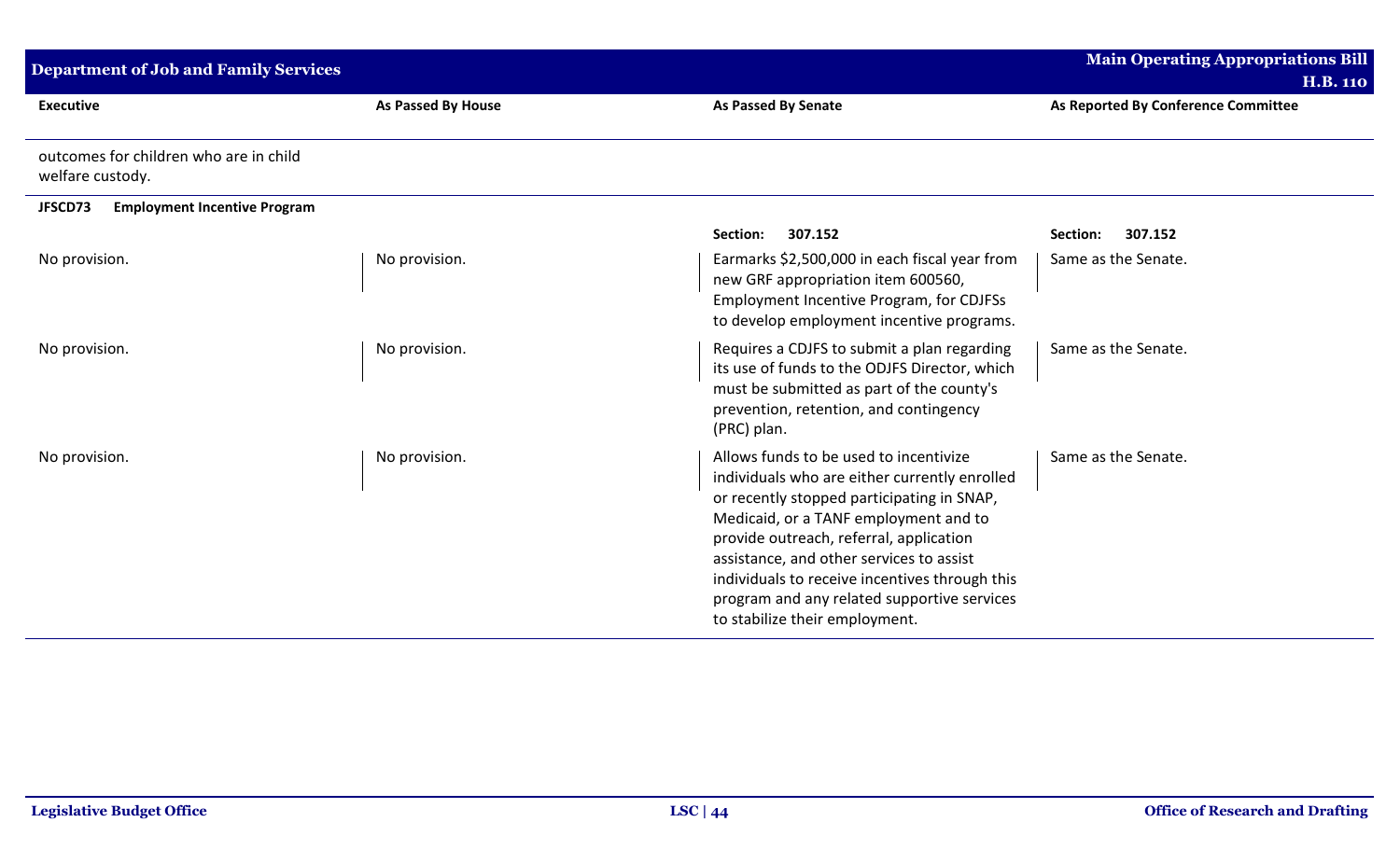| Executive | As Passed By House | As Passed By Senate | As Reported By Conference Committee |
|---|---|---|---|
| outcomes for children who are in child welfare custody. | | | |
| **JFSCD73 Employment Incentive Program** | | | |
| | | **Section: 307.152** | **Section: 307.152** |
| No provision. | No provision. | Earmarks $2,500,000 in each fiscal year from new GRF appropriation item 600560, Employment Incentive Program, for CDJFSs to develop employment incentive programs. | Same as the Senate. |
| No provision. | No provision. | Requires a CDJFS to submit a plan regarding its use of funds to the ODJFS Director, which must be submitted as part of the county's prevention, retention, and contingency (PRC) plan. | Same as the Senate. |
| No provision. | No provision. | Allows funds to be used to incentivize individuals who are either currently enrolled or recently stopped participating in SNAP, Medicaid, or a TANF employment and to provide outreach, referral, application assistance, and other services to assist individuals to receive incentives through this program and any related supportive services to stabilize their employment. | Same as the Senate. |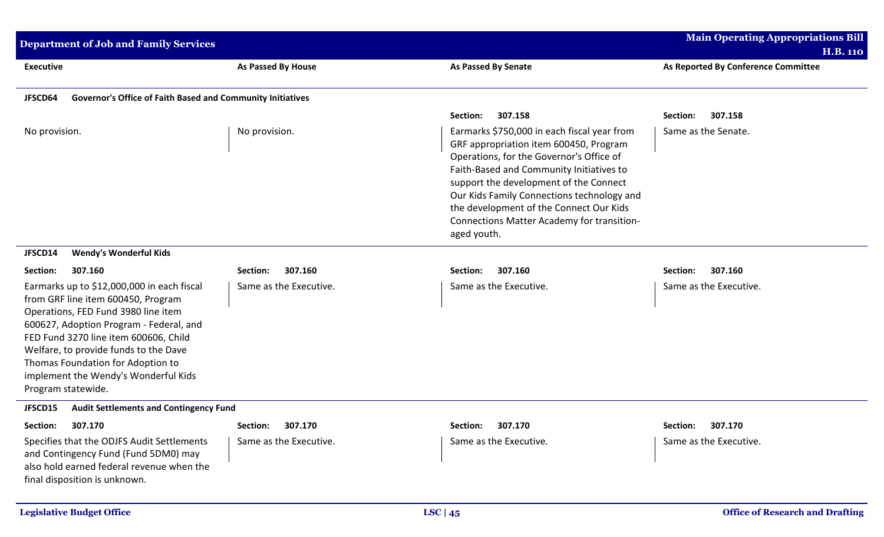| Executive | As Passed By House | As Passed By Senate | As Reported By Conference Committee |
|---|---|---|---|
| **JFSCD64 Governor's Office of Faith Based and Community Initiatives** | | | |
| | | Section: 307.158 | Section: 307.158 |
| No provision. | No provision. | Earmarks $750,000 in each fiscal year from GRF appropriation item 600450, Program Operations, for the Governor's Office of Faith-Based and Community Initiatives to support the development of the Connect Our Kids Family Connections technology and the development of the Connect Our Kids Connections Matter Academy for transition-aged youth. | Same as the Senate. |
| **JFSCD14 Wendy's Wonderful Kids** | | | |
| Section: 307.160 | Section: 307.160 | Section: 307.160 | Section: 307.160 |
| Earmarks up to $12,000,000 in each fiscal from GRF line item 600450, Program Operations, FED Fund 3980 line item 600627, Adoption Program - Federal, and FED Fund 3270 line item 600606, Child Welfare, to provide funds to the Dave Thomas Foundation for Adoption to implement the Wendy's Wonderful Kids Program statewide. | Same as the Executive. | Same as the Executive. | Same as the Executive. |
| **JFSCD15 Audit Settlements and Contingency Fund** | | | |
| Section: 307.170 | Section: 307.170 | Section: 307.170 | Section: 307.170 |
| Specifies that the ODJFS Audit Settlements and Contingency Fund (Fund 5DM0) may also hold earned federal revenue when the final disposition is unknown. | Same as the Executive. | Same as the Executive. | Same as the Executive. |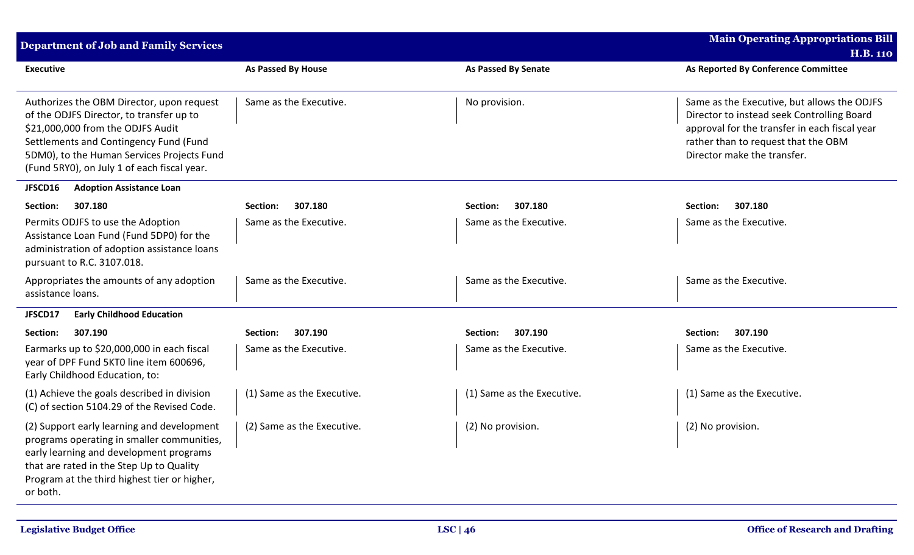| Executive | As Passed By House | As Passed By Senate | As Reported By Conference Committee |
|---|---|---|---|
| Authorizes the OBM Director, upon request of the ODJFS Director, to transfer up to $21,000,000 from the ODJFS Audit Settlements and Contingency Fund (Fund 5DM0), to the Human Services Projects Fund (Fund 5RY0), on July 1 of each fiscal year. | Same as the Executive. | No provision. | Same as the Executive, but allows the ODJFS Director to instead seek Controlling Board approval for the transfer in each fiscal year rather than to request that the OBM Director make the transfer. |
| **JFSCD16 Adoption Assistance Loan** | | | |
| **Section: 307.180** | **Section: 307.180** | **Section: 307.180** | **Section: 307.180** |
| Permits ODJFS to use the Adoption Assistance Loan Fund (Fund 5DP0) for the administration of adoption assistance loans pursuant to R.C. 3107.018. | Same as the Executive. | Same as the Executive. | Same as the Executive. |
| Appropriates the amounts of any adoption assistance loans. | Same as the Executive. | Same as the Executive. | Same as the Executive. |
| **JFSCD17 Early Childhood Education** | | | |
| **Section: 307.190** | **Section: 307.190** | **Section: 307.190** | **Section: 307.190** |
| Earmarks up to $20,000,000 in each fiscal year of DPF Fund 5KT0 line item 600696, Early Childhood Education, to: | Same as the Executive. | Same as the Executive. | Same as the Executive. |
| (1) Achieve the goals described in division (C) of section 5104.29 of the Revised Code. | (1) Same as the Executive. | (1) Same as the Executive. | (1) Same as the Executive. |
| (2) Support early learning and development programs operating in smaller communities, early learning and development programs that are rated in the Step Up to Quality Program at the third highest tier or higher, or both. | (2) Same as the Executive. | (2) No provision. | (2) No provision. |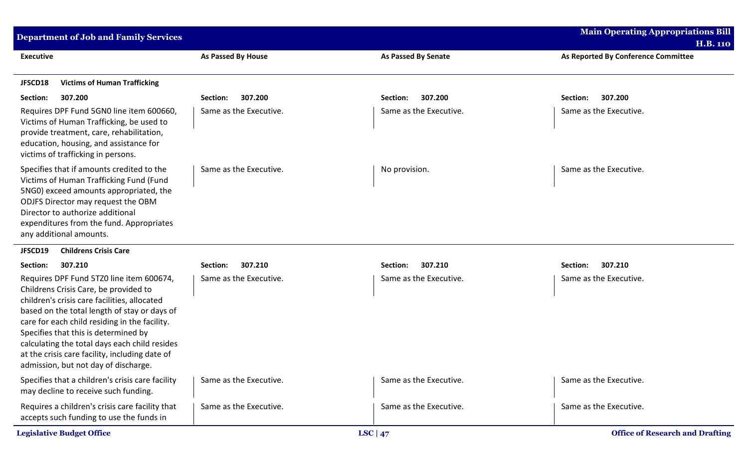| Executive | As Passed By House | As Passed By Senate | As Reported By Conference Committee |
| --- | --- | --- | --- |
| **JFSCD18 Victims of Human Trafficking** | | | |
| **Section: 307.200** | **Section: 307.200** | **Section: 307.200** | **Section: 307.200** |
| Requires DPF Fund 5GN0 line item 600660, Victims of Human Trafficking, be used to provide treatment, care, rehabilitation, education, housing, and assistance for victims of trafficking in persons. | Same as the Executive. | Same as the Executive. | Same as the Executive. |
| Specifies that if amounts credited to the Victims of Human Trafficking Fund (Fund 5NG0) exceed amounts appropriated, the ODJFS Director may request the OBM Director to authorize additional expenditures from the fund. Appropriates any additional amounts. | Same as the Executive. | No provision. | Same as the Executive. |
| **JFSCD19 Childrens Crisis Care** | | | |
| **Section: 307.210** | **Section: 307.210** | **Section: 307.210** | **Section: 307.210** |
| Requires DPF Fund 5TZ0 line item 600674, Childrens Crisis Care, be provided to children's crisis care facilities, allocated based on the total length of stay or days of care for each child residing in the facility. Specifies that this is determined by calculating the total days each child resides at the crisis care facility, including date of admission, but not day of discharge. | Same as the Executive. | Same as the Executive. | Same as the Executive. |
| Specifies that a children's crisis care facility may decline to receive such funding. | Same as the Executive. | Same as the Executive. | Same as the Executive. |
| Requires a children's crisis care facility that accepts such funding to use the funds in | Same as the Executive. | Same as the Executive. | Same as the Executive. |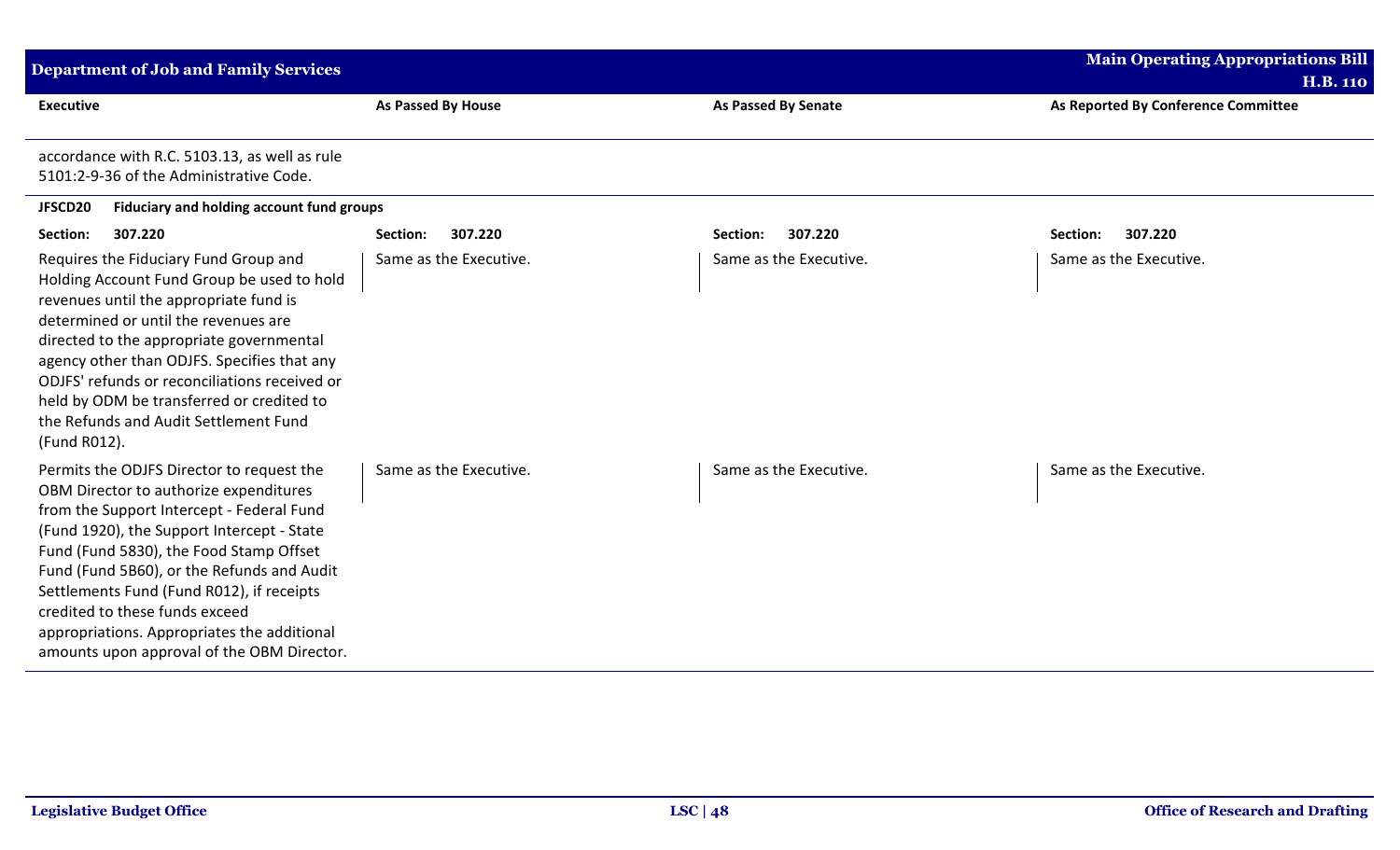| Executive | As Passed By House | As Passed By Senate | As Reported By Conference Committee |
|---|---|---|---|
| accordance with R.C. 5103.13, as well as rule 5101:2-9-36 of the Administrative Code. | | | |
| **JFSCD20 Fiduciary and holding account fund groups** | | | |
| **Section: 307.220** | **Section: 307.220** | **Section: 307.220** | **Section: 307.220** |
| Requires the Fiduciary Fund Group and Holding Account Fund Group be used to hold revenues until the appropriate fund is determined or until the revenues are directed to the appropriate governmental agency other than ODJFS. Specifies that any ODJFS' refunds or reconciliations received or held by ODM be transferred or credited to the Refunds and Audit Settlement Fund (Fund R012). | Same as the Executive. | Same as the Executive. | Same as the Executive. |
| Permits the ODJFS Director to request the OBM Director to authorize expenditures from the Support Intercept - Federal Fund (Fund 1920), the Support Intercept - State Fund (Fund 5830), the Food Stamp Offset Fund (Fund 5B60), or the Refunds and Audit Settlements Fund (Fund R012), if receipts credited to these funds exceed appropriations. Appropriates the additional amounts upon approval of the OBM Director. | Same as the Executive. | Same as the Executive. | Same as the Executive. |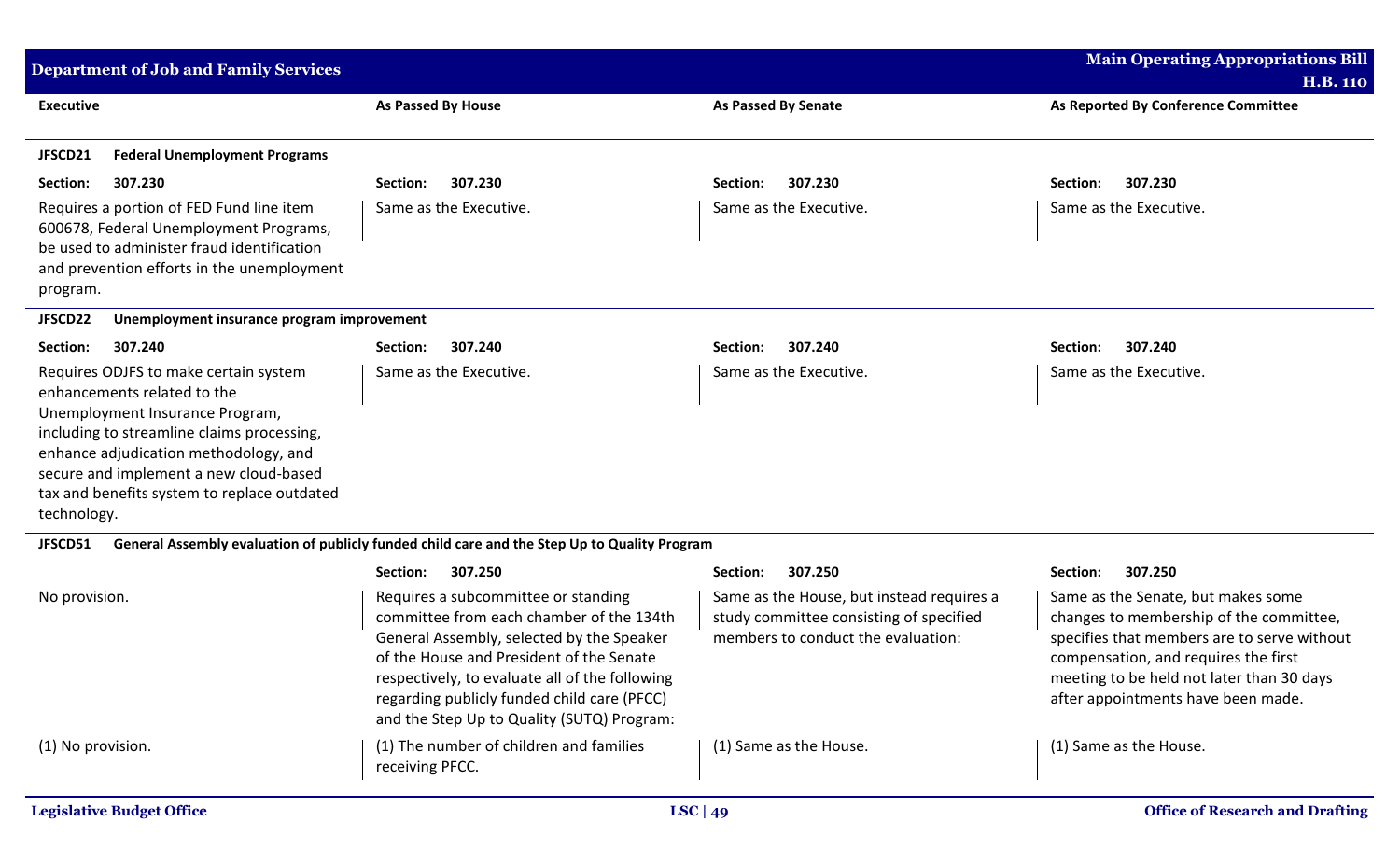| Executive | As Passed By House | As Passed By Senate | As Reported By Conference Committee |
|---|---|---|---|
| **JFSCD21 Federal Unemployment Programs** | | | |
| **Section: 307.230** | **Section: 307.230** | **Section: 307.230** | **Section: 307.230** |
| Requires a portion of FED Fund line item 600678, Federal Unemployment Programs, be used to administer fraud identification and prevention efforts in the unemployment program. | Same as the Executive. | Same as the Executive. | Same as the Executive. |
| **JFSCD22 Unemployment insurance program improvement** | | | |
| **Section: 307.240** | **Section: 307.240** | **Section: 307.240** | **Section: 307.240** |
| Requires ODJFS to make certain system enhancements related to the Unemployment Insurance Program, including to streamline claims processing, enhance adjudication methodology, and secure and implement a new cloud-based tax and benefits system to replace outdated technology. | Same as the Executive. | Same as the Executive. | Same as the Executive. |
| **JFSCD51 General Assembly evaluation of publicly funded child care and the Step Up to Quality Program** | | | |
| | **Section: 307.250** | **Section: 307.250** | **Section: 307.250** |
| No provision. | Requires a subcommittee or standing committee from each chamber of the 134th General Assembly, selected by the Speaker of the House and President of the Senate respectively, to evaluate all of the following regarding publicly funded child care (PFCC) and the Step Up to Quality (SUTQ) Program: | Same as the House, but instead requires a study committee consisting of specified members to conduct the evaluation: | Same as the Senate, but makes some changes to membership of the committee, specifies that members are to serve without compensation, and requires the first meeting to be held not later than 30 days after appointments have been made. |
| (1) No provision. | (1) The number of children and families receiving PFCC. | (1) Same as the House. | (1) Same as the House. |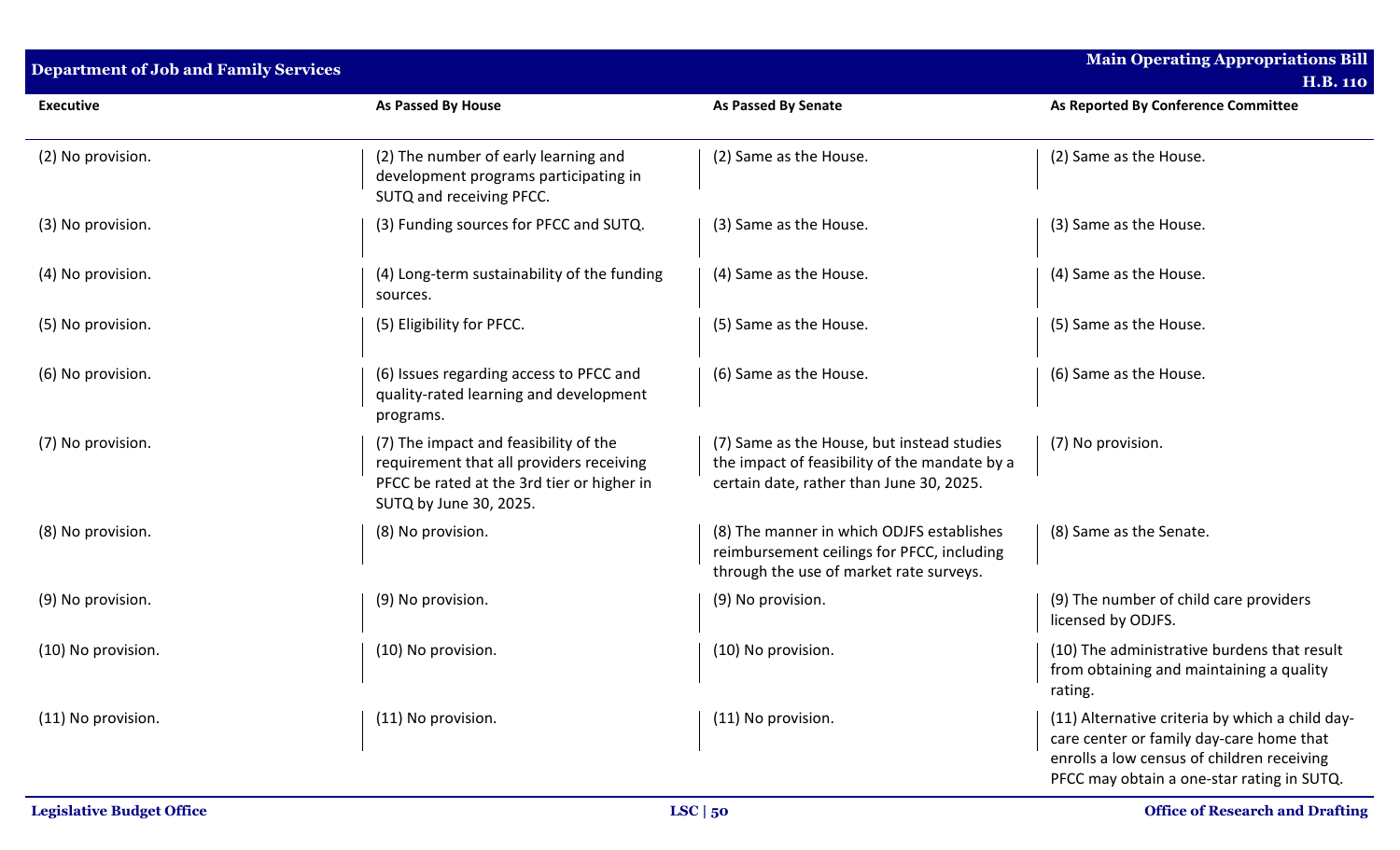| Executive | As Passed By House | As Passed By Senate | As Reported By Conference Committee |
|---|---|---|---|
| (2) No provision. | (2) The number of early learning and development programs participating in SUTQ and receiving PFCC. | (2) Same as the House. | (2) Same as the House. |
| (3) No provision. | (3) Funding sources for PFCC and SUTQ. | (3) Same as the House. | (3) Same as the House. |
| (4) No provision. | (4) Long-term sustainability of the funding sources. | (4) Same as the House. | (4) Same as the House. |
| (5) No provision. | (5) Eligibility for PFCC. | (5) Same as the House. | (5) Same as the House. |
| (6) No provision. | (6) Issues regarding access to PFCC and quality-rated learning and development programs. | (6) Same as the House. | (6) Same as the House. |
| (7) No provision. | (7) The impact and feasibility of the requirement that all providers receiving PFCC be rated at the 3rd tier or higher in SUTQ by June 30, 2025. | (7) Same as the House, but instead studies the impact of feasibility of the mandate by a certain date, rather than June 30, 2025. | (7) No provision. |
| (8) No provision. | (8) No provision. | (8) The manner in which ODJFS establishes reimbursement ceilings for PFCC, including through the use of market rate surveys. | (8) Same as the Senate. |
| (9) No provision. | (9) No provision. | (9) No provision. | (9) The number of child care providers licensed by ODJFS. |
| (10) No provision. | (10) No provision. | (10) No provision. | (10) The administrative burdens that result from obtaining and maintaining a quality rating. |
| (11) No provision. | (11) No provision. | (11) No provision. | (11) Alternative criteria by which a child day-care center or family day-care home that enrolls a low census of children receiving PFCC may obtain a one-star rating in SUTQ. |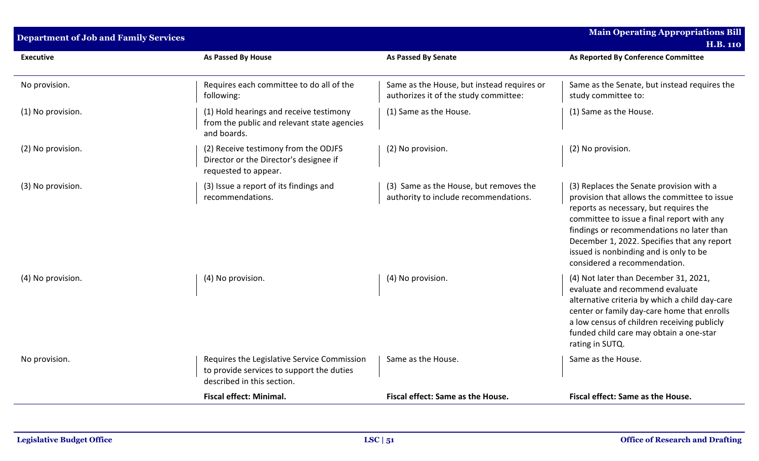| Executive | As Passed By House | As Passed By Senate | As Reported By Conference Committee |
|---|---|---|---|
| No provision. | Requires each committee to do all of the following: | Same as the House, but instead requires or authorizes it of the study committee: | Same as the Senate, but instead requires the study committee to: |
| (1) No provision. | (1) Hold hearings and receive testimony from the public and relevant state agencies and boards. | (1) Same as the House. | (1) Same as the House. |
| (2) No provision. | (2) Receive testimony from the ODJFS Director or the Director's designee if requested to appear. | (2) No provision. | (2) No provision. |
| (3) No provision. | (3) Issue a report of its findings and recommendations. | (3) Same as the House, but removes the authority to include recommendations. | (3) Replaces the Senate provision with a provision that allows the committee to issue reports as necessary, but requires the committee to issue a final report with any findings or recommendations no later than December 1, 2022. Specifies that any report issued is nonbinding and is only to be considered a recommendation. |
| (4) No provision. | (4) No provision. | (4) No provision. | (4) Not later than December 31, 2021, evaluate and recommend evaluate alternative criteria by which a child day-care center or family day-care home that enrolls a low census of children receiving publicly funded child care may obtain a one-star rating in SUTQ. |
| No provision. | Requires the Legislative Service Commission to provide services to support the duties described in this section. | Same as the House. | Same as the House. |
| | **Fiscal effect: Minimal.** | **Fiscal effect: Same as the House.** | **Fiscal effect: Same as the House.** |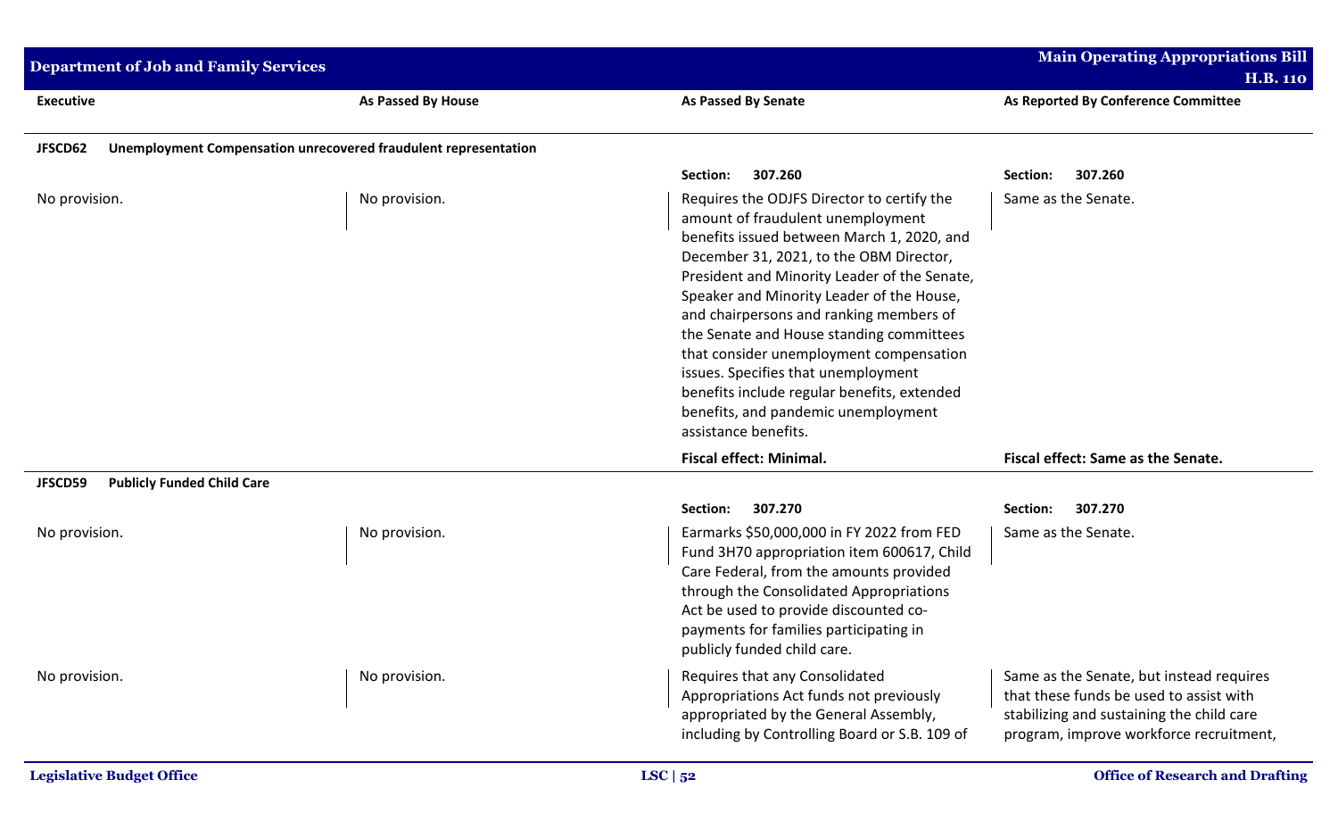| Executive | As Passed By House | As Passed By Senate | As Reported By Conference Committee |
|---|---|---|---|
| **JFSCD62 Unemployment Compensation unrecovered fraudulent representation** | | | |
| | | **Section: 307.260** | **Section: 307.260** |
| No provision. | No provision. | Requires the ODJFS Director to certify the amount of fraudulent unemployment benefits issued between March 1, 2020, and December 31, 2021, to the OBM Director, President and Minority Leader of the Senate, Speaker and Minority Leader of the House, and chairpersons and ranking members of the Senate and House standing committees that consider unemployment compensation issues. Specifies that unemployment benefits include regular benefits, extended benefits, and pandemic unemployment assistance benefits. | Same as the Senate. |
| | | **Fiscal effect: Minimal.** | **Fiscal effect: Same as the Senate.** |
| **JFSCD59 Publicly Funded Child Care** | | | |
| | | **Section: 307.270** | **Section: 307.270** |
| No provision. | No provision. | Earmarks $50,000,000 in FY 2022 from FED Fund 3H70 appropriation item 600617, Child Care Federal, from the amounts provided through the Consolidated Appropriations Act be used to provide discounted co-payments for families participating in publicly funded child care. | Same as the Senate. |
| No provision. | No provision. | Requires that any Consolidated Appropriations Act funds not previously appropriated by the General Assembly, including by Controlling Board or S.B. 109 of | Same as the Senate, but instead requires that these funds be used to assist with stabilizing and sustaining the child care program, improve workforce recruitment, |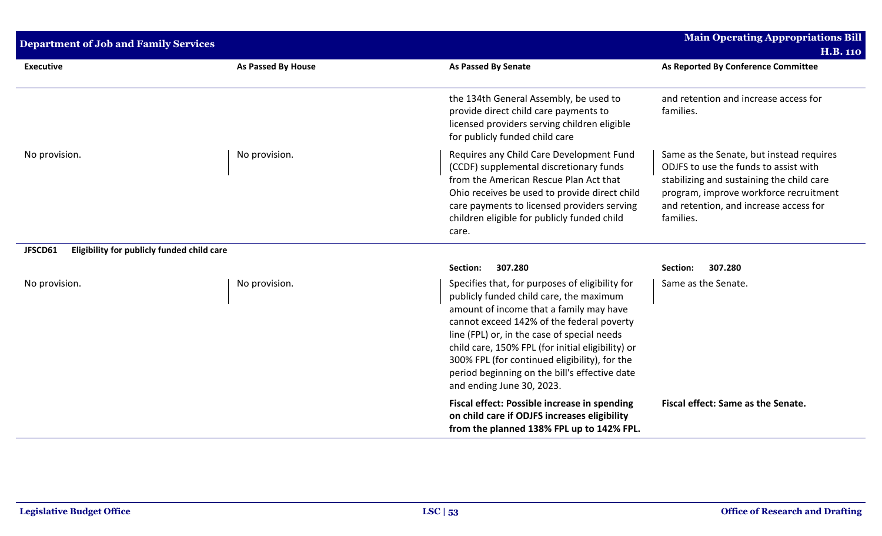| Executive | As Passed By House | As Passed By Senate | As Reported By Conference Committee |
|---|---|---|---|
| | | the 134th General Assembly, be used to provide direct child care payments to licensed providers serving children eligible for publicly funded child care | and retention and increase access for families. |
| No provision. | No provision. | Requires any Child Care Development Fund (CCDF) supplemental discretionary funds from the American Rescue Plan Act that Ohio receives be used to provide direct child care payments to licensed providers serving children eligible for publicly funded child care. | Same as the Senate, but instead requires ODJFS to use the funds to assist with stabilizing and sustaining the child care program, improve workforce recruitment and retention, and increase access for families. |
| **JFSCD61 Eligibility for publicly funded child care** | | | |
| | | **Section: 307.280** | **Section: 307.280** |
| No provision. | No provision. | Specifies that, for purposes of eligibility for publicly funded child care, the maximum amount of income that a family may have cannot exceed 142% of the federal poverty line (FPL) or, in the case of special needs child care, 150% FPL (for initial eligibility) or 300% FPL (for continued eligibility), for the period beginning on the bill's effective date and ending June 30, 2023. | Same as the Senate. |
| | | **Fiscal effect: Possible increase in spending on child care if ODJFS increases eligibility from the planned 138% FPL up to 142% FPL.** | **Fiscal effect: Same as the Senate.** |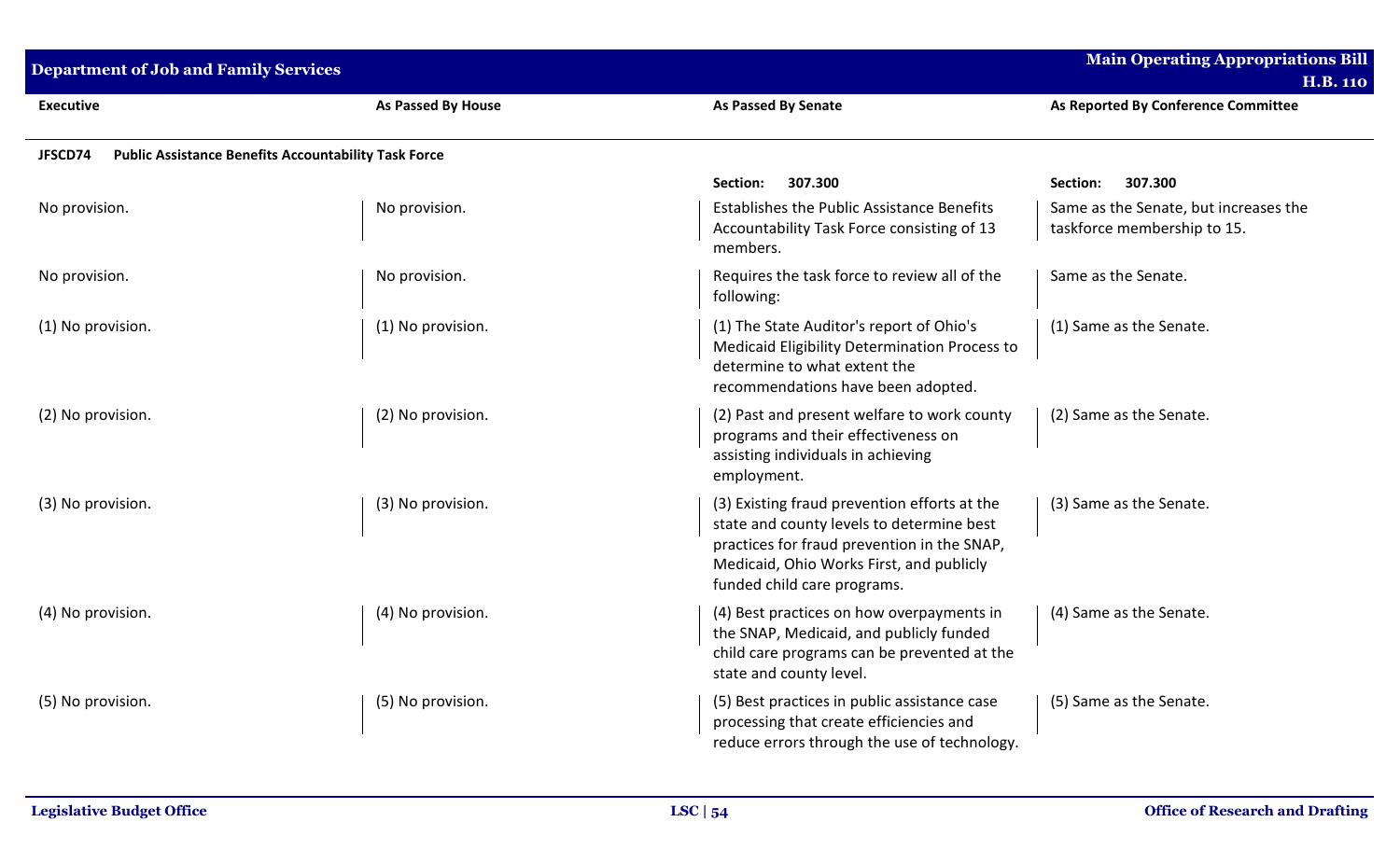| Executive | As Passed By House | As Passed By Senate | As Reported By Conference Committee |
|---|---|---|---|
| **JFSCD74 Public Assistance Benefits Accountability Task Force** | | | |
| | | **Section: 307.300** | **Section: 307.300** |
| No provision. | No provision. | Establishes the Public Assistance Benefits Accountability Task Force consisting of 13 members. | Same as the Senate, but increases the taskforce membership to 15. |
| No provision. | No provision. | Requires the task force to review all of the following: | Same as the Senate. |
| (1) No provision. | (1) No provision. | (1) The State Auditor's report of Ohio's Medicaid Eligibility Determination Process to determine to what extent the recommendations have been adopted. | (1) Same as the Senate. |
| (2) No provision. | (2) No provision. | (2) Past and present welfare to work county programs and their effectiveness on assisting individuals in achieving employment. | (2) Same as the Senate. |
| (3) No provision. | (3) No provision. | (3) Existing fraud prevention efforts at the state and county levels to determine best practices for fraud prevention in the SNAP, Medicaid, Ohio Works First, and publicly funded child care programs. | (3) Same as the Senate. |
| (4) No provision. | (4) No provision. | (4) Best practices on how overpayments in the SNAP, Medicaid, and publicly funded child care programs can be prevented at the state and county level. | (4) Same as the Senate. |
| (5) No provision. | (5) No provision. | (5) Best practices in public assistance case processing that create efficiencies and reduce errors through the use of technology. | (5) Same as the Senate. |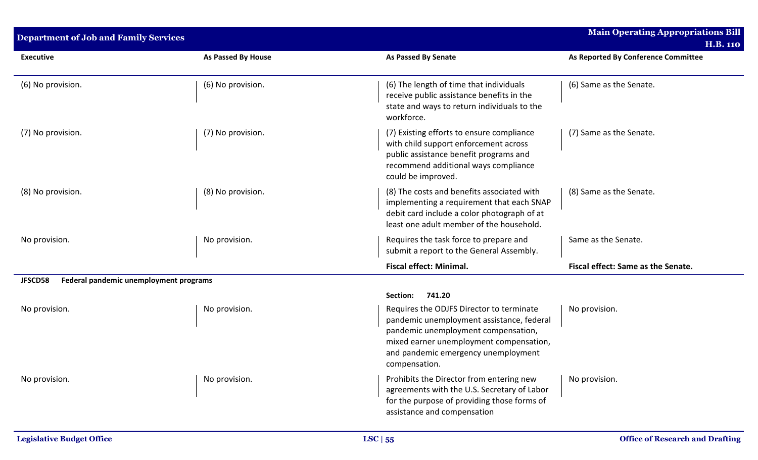| Executive | As Passed By House | As Passed By Senate | As Reported By Conference Committee |
|---|---|---|---|
| (6) No provision. | (6) No provision. | (6) The length of time that individuals receive public assistance benefits in the state and ways to return individuals to the workforce. | (6) Same as the Senate. |
| (7) No provision. | (7) No provision. | (7) Existing efforts to ensure compliance with child support enforcement across public assistance benefit programs and recommend additional ways compliance could be improved. | (7) Same as the Senate. |
| (8) No provision. | (8) No provision. | (8) The costs and benefits associated with implementing a requirement that each SNAP debit card include a color photograph of at least one adult member of the household. | (8) Same as the Senate. |
| No provision. | No provision. | Requires the task force to prepare and submit a report to the General Assembly. | Same as the Senate. |
| | | **Fiscal effect: Minimal.** | **Fiscal effect: Same as the Senate.** |

**JFSCD58 Federal pandemic unemployment programs**

| Executive | As Passed By House | As Passed By Senate | As Reported By Conference Committee |
|---|---|---|---|
| | | **Section: 741.20** | |
| No provision. | No provision. | Requires the ODJFS Director to terminate pandemic unemployment assistance, federal pandemic unemployment compensation, mixed earner unemployment compensation, and pandemic emergency unemployment compensation. | No provision. |
| No provision. | No provision. | Prohibits the Director from entering new agreements with the U.S. Secretary of Labor for the purpose of providing those forms of assistance and compensation | No provision. |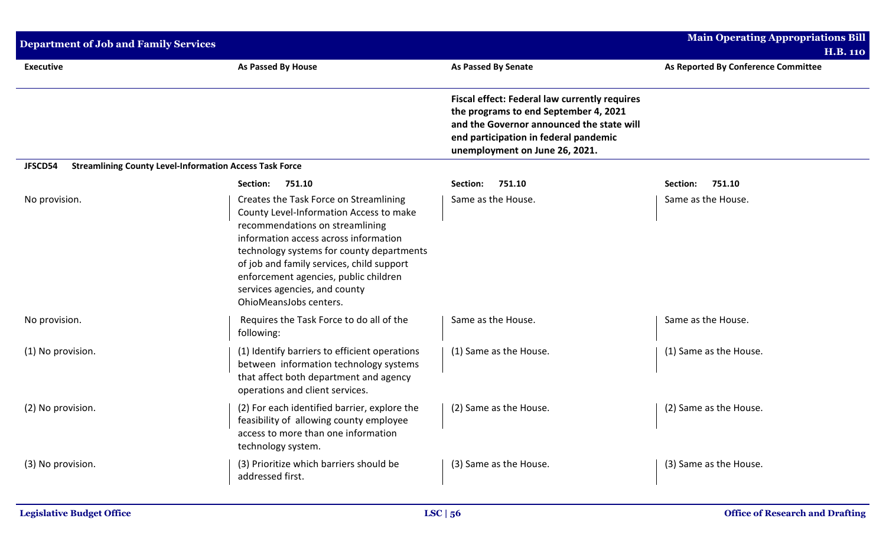| Executive | As Passed By House | As Passed By Senate | As Reported By Conference Committee |
|---|---|---|---|
| | | **Fiscal effect: Federal law currently requires the programs to end September 4, 2021 and the Governor announced the state will end participation in federal pandemic unemployment on June 26, 2021.** | |

**JFSCD54 Streamlining County Level-Information Access Task Force**

| Executive | As Passed By House | As Passed By Senate | As Reported By Conference Committee |
|---|---|---|---|
| | **Section: 751.10** | **Section: 751.10** | **Section: 751.10** |
| No provision. | Creates the Task Force on Streamlining County Level-Information Access to make recommendations on streamlining information access across information technology systems for county departments of job and family services, child support enforcement agencies, public children services agencies, and county OhioMeansJobs centers. | Same as the House. | Same as the House. |
| No provision. | Requires the Task Force to do all of the following: | Same as the House. | Same as the House. |
| (1) No provision. | (1) Identify barriers to efficient operations between information technology systems that affect both department and agency operations and client services. | (1) Same as the House. | (1) Same as the House. |
| (2) No provision. | (2) For each identified barrier, explore the feasibility of allowing county employee access to more than one information technology system. | (2) Same as the House. | (2) Same as the House. |
| (3) No provision. | (3) Prioritize which barriers should be addressed first. | (3) Same as the House. | (3) Same as the House. |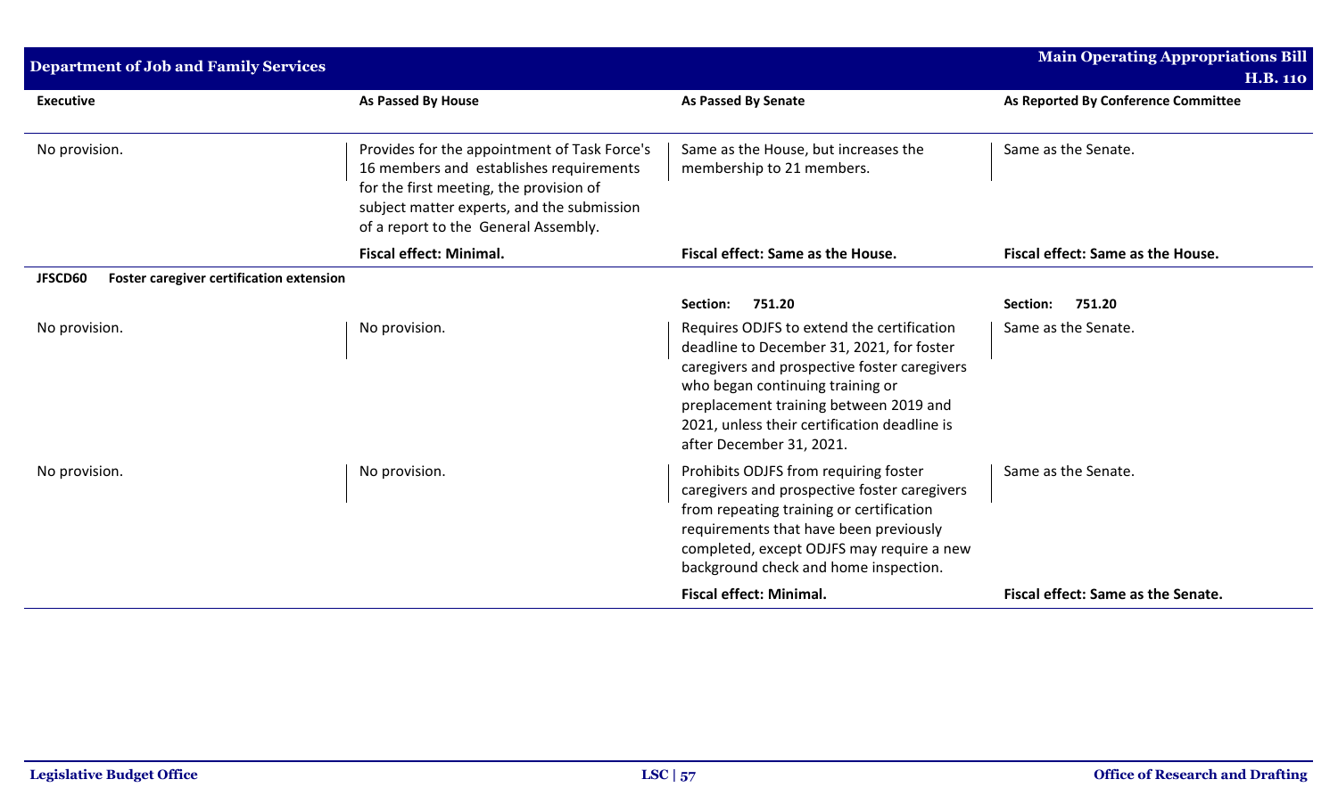| Executive | As Passed By House | As Passed By Senate | As Reported By Conference Committee |
|---|---|---|---|
| No provision. | Provides for the appointment of Task Force's 16 members and establishes requirements for the first meeting, the provision of subject matter experts, and the submission of a report to the General Assembly. | Same as the House, but increases the membership to 21 members. | Same as the Senate. |
| | **Fiscal effect: Minimal.** | **Fiscal effect: Same as the House.** | **Fiscal effect: Same as the House.** |
| **JFSCD60 Foster caregiver certification extension** | | | |
| | | **Section: 751.20** | **Section: 751.20** |
| No provision. | No provision. | Requires ODJFS to extend the certification deadline to December 31, 2021, for foster caregivers and prospective foster caregivers who began continuing training or preplacement training between 2019 and 2021, unless their certification deadline is after December 31, 2021. | Same as the Senate. |
| No provision. | No provision. | Prohibits ODJFS from requiring foster caregivers and prospective foster caregivers from repeating training or certification requirements that have been previously completed, except ODJFS may require a new background check and home inspection. | Same as the Senate. |
| | | **Fiscal effect: Minimal.** | **Fiscal effect: Same as the Senate.** |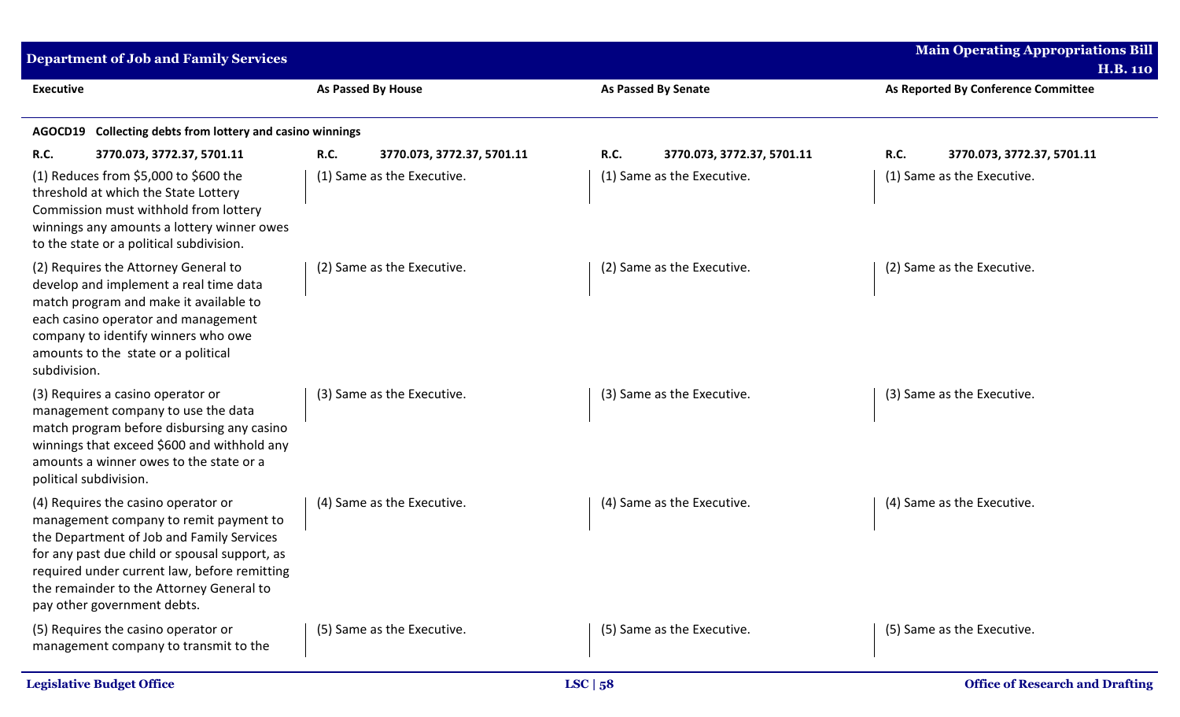| Executive | As Passed By House | As Passed By Senate | As Reported By Conference Committee |
|---|---|---|---|
| **AGOCD19 Collecting debts from lottery and casino winnings** | | | |
| **R.C.** **3770.073, 3772.37, 5701.11** | **R.C.** **3770.073, 3772.37, 5701.11** | **R.C.** **3770.073, 3772.37, 5701.11** | **R.C.** **3770.073, 3772.37, 5701.11** |
| (1) Reduces from $5,000 to $600 the threshold at which the State Lottery Commission must withhold from lottery winnings any amounts a lottery winner owes to the state or a political subdivision. | (1) Same as the Executive. | (1) Same as the Executive. | (1) Same as the Executive. |
| (2) Requires the Attorney General to develop and implement a real time data match program and make it available to each casino operator and management company to identify winners who owe amounts to the state or a political subdivision. | (2) Same as the Executive. | (2) Same as the Executive. | (2) Same as the Executive. |
| (3) Requires a casino operator or management company to use the data match program before disbursing any casino winnings that exceed $600 and withhold any amounts a winner owes to the state or a political subdivision. | (3) Same as the Executive. | (3) Same as the Executive. | (3) Same as the Executive. |
| (4) Requires the casino operator or management company to remit payment to the Department of Job and Family Services for any past due child or spousal support, as required under current law, before remitting the remainder to the Attorney General to pay other government debts. | (4) Same as the Executive. | (4) Same as the Executive. | (4) Same as the Executive. |
| (5) Requires the casino operator or management company to transmit to the | (5) Same as the Executive. | (5) Same as the Executive. | (5) Same as the Executive. |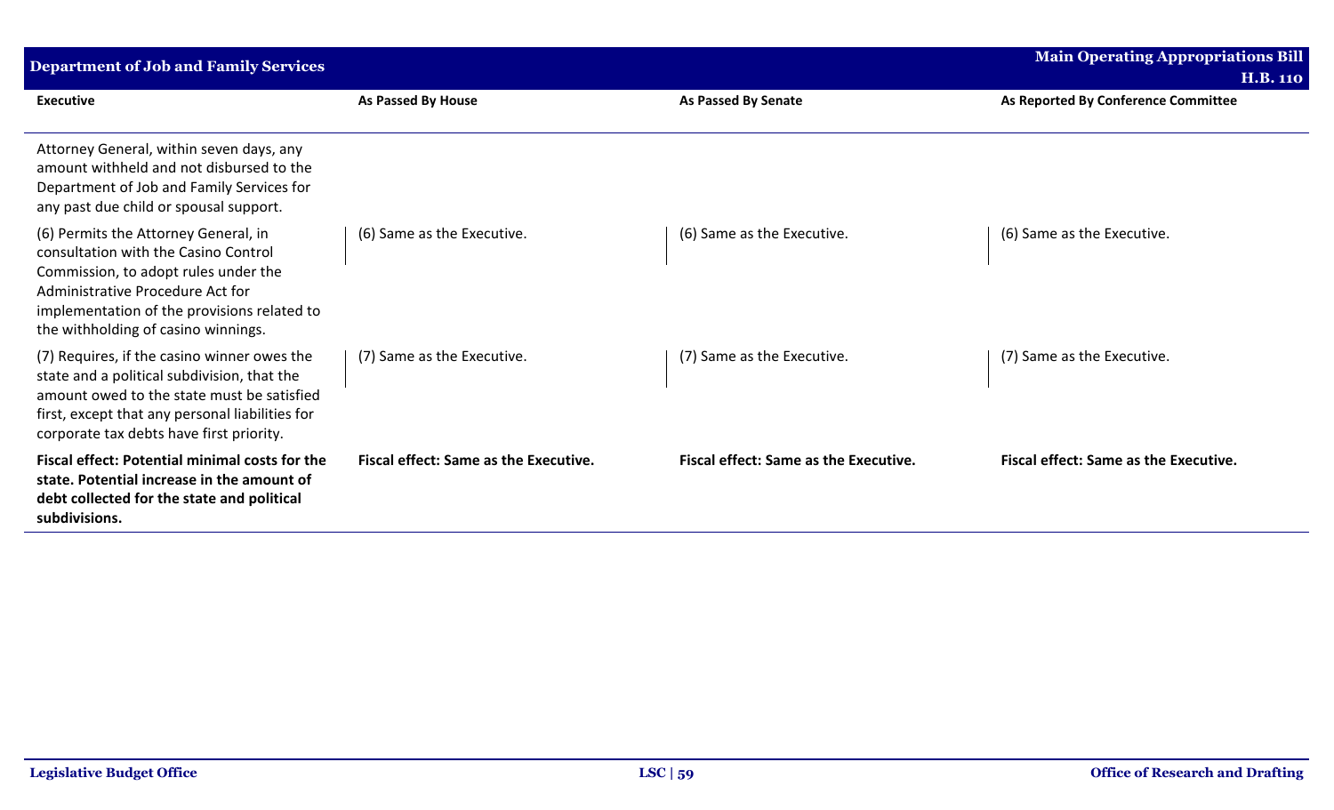| Executive | As Passed By House | As Passed By Senate | As Reported By Conference Committee |
|---|---|---|---|
| Attorney General, within seven days, any amount withheld and not disbursed to the Department of Job and Family Services for any past due child or spousal support. | | | |
| (6) Permits the Attorney General, in consultation with the Casino Control Commission, to adopt rules under the Administrative Procedure Act for implementation of the provisions related to the withholding of casino winnings. | (6) Same as the Executive. | (6) Same as the Executive. | (6) Same as the Executive. |
| (7) Requires, if the casino winner owes the state and a political subdivision, that the amount owed to the state must be satisfied first, except that any personal liabilities for corporate tax debts have first priority. | (7) Same as the Executive. | (7) Same as the Executive. | (7) Same as the Executive. |
| **Fiscal effect: Potential minimal costs for the state. Potential increase in the amount of debt collected for the state and political subdivisions.** | **Fiscal effect: Same as the Executive.** | **Fiscal effect: Same as the Executive.** | **Fiscal effect: Same as the Executive.** |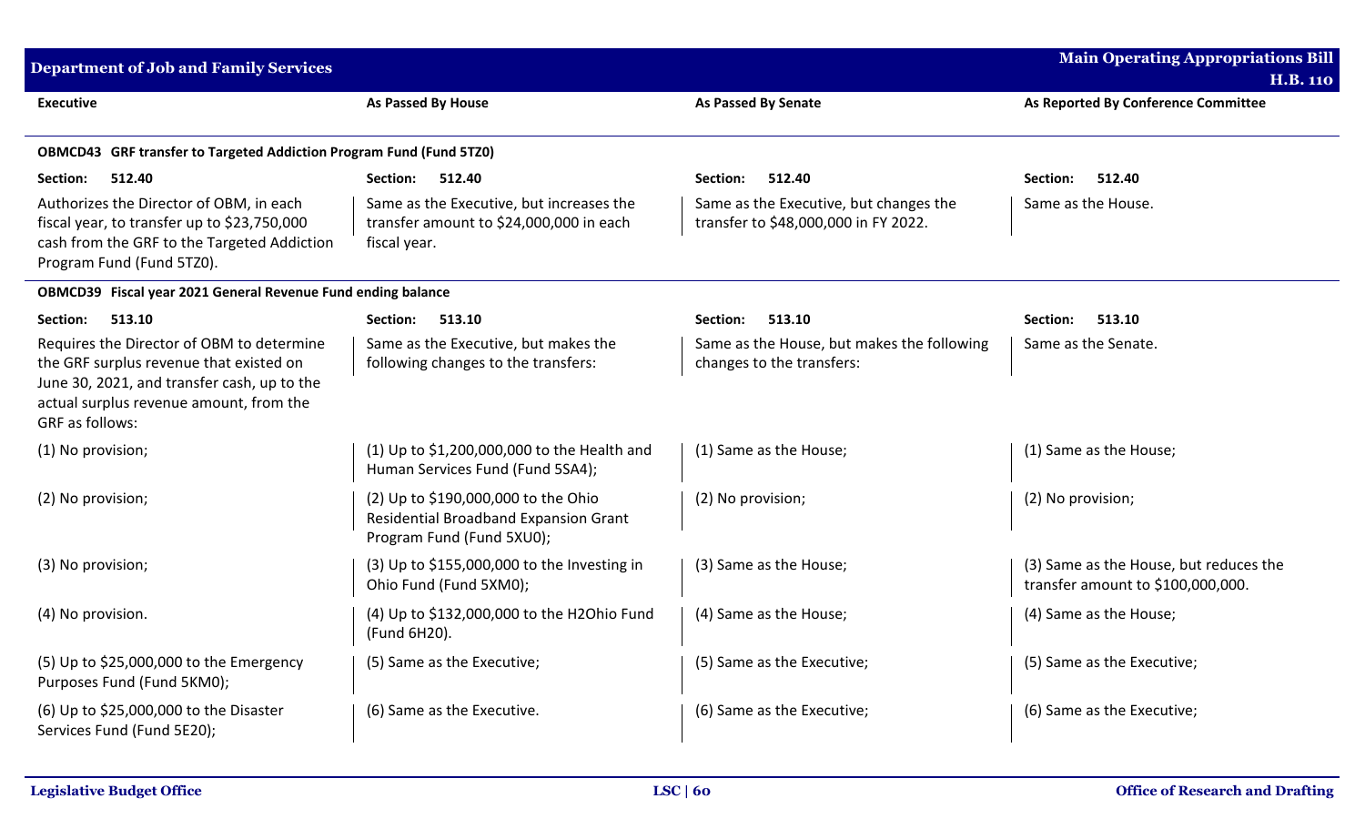| Executive | As Passed By House | As Passed By Senate | As Reported By Conference Committee |
|---|---|---|---|
| **OBMCD43 GRF transfer to Targeted Addiction Program Fund (Fund 5TZ0)** | | | |
| **Section: 512.40** | **Section: 512.40** | **Section: 512.40** | **Section: 512.40** |
| Authorizes the Director of OBM, in each fiscal year, to transfer up to $23,750,000 cash from the GRF to the Targeted Addiction Program Fund (Fund 5TZ0). | Same as the Executive, but increases the transfer amount to $24,000,000 in each fiscal year. | Same as the Executive, but changes the transfer to $48,000,000 in FY 2022. | Same as the House. |
| **OBMCD39 Fiscal year 2021 General Revenue Fund ending balance** | | | |
| **Section: 513.10** | **Section: 513.10** | **Section: 513.10** | **Section: 513.10** |
| Requires the Director of OBM to determine the GRF surplus revenue that existed on June 30, 2021, and transfer cash, up to the actual surplus revenue amount, from the GRF as follows: | Same as the Executive, but makes the following changes to the transfers: | Same as the House, but makes the following changes to the transfers: | Same as the Senate. |
| (1) No provision; | (1) Up to $1,200,000,000 to the Health and Human Services Fund (Fund 5SA4); | (1) Same as the House; | (1) Same as the House; |
| (2) No provision; | (2) Up to $190,000,000 to the Ohio Residential Broadband Expansion Grant Program Fund (Fund 5XU0); | (2) No provision; | (2) No provision; |
| (3) No provision; | (3) Up to $155,000,000 to the Investing in Ohio Fund (Fund 5XM0); | (3) Same as the House; | (3) Same as the House, but reduces the transfer amount to $100,000,000. |
| (4) No provision. | (4) Up to $132,000,000 to the H2Ohio Fund (Fund 6H20). | (4) Same as the House; | (4) Same as the House; |
| (5) Up to $25,000,000 to the Emergency Purposes Fund (Fund 5KM0); | (5) Same as the Executive; | (5) Same as the Executive; | (5) Same as the Executive; |
| (6) Up to $25,000,000 to the Disaster Services Fund (Fund 5E20); | (6) Same as the Executive. | (6) Same as the Executive; | (6) Same as the Executive; |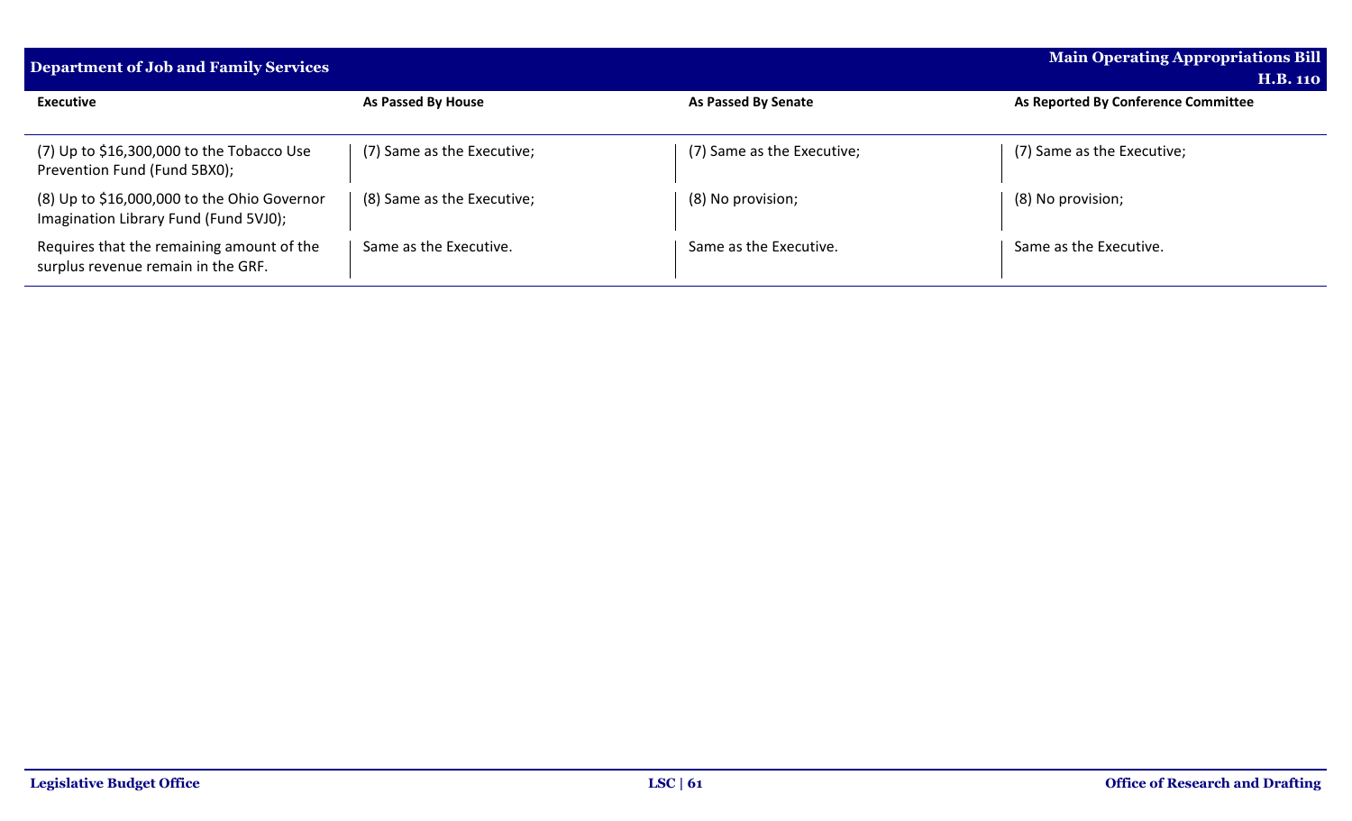| Executive | As Passed By House | As Passed By Senate | As Reported By Conference Committee |
|---|---|---|---|
| (7) Up to $16,300,000 to the Tobacco Use Prevention Fund (Fund 5BX0); | (7) Same as the Executive; | (7) Same as the Executive; | (7) Same as the Executive; |
| (8) Up to $16,000,000 to the Ohio Governor Imagination Library Fund (Fund 5VJ0); | (8) Same as the Executive; | (8) No provision; | (8) No provision; |
| Requires that the remaining amount of the surplus revenue remain in the GRF. | Same as the Executive. | Same as the Executive. | Same as the Executive. |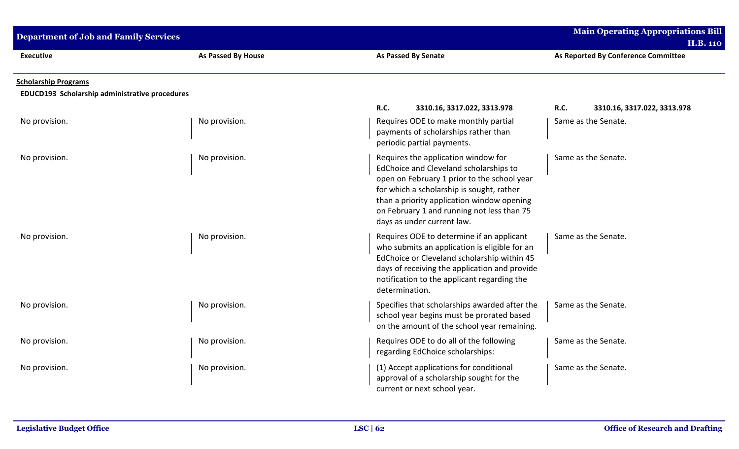| Executive | As Passed By House | As Passed By Senate | As Reported By Conference Committee |
|---|---|---|---|
| **Scholarship Programs** | | | |
| **EDUCD193 Scholarship administrative procedures** | | | |
| | | **R.C. 3310.16, 3317.022, 3313.978** | **R.C. 3310.16, 3317.022, 3313.978** |
| No provision. | No provision. | Requires ODE to make monthly partial payments of scholarships rather than periodic partial payments. | Same as the Senate. |
| No provision. | No provision. | Requires the application window for EdChoice and Cleveland scholarships to open on February 1 prior to the school year for which a scholarship is sought, rather than a priority application window opening on February 1 and running not less than 75 days as under current law. | Same as the Senate. |
| No provision. | No provision. | Requires ODE to determine if an applicant who submits an application is eligible for an EdChoice or Cleveland scholarship within 45 days of receiving the application and provide notification to the applicant regarding the determination. | Same as the Senate. |
| No provision. | No provision. | Specifies that scholarships awarded after the school year begins must be prorated based on the amount of the school year remaining. | Same as the Senate. |
| No provision. | No provision. | Requires ODE to do all of the following regarding EdChoice scholarships: | Same as the Senate. |
| No provision. | No provision. | (1) Accept applications for conditional approval of a scholarship sought for the current or next school year. | Same as the Senate. |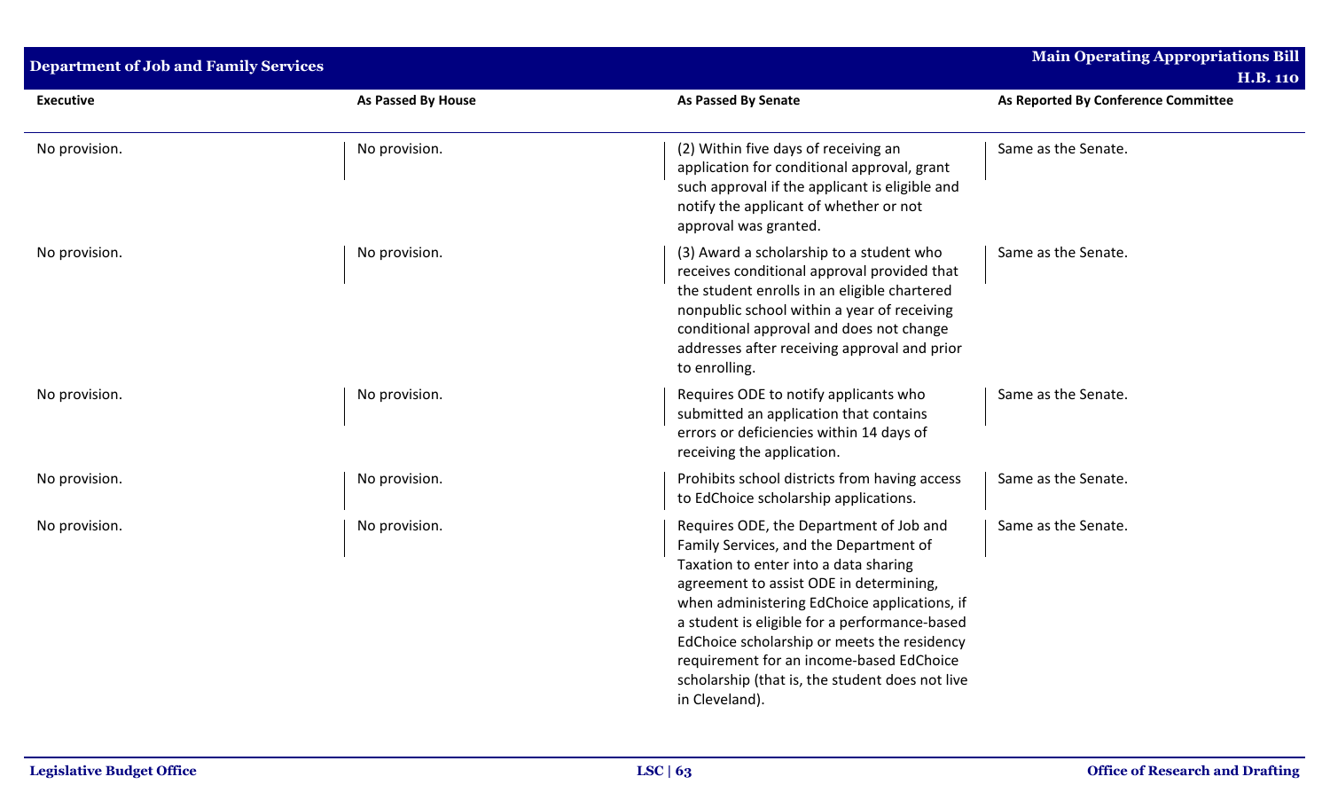| Executive | As Passed By House | As Passed By Senate | As Reported By Conference Committee |
|---|---|---|---|
| No provision. | No provision. | (2) Within five days of receiving an application for conditional approval, grant such approval if the applicant is eligible and notify the applicant of whether or not approval was granted. | Same as the Senate. |
| No provision. | No provision. | (3) Award a scholarship to a student who receives conditional approval provided that the student enrolls in an eligible chartered nonpublic school within a year of receiving conditional approval and does not change addresses after receiving approval and prior to enrolling. | Same as the Senate. |
| No provision. | No provision. | Requires ODE to notify applicants who submitted an application that contains errors or deficiencies within 14 days of receiving the application. | Same as the Senate. |
| No provision. | No provision. | Prohibits school districts from having access to EdChoice scholarship applications. | Same as the Senate. |
| No provision. | No provision. | Requires ODE, the Department of Job and Family Services, and the Department of Taxation to enter into a data sharing agreement to assist ODE in determining, when administering EdChoice applications, if a student is eligible for a performance-based EdChoice scholarship or meets the residency requirement for an income-based EdChoice scholarship (that is, the student does not live in Cleveland). | Same as the Senate. |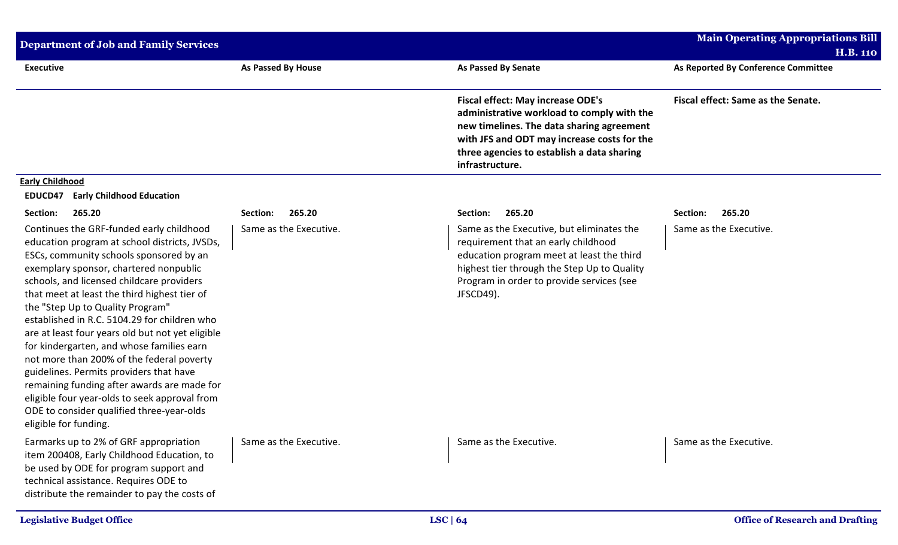| Executive | As Passed By House | As Passed By Senate | As Reported By Conference Committee |
|---|---|---|---|
| | | **Fiscal effect: May increase ODE's administrative workload to comply with the new timelines. The data sharing agreement with JFS and ODT may increase costs for the three agencies to establish a data sharing infrastructure.** | **Fiscal effect: Same as the Senate.** |

**Early Childhood**

**EDUCD47 Early Childhood Education**

| Executive | As Passed By House | As Passed By Senate | As Reported By Conference Committee |
|---|---|---|---|
| **Section: 265.20** | **Section: 265.20** | **Section: 265.20** | **Section: 265.20** |
| Continues the GRF-funded early childhood education program at school districts, JVSDs, ESCs, community schools sponsored by an exemplary sponsor, chartered nonpublic schools, and licensed childcare providers that meet at least the third highest tier of the "Step Up to Quality Program" established in R.C. 5104.29 for children who are at least four years old but not yet eligible for kindergarten, and whose families earn not more than 200% of the federal poverty guidelines. Permits providers that have remaining funding after awards are made for eligible four year-olds to seek approval from ODE to consider qualified three-year-olds eligible for funding. | Same as the Executive. | Same as the Executive, but eliminates the requirement that an early childhood education program meet at least the third highest tier through the Step Up to Quality Program in order to provide services (see JFSCD49). | Same as the Executive. |
| Earmarks up to 2% of GRF appropriation item 200408, Early Childhood Education, to be used by ODE for program support and technical assistance. Requires ODE to distribute the remainder to pay the costs of | Same as the Executive. | Same as the Executive. | Same as the Executive. |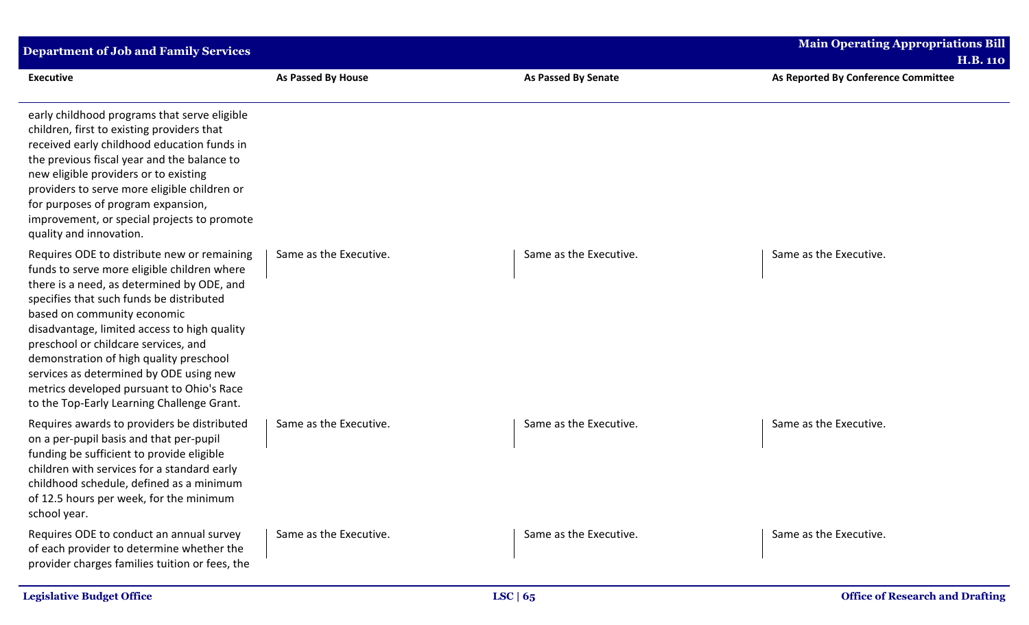| Executive | As Passed By House | As Passed By Senate | As Reported By Conference Committee |
|---|---|---|---|
| early childhood programs that serve eligible children, first to existing providers that received early childhood education funds in the previous fiscal year and the balance to new eligible providers or to existing providers to serve more eligible children or for purposes of program expansion, improvement, or special projects to promote quality and innovation. | | | |
| Requires ODE to distribute new or remaining funds to serve more eligible children where there is a need, as determined by ODE, and specifies that such funds be distributed based on community economic disadvantage, limited access to high quality preschool or childcare services, and demonstration of high quality preschool services as determined by ODE using new metrics developed pursuant to Ohio's Race to the Top-Early Learning Challenge Grant. | Same as the Executive. | Same as the Executive. | Same as the Executive. |
| Requires awards to providers be distributed on a per-pupil basis and that per-pupil funding be sufficient to provide eligible children with services for a standard early childhood schedule, defined as a minimum of 12.5 hours per week, for the minimum school year. | Same as the Executive. | Same as the Executive. | Same as the Executive. |
| Requires ODE to conduct an annual survey of each provider to determine whether the provider charges families tuition or fees, the | Same as the Executive. | Same as the Executive. | Same as the Executive. |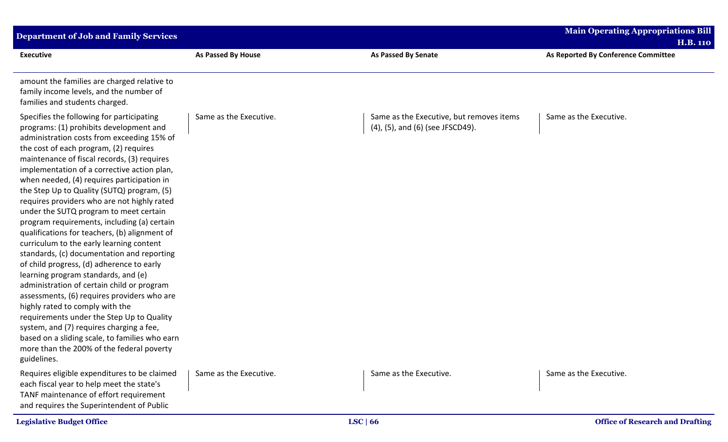| Executive | As Passed By House | As Passed By Senate | As Reported By Conference Committee |
|---|---|---|---|
| amount the families are charged relative to family income levels, and the number of families and students charged. | | | |
| Specifies the following for participating programs: (1) prohibits development and administration costs from exceeding 15% of the cost of each program, (2) requires maintenance of fiscal records, (3) requires implementation of a corrective action plan, when needed, (4) requires participation in the Step Up to Quality (SUTQ) program, (5) requires providers who are not highly rated under the SUTQ program to meet certain program requirements, including (a) certain qualifications for teachers, (b) alignment of curriculum to the early learning content standards, (c) documentation and reporting of child progress, (d) adherence to early learning program standards, and (e) administration of certain child or program assessments, (6) requires providers who are highly rated to comply with the requirements under the Step Up to Quality system, and (7) requires charging a fee, based on a sliding scale, to families who earn more than the 200% of the federal poverty guidelines. | Same as the Executive. | Same as the Executive, but removes items (4), (5), and (6) (see JFSCD49). | Same as the Executive. |
| Requires eligible expenditures to be claimed each fiscal year to help meet the state's TANF maintenance of effort requirement and requires the Superintendent of Public | Same as the Executive. | Same as the Executive. | Same as the Executive. |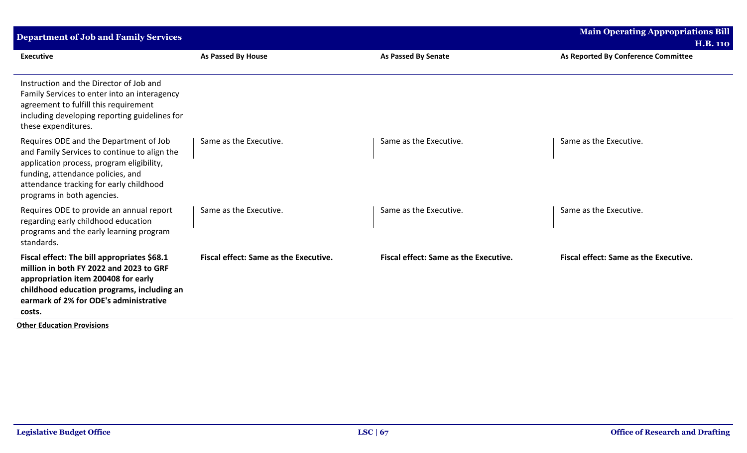| Executive | As Passed By House | As Passed By Senate | As Reported By Conference Committee |
|---|---|---|---|
| Instruction and the Director of Job and Family Services to enter into an interagency agreement to fulfill this requirement including developing reporting guidelines for these expenditures. | | | |
| Requires ODE and the Department of Job and Family Services to continue to align the application process, program eligibility, funding, attendance policies, and attendance tracking for early childhood programs in both agencies. | Same as the Executive. | Same as the Executive. | Same as the Executive. |
| Requires ODE to provide an annual report regarding early childhood education programs and the early learning program standards. | Same as the Executive. | Same as the Executive. | Same as the Executive. |
| **Fiscal effect: The bill appropriates $68.1 million in both FY 2022 and 2023 to GRF appropriation item 200408 for early childhood education programs, including an earmark of 2% for ODE's administrative costs.** | **Fiscal effect: Same as the Executive.** | **Fiscal effect: Same as the Executive.** | **Fiscal effect: Same as the Executive.** |

**Other Education Provisions**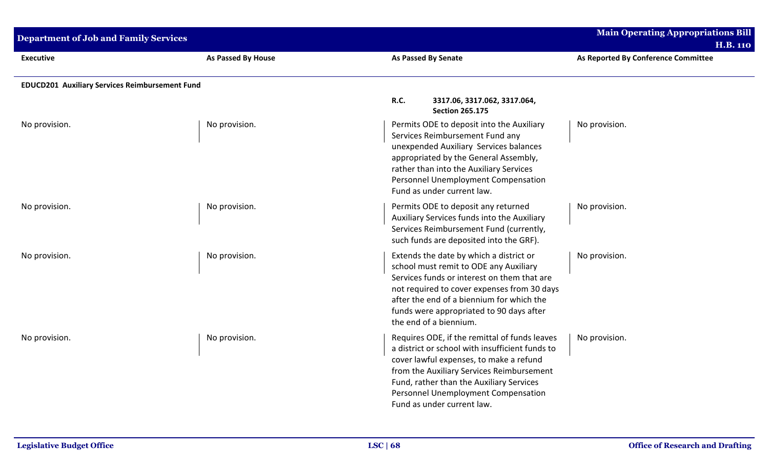| Executive | As Passed By House | As Passed By Senate | As Reported By Conference Committee |
|---|---|---|---|
| **EDUCD201 Auxiliary Services Reimbursement Fund** | | | |
| | | **R.C. 3317.06, 3317.062, 3317.064, Section 265.175** | |
| No provision. | No provision. | Permits ODE to deposit into the Auxiliary Services Reimbursement Fund any unexpended Auxiliary Services balances appropriated by the General Assembly, rather than into the Auxiliary Services Personnel Unemployment Compensation Fund as under current law. | No provision. |
| No provision. | No provision. | Permits ODE to deposit any returned Auxiliary Services funds into the Auxiliary Services Reimbursement Fund (currently, such funds are deposited into the GRF). | No provision. |
| No provision. | No provision. | Extends the date by which a district or school must remit to ODE any Auxiliary Services funds or interest on them that are not required to cover expenses from 30 days after the end of a biennium for which the funds were appropriated to 90 days after the end of a biennium. | No provision. |
| No provision. | No provision. | Requires ODE, if the remittal of funds leaves a district or school with insufficient funds to cover lawful expenses, to make a refund from the Auxiliary Services Reimbursement Fund, rather than the Auxiliary Services Personnel Unemployment Compensation Fund as under current law. | No provision. |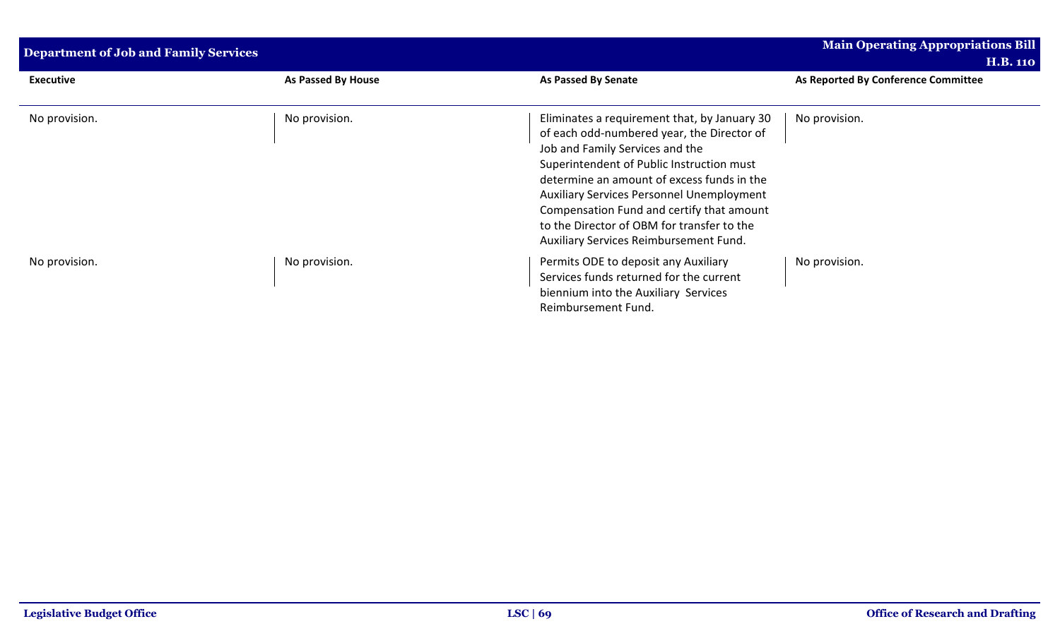| Executive | As Passed By House | As Passed By Senate | As Reported By Conference Committee |
|---|---|---|---|
| No provision. | No provision. | Eliminates a requirement that, by January 30 of each odd-numbered year, the Director of Job and Family Services and the Superintendent of Public Instruction must determine an amount of excess funds in the Auxiliary Services Personnel Unemployment Compensation Fund and certify that amount to the Director of OBM for transfer to the Auxiliary Services Reimbursement Fund. | No provision. |
| No provision. | No provision. | Permits ODE to deposit any Auxiliary Services funds returned for the current biennium into the Auxiliary Services Reimbursement Fund. | No provision. |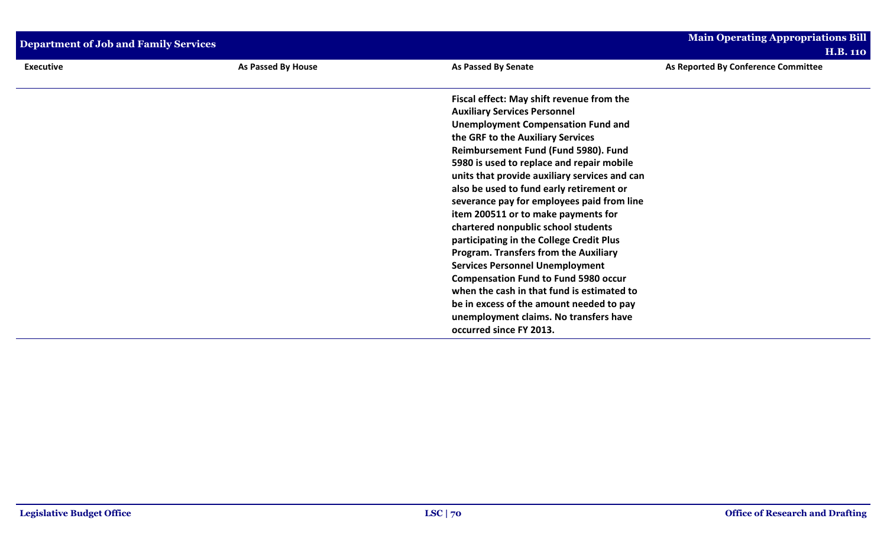| Executive | As Passed By House | As Passed By Senate | As Reported By Conference Committee |
|---|---|---|---|
| | | **Fiscal effect: May shift revenue from the Auxiliary Services Personnel Unemployment Compensation Fund and the GRF to the Auxiliary Services Reimbursement Fund (Fund 5980). Fund 5980 is used to replace and repair mobile units that provide auxiliary services and can also be used to fund early retirement or severance pay for employees paid from line item 200511 or to make payments for chartered nonpublic school students participating in the College Credit Plus Program. Transfers from the Auxiliary Services Personnel Unemployment Compensation Fund to Fund 5980 occur when the cash in that fund is estimated to be in excess of the amount needed to pay unemployment claims. No transfers have occurred since FY 2013.** | |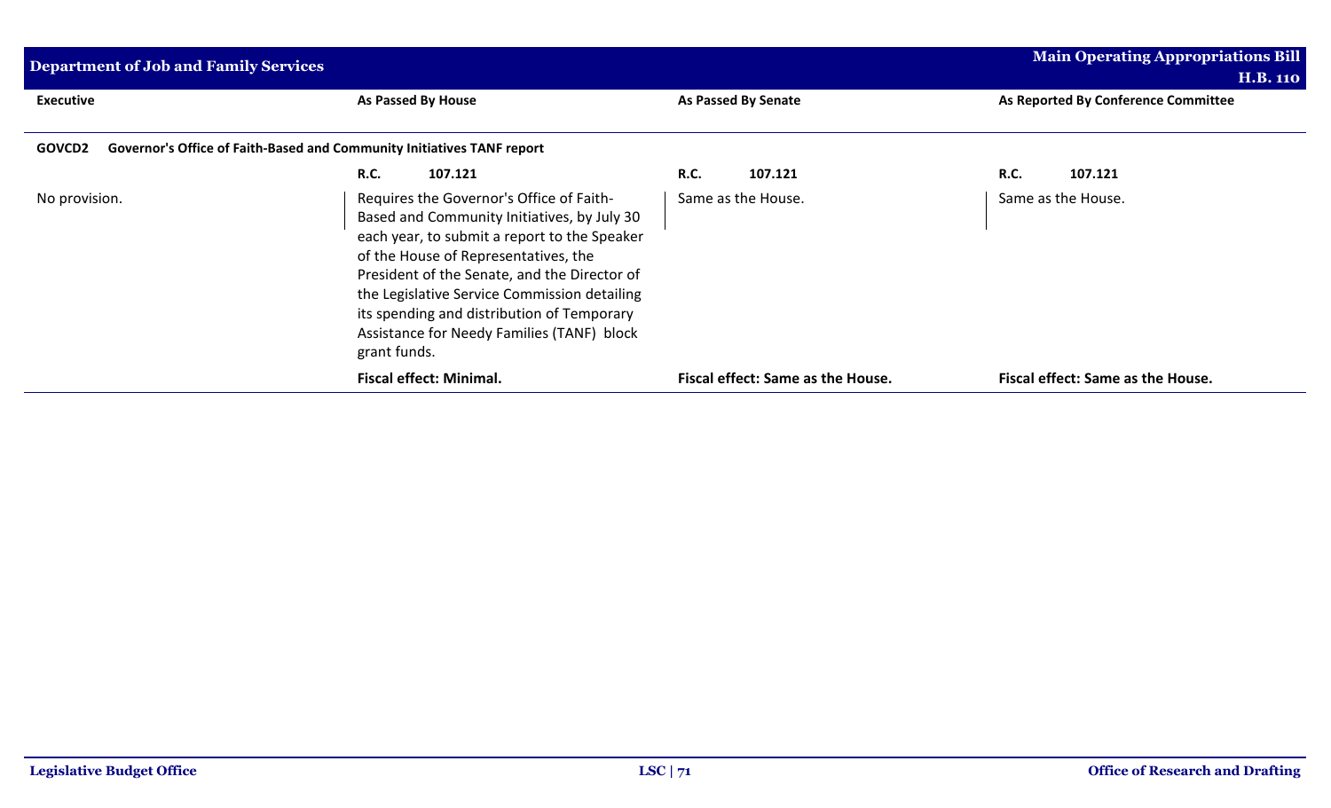| Executive | As Passed By House | As Passed By Senate | As Reported By Conference Committee |
|---|---|---|---|
| **GOVCD2 Governor's Office of Faith-Based and Community Initiatives TANF report** | | | |
| | **R.C. 107.121** | **R.C. 107.121** | **R.C. 107.121** |
| No provision. | Requires the Governor's Office of Faith-Based and Community Initiatives, by July 30 each year, to submit a report to the Speaker of the House of Representatives, the President of the Senate, and the Director of the Legislative Service Commission detailing its spending and distribution of Temporary Assistance for Needy Families (TANF) block grant funds. | Same as the House. | Same as the House. |
| | **Fiscal effect: Minimal.** | **Fiscal effect: Same as the House.** | **Fiscal effect: Same as the House.** |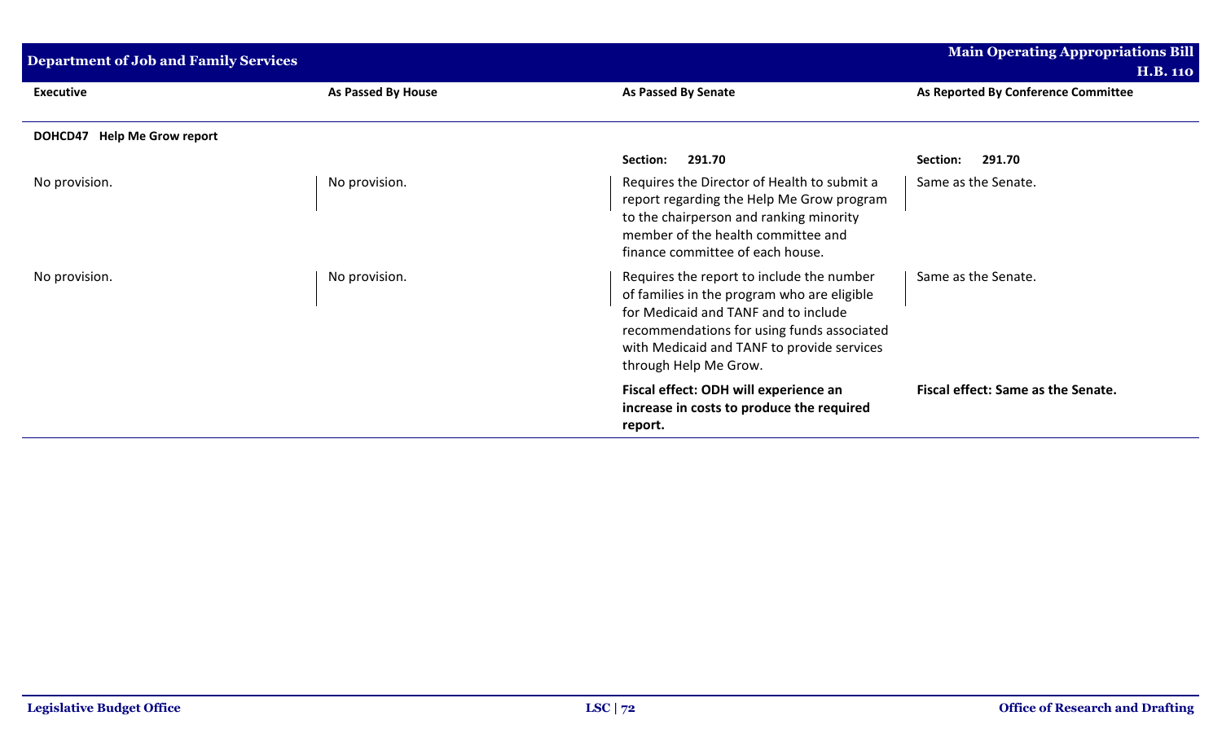| Executive | As Passed By House | As Passed By Senate | As Reported By Conference Committee |
| --- | --- | --- | --- |
| **DOHCD47 Help Me Grow report** | | | |
| | | **Section: 291.70** | **Section: 291.70** |
| No provision. | No provision. | Requires the Director of Health to submit a report regarding the Help Me Grow program to the chairperson and ranking minority member of the health committee and finance committee of each house. | Same as the Senate. |
| No provision. | No provision. | Requires the report to include the number of families in the program who are eligible for Medicaid and TANF and to include recommendations for using funds associated with Medicaid and TANF to provide services through Help Me Grow. | Same as the Senate. |
| | | **Fiscal effect: ODH will experience an increase in costs to produce the required report.** | **Fiscal effect: Same as the Senate.** |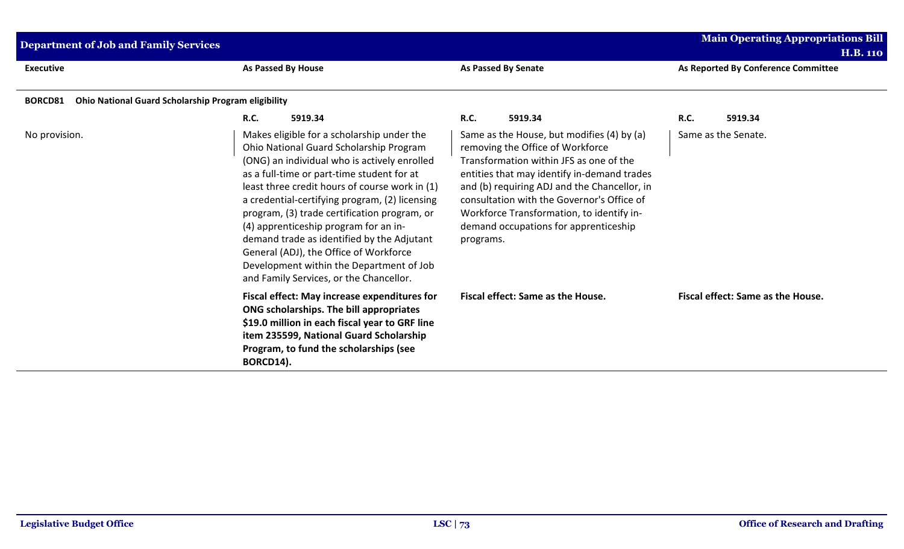| Executive | As Passed By House | As Passed By Senate | As Reported By Conference Committee |
|---|---|---|---|
| **BORCD81 Ohio National Guard Scholarship Program eligibility** | | | |
| | **R.C. 5919.34** | **R.C. 5919.34** | **R.C. 5919.34** |
| No provision. | Makes eligible for a scholarship under the Ohio National Guard Scholarship Program (ONG) an individual who is actively enrolled as a full-time or part-time student for at least three credit hours of course work in (1) a credential-certifying program, (2) licensing program, (3) trade certification program, or (4) apprenticeship program for an in-demand trade as identified by the Adjutant General (ADJ), the Office of Workforce Development within the Department of Job and Family Services, or the Chancellor. | Same as the House, but modifies (4) by (a) removing the Office of Workforce Transformation within JFS as one of the entities that may identify in-demand trades and (b) requiring ADJ and the Chancellor, in consultation with the Governor's Office of Workforce Transformation, to identify in-demand occupations for apprenticeship programs. | Same as the Senate. |
| | **Fiscal effect: May increase expenditures for ONG scholarships. The bill appropriates $19.0 million in each fiscal year to GRF line item 235599, National Guard Scholarship Program, to fund the scholarships (see BORCD14).** | **Fiscal effect: Same as the House.** | **Fiscal effect: Same as the House.** |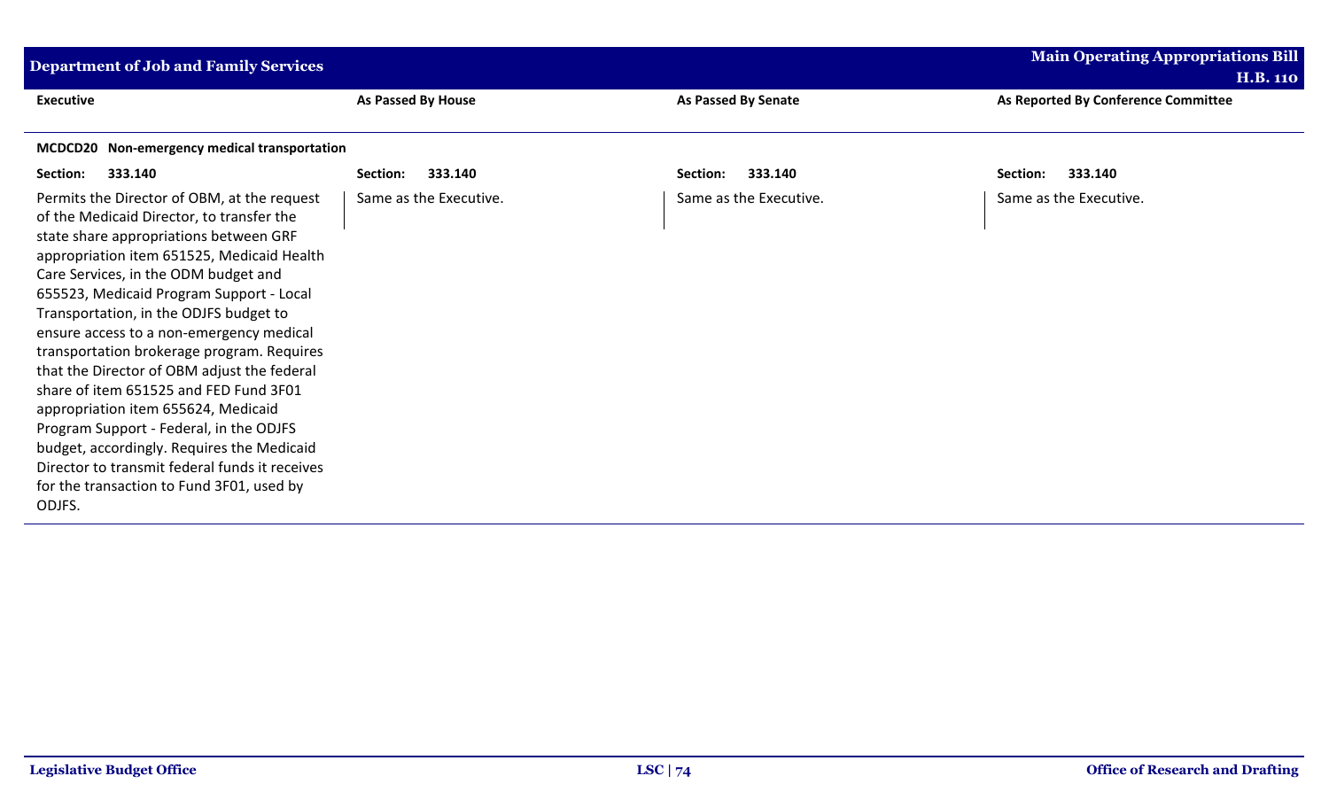| Executive | As Passed By House | As Passed By Senate | As Reported By Conference Committee |
|---|---|---|---|
| **MCDCD20 Non-emergency medical transportation** | | | |
| **Section: 333.140** | **Section: 333.140** | **Section: 333.140** | **Section: 333.140** |
| Permits the Director of OBM, at the request of the Medicaid Director, to transfer the state share appropriations between GRF appropriation item 651525, Medicaid Health Care Services, in the ODM budget and 655523, Medicaid Program Support - Local Transportation, in the ODJFS budget to ensure access to a non-emergency medical transportation brokerage program. Requires that the Director of OBM adjust the federal share of item 651525 and FED Fund 3F01 appropriation item 655624, Medicaid Program Support - Federal, in the ODJFS budget, accordingly. Requires the Medicaid Director to transmit federal funds it receives for the transaction to Fund 3F01, used by ODJFS. | Same as the Executive. | Same as the Executive. | Same as the Executive. |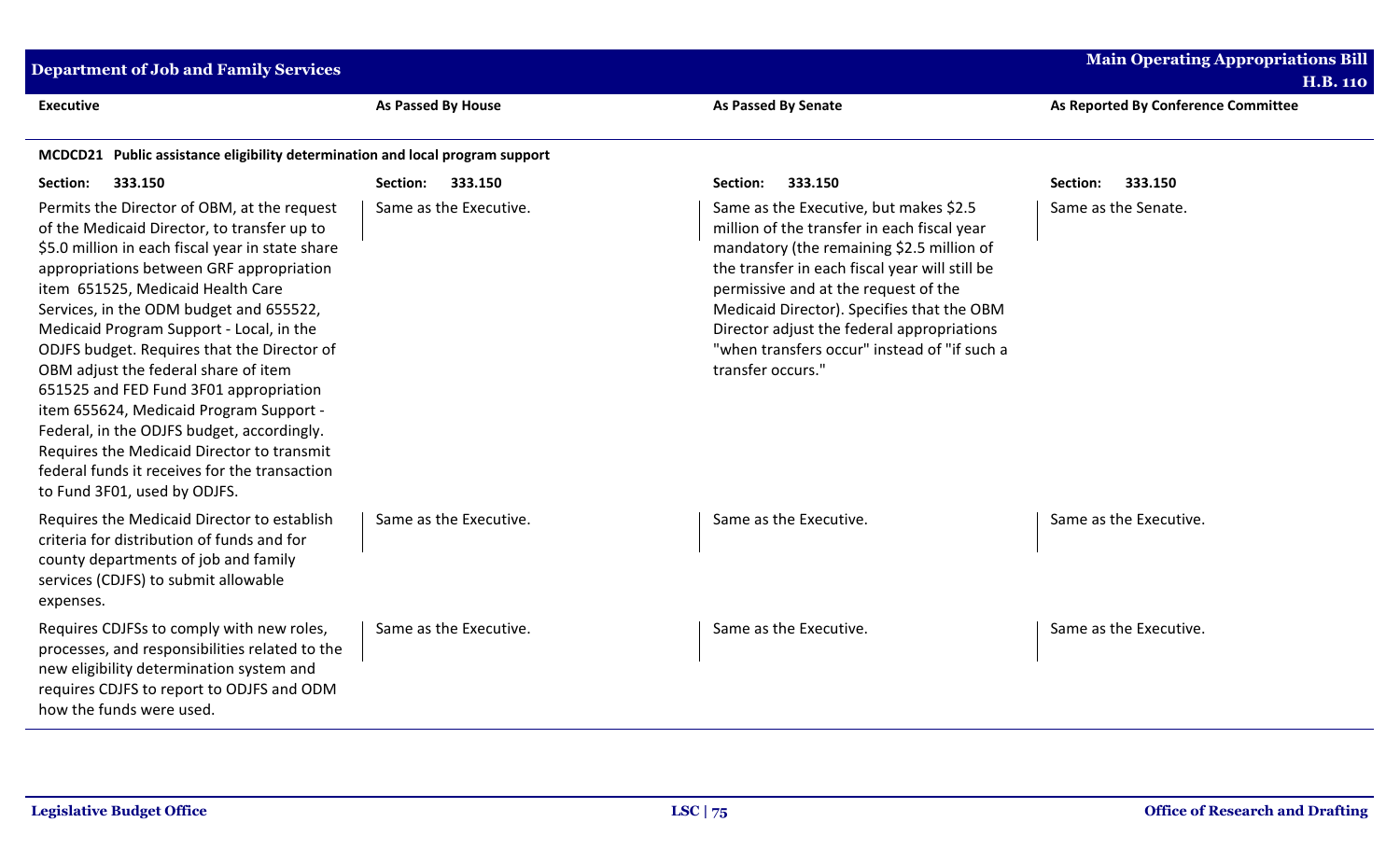| Executive | As Passed By House | As Passed By Senate | As Reported By Conference Committee |
|---|---|---|---|
| **MCDCD21 Public assistance eligibility determination and local program support** | | | |
| **Section: 333.150** | **Section: 333.150** | **Section: 333.150** | **Section: 333.150** |
| Permits the Director of OBM, at the request of the Medicaid Director, to transfer up to $5.0 million in each fiscal year in state share appropriations between GRF appropriation item 651525, Medicaid Health Care Services, in the ODM budget and 655522, Medicaid Program Support - Local, in the ODJFS budget. Requires that the Director of OBM adjust the federal share of item 651525 and FED Fund 3F01 appropriation item 655624, Medicaid Program Support - Federal, in the ODJFS budget, accordingly. Requires the Medicaid Director to transmit federal funds it receives for the transaction to Fund 3F01, used by ODJFS. | Same as the Executive. | Same as the Executive, but makes $2.5 million of the transfer in each fiscal year mandatory (the remaining $2.5 million of the transfer in each fiscal year will still be permissive and at the request of the Medicaid Director). Specifies that the OBM Director adjust the federal appropriations "when transfers occur" instead of "if such a transfer occurs." | Same as the Senate. |
| Requires the Medicaid Director to establish criteria for distribution of funds and for county departments of job and family services (CDJFS) to submit allowable expenses. | Same as the Executive. | Same as the Executive. | Same as the Executive. |
| Requires CDJFSs to comply with new roles, processes, and responsibilities related to the new eligibility determination system and requires CDJFS to report to ODJFS and ODM how the funds were used. | Same as the Executive. | Same as the Executive. | Same as the Executive. |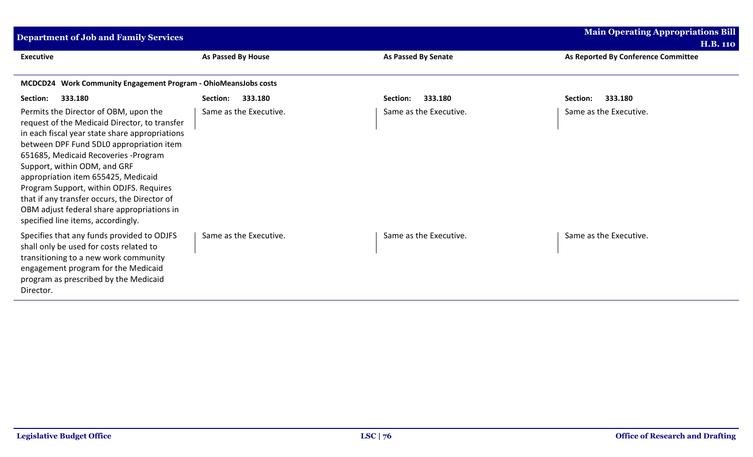| Executive | As Passed By House | As Passed By Senate | As Reported By Conference Committee |
|---|---|---|---|
| **MCDCD24 Work Community Engagement Program - OhioMeansJobs costs** | | | |
| **Section: 333.180** | **Section: 333.180** | **Section: 333.180** | **Section: 333.180** |
| Permits the Director of OBM, upon the request of the Medicaid Director, to transfer in each fiscal year state share appropriations between DPF Fund 5DL0 appropriation item 651685, Medicaid Recoveries -Program Support, within ODM, and GRF appropriation item 655425, Medicaid Program Support, within ODJFS. Requires that if any transfer occurs, the Director of OBM adjust federal share appropriations in specified line items, accordingly. | Same as the Executive. | Same as the Executive. | Same as the Executive. |
| Specifies that any funds provided to ODJFS shall only be used for costs related to transitioning to a new work community engagement program for the Medicaid program as prescribed by the Medicaid Director. | Same as the Executive. | Same as the Executive. | Same as the Executive. |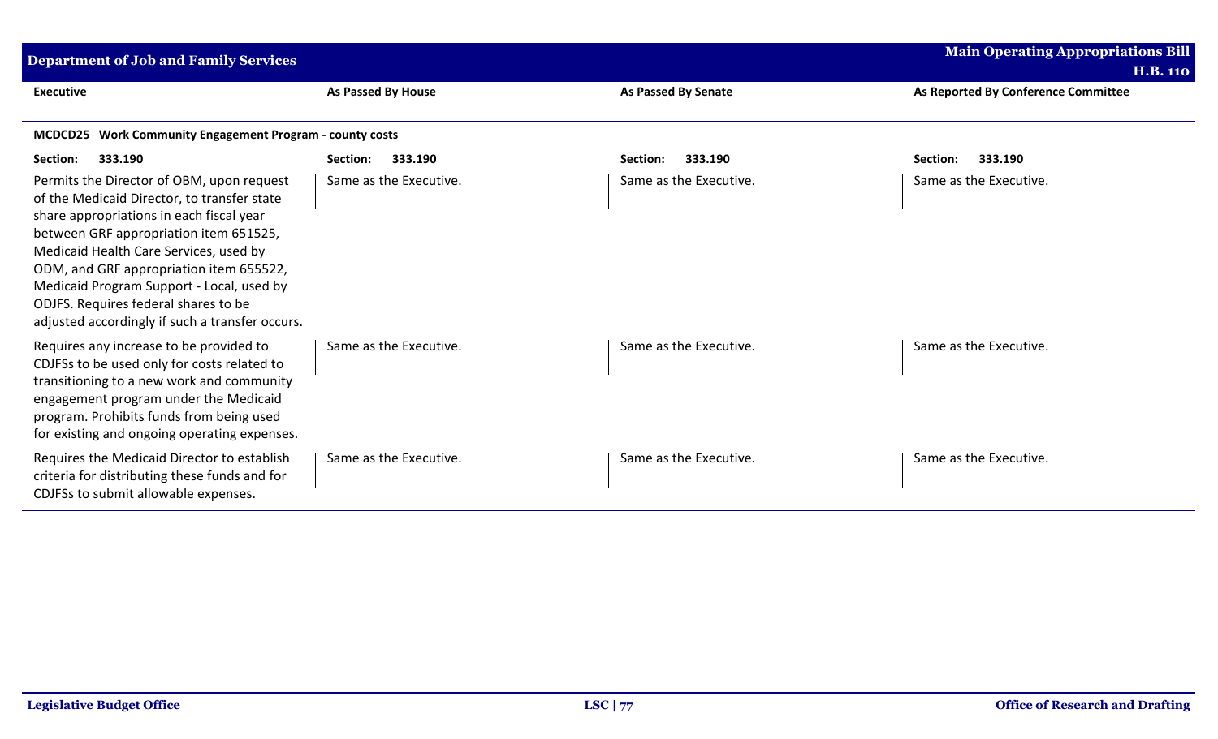| Executive | As Passed By House | As Passed By Senate | As Reported By Conference Committee |
|---|---|---|---|
| **MCDCD25 Work Community Engagement Program - county costs** | | | |
| **Section: 333.190** | **Section: 333.190** | **Section: 333.190** | **Section: 333.190** |
| Permits the Director of OBM, upon request of the Medicaid Director, to transfer state share appropriations in each fiscal year between GRF appropriation item 651525, Medicaid Health Care Services, used by ODM, and GRF appropriation item 655522, Medicaid Program Support - Local, used by ODJFS. Requires federal shares to be adjusted accordingly if such a transfer occurs. | Same as the Executive. | Same as the Executive. | Same as the Executive. |
| Requires any increase to be provided to CDJFSs to be used only for costs related to transitioning to a new work and community engagement program under the Medicaid program. Prohibits funds from being used for existing and ongoing operating expenses. | Same as the Executive. | Same as the Executive. | Same as the Executive. |
| Requires the Medicaid Director to establish criteria for distributing these funds and for CDJFSs to submit allowable expenses. | Same as the Executive. | Same as the Executive. | Same as the Executive. |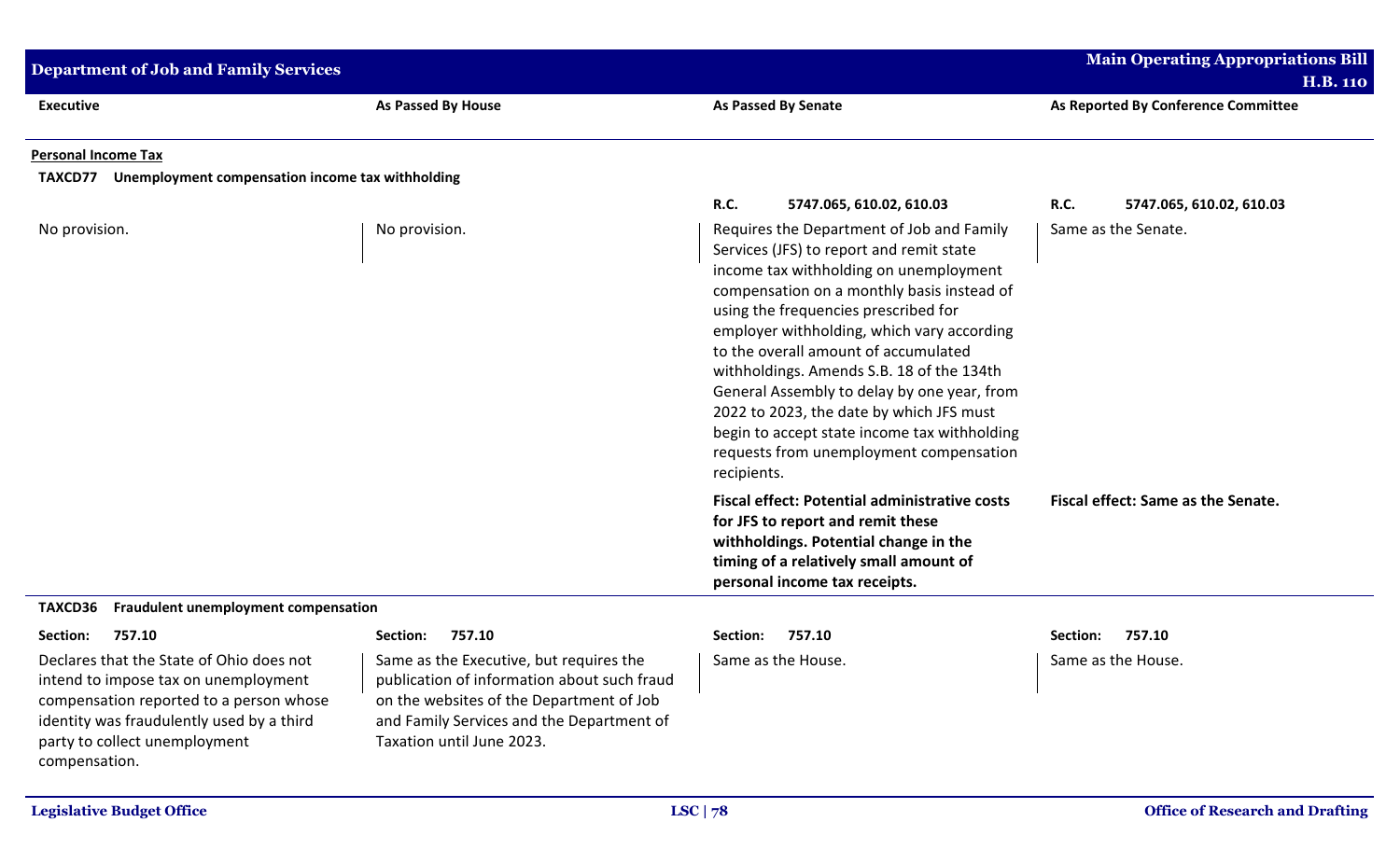| Executive | As Passed By House | As Passed By Senate | As Reported By Conference Committee |
|---|---|---|---|

**Personal Income Tax**

**TAXCD77 Unemployment compensation income tax withholding**

| Executive | As Passed By House | As Passed By Senate | As Reported By Conference Committee |
|---|---|---|---|
| | | **R.C.** 5747.065, 610.02, 610.03 | **R.C.** 5747.065, 610.02, 610.03 |
| No provision. | No provision. | Requires the Department of Job and Family Services (JFS) to report and remit state income tax withholding on unemployment compensation on a monthly basis instead of using the frequencies prescribed for employer withholding, which vary according to the overall amount of accumulated withholdings. Amends S.B. 18 of the 134th General Assembly to delay by one year, from 2022 to 2023, the date by which JFS must begin to accept state income tax withholding requests from unemployment compensation recipients. | Same as the Senate. |
| | | **Fiscal effect: Potential administrative costs for JFS to report and remit these withholdings. Potential change in the timing of a relatively small amount of personal income tax receipts.** | **Fiscal effect: Same as the Senate.** |

**TAXCD36 Fraudulent unemployment compensation**

| Executive | As Passed By House | As Passed By Senate | As Reported By Conference Committee |
|---|---|---|---|
| **Section:** 757.10 | **Section:** 757.10 | **Section:** 757.10 | **Section:** 757.10 |
| Declares that the State of Ohio does not intend to impose tax on unemployment compensation reported to a person whose identity was fraudulently used by a third party to collect unemployment compensation. | Same as the Executive, but requires the publication of information about such fraud on the websites of the Department of Job and Family Services and the Department of Taxation until June 2023. | Same as the House. | Same as the House. |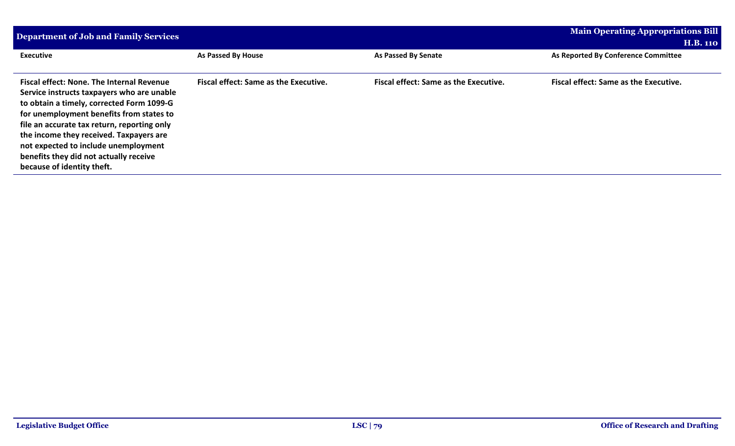| Executive | As Passed By House | As Passed By Senate | As Reported By Conference Committee |
|---|---|---|---|
| **Fiscal effect: None. The Internal Revenue Service instructs taxpayers who are unable to obtain a timely, corrected Form 1099-G for unemployment benefits from states to file an accurate tax return, reporting only the income they received. Taxpayers are not expected to include unemployment benefits they did not actually receive because of identity theft.** | **Fiscal effect: Same as the Executive.** | **Fiscal effect: Same as the Executive.** | **Fiscal effect: Same as the Executive.** |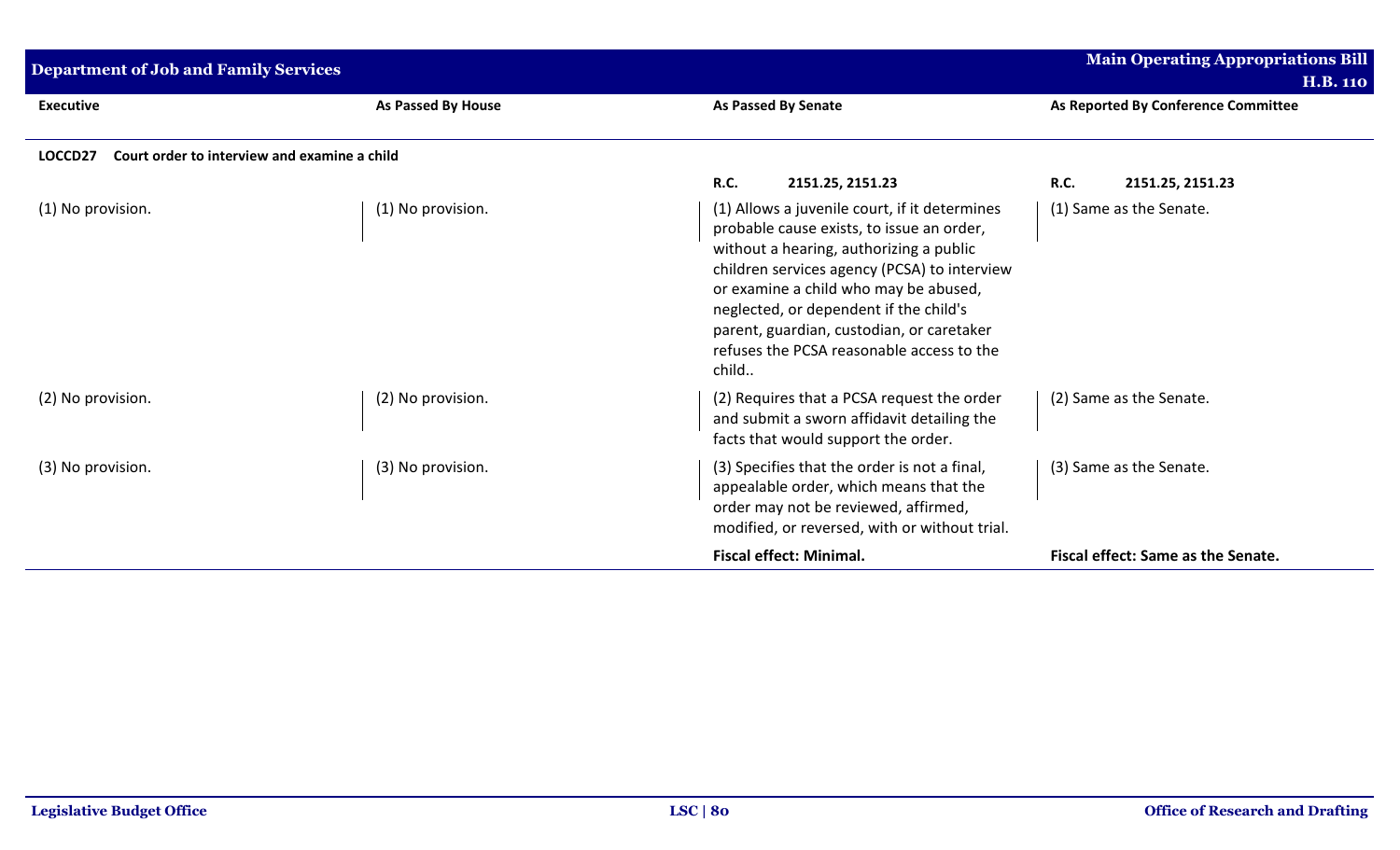| Executive | As Passed By House | As Passed By Senate | As Reported By Conference Committee |
|---|---|---|---|
| **LOCCD27 Court order to interview and examine a child** | | | |
| | | **R.C. 2151.25, 2151.23** | **R.C. 2151.25, 2151.23** |
| (1) No provision. | (1) No provision. | (1) Allows a juvenile court, if it determines probable cause exists, to issue an order, without a hearing, authorizing a public children services agency (PCSA) to interview or examine a child who may be abused, neglected, or dependent if the child's parent, guardian, custodian, or caretaker refuses the PCSA reasonable access to the child.. | (1) Same as the Senate. |
| (2) No provision. | (2) No provision. | (2) Requires that a PCSA request the order and submit a sworn affidavit detailing the facts that would support the order. | (2) Same as the Senate. |
| (3) No provision. | (3) No provision. | (3) Specifies that the order is not a final, appealable order, which means that the order may not be reviewed, affirmed, modified, or reversed, with or without trial. | (3) Same as the Senate. |
| | | **Fiscal effect: Minimal.** | **Fiscal effect: Same as the Senate.** |